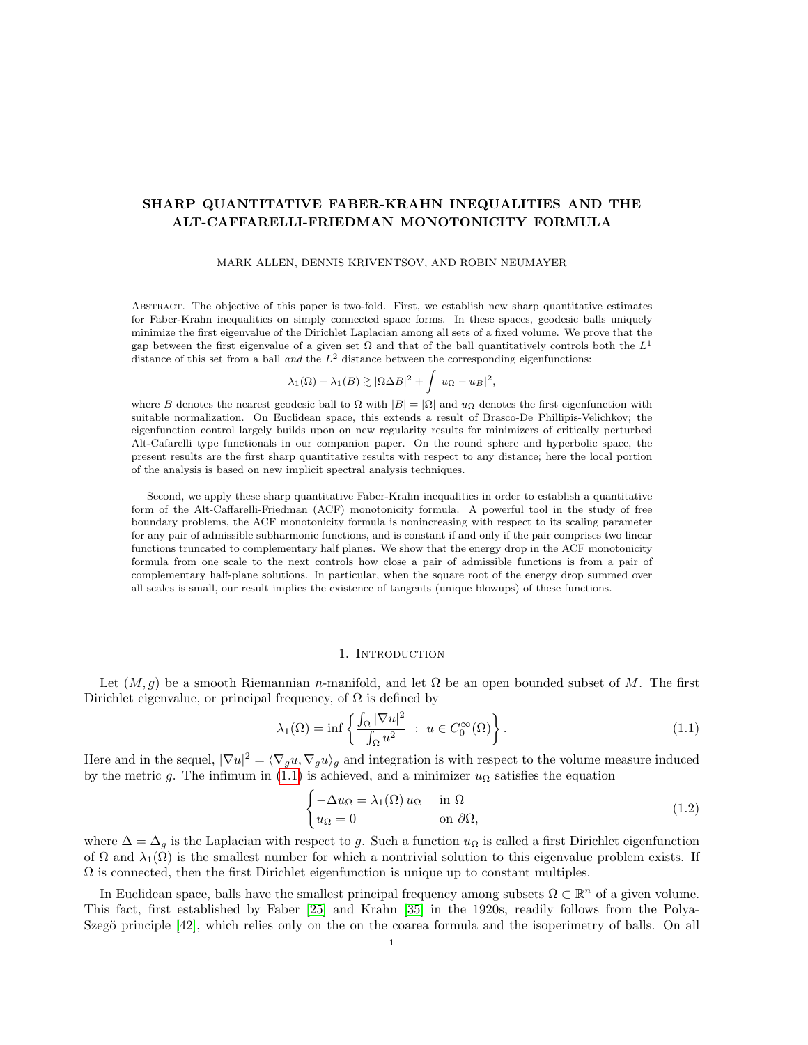# SHARP QUANTITATIVE FABER-KRAHN INEQUALITIES AND THE ALT-CAFFARELLI-FRIEDMAN MONOTONICITY FORMULA

MARK ALLEN, DENNIS KRIVENTSOV, AND ROBIN NEUMAYER

Abstract. The objective of this paper is two-fold. First, we establish new sharp quantitative estimates for Faber-Krahn inequalities on simply connected space forms. In these spaces, geodesic balls uniquely minimize the first eigenvalue of the Dirichlet Laplacian among all sets of a fixed volume. We prove that the gap between the first eigenvalue of a given set $\Omega$ and that of the ball quantitatively controls both the $L^1$ distance of this set from a ball *and* the $L^2$ distance between the corresponding eigenfunctions:

$$\lambda_1(\Omega) - \lambda_1(B) \gtrsim |\Omega \Delta B|^2 + \int |u_\Omega - u_B|^2,$$

where $B$ denotes the nearest geodesic ball to $\Omega$ with $|B| = |\Omega|$ and $u_\Omega$ denotes the first eigenfunction with suitable normalization. On Euclidean space, this extends a result of Brasco-De Phillipis-Velichkov; the eigenfunction control largely builds upon on new regularity results for minimizers of critically perturbed Alt-Cafarelli type functionals in our companion paper. On the round sphere and hyperbolic space, the present results are the first sharp quantitative results with respect to any distance; here the local portion of the analysis is based on new implicit spectral analysis techniques.

Second, we apply these sharp quantitative Faber-Krahn inequalities in order to establish a quantitative form of the Alt-Caffarelli-Friedman (ACF) monotonicity formula. A powerful tool in the study of free boundary problems, the ACF monotonicity formula is nonincreasing with respect to its scaling parameter for any pair of admissible subharmonic functions, and is constant if and only if the pair comprises two linear functions truncated to complementary half planes. We show that the energy drop in the ACF monotonicity formula from one scale to the next controls how close a pair of admissible functions is from a pair of complementary half-plane solutions. In particular, when the square root of the energy drop summed over all scales is small, our result implies the existence of tangents (unique blowups) of these functions.

## 1. Introduction

Let $(M, g)$ be a smooth Riemannian $n$-manifold, and let $\Omega$ be an open bounded subset of $M$. The first Dirichlet eigenvalue, or principal frequency, of $\Omega$ is defined by

$$\lambda_1(\Omega) = \inf \left\{ \frac{\int_\Omega |\nabla u|^2}{\int_\Omega u^2} \ : \ u \in C_0^\infty(\Omega) \right\}. \tag{1.1}$$

Here and in the sequel, $|\nabla u|^2 = \langle \nabla_g u, \nabla_g u \rangle_g$ and integration is with respect to the volume measure induced by the metric $g$. The infimum in (1.1) is achieved, and a minimizer $u_\Omega$ satisfies the equation

$$\begin{cases} -\Delta u_\Omega = \lambda_1(\Omega)\, u_\Omega & \text{in } \Omega \\ u_\Omega = 0 & \text{on } \partial\Omega, \end{cases} \tag{1.2}$$

where $\Delta = \Delta_g$ is the Laplacian with respect to $g$. Such a function $u_\Omega$ is called a first Dirichlet eigenfunction of $\Omega$ and $\lambda_1(\Omega)$ is the smallest number for which a nontrivial solution to this eigenvalue problem exists. If $\Omega$ is connected, then the first Dirichlet eigenfunction is unique up to constant multiples.

In Euclidean space, balls have the smallest principal frequency among subsets $\Omega \subset \mathbb{R}^n$ of a given volume. This fact, first established by Faber [25] and Krahn [35] in the 1920s, readily follows from the Polya-Szegö principle [42], which relies only on the on the coarea formula and the isoperimetry of balls. On all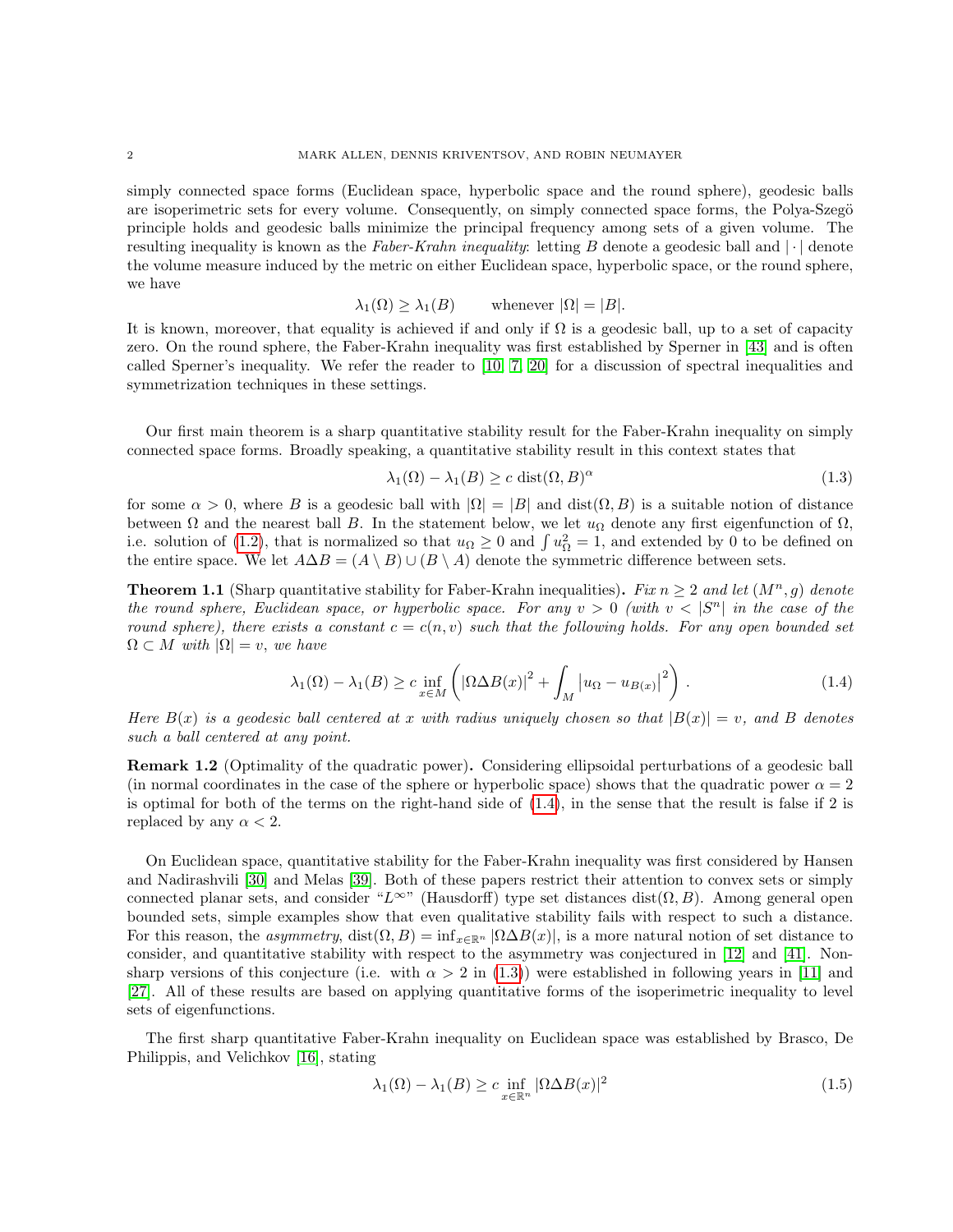simply connected space forms (Euclidean space, hyperbolic space and the round sphere), geodesic balls are isoperimetric sets for every volume. Consequently, on simply connected space forms, the Polya-Szegö principle holds and geodesic balls minimize the principal frequency among sets of a given volume. The resulting inequality is known as the *Faber-Krahn inequality*: letting $B$ denote a geodesic ball and $|\cdot|$ denote the volume measure induced by the metric on either Euclidean space, hyperbolic space, or the round sphere, we have

$$\lambda_1(\Omega) \geq \lambda_1(B) \qquad \text{whenever } |\Omega| = |B|.$$

It is known, moreover, that equality is achieved if and only if $\Omega$ is a geodesic ball, up to a set of capacity zero. On the round sphere, the Faber-Krahn inequality was first established by Sperner in [43] and is often called Sperner's inequality. We refer the reader to [10, 7, 20] for a discussion of spectral inequalities and symmetrization techniques in these settings.

Our first main theorem is a sharp quantitative stability result for the Faber-Krahn inequality on simply connected space forms. Broadly speaking, a quantitative stability result in this context states that

$$\lambda_1(\Omega) - \lambda_1(B) \geq c \,\mathrm{dist}(\Omega, B)^\alpha \tag{1.3}$$

for some $\alpha > 0$, where $B$ is a geodesic ball with $|\Omega| = |B|$ and $\mathrm{dist}(\Omega, B)$ is a suitable notion of distance between $\Omega$ and the nearest ball $B$. In the statement below, we let $u_\Omega$ denote any first eigenfunction of $\Omega$, i.e. solution of (1.2), that is normalized so that $u_\Omega \geq 0$ and $\int u_\Omega^2 = 1$, and extended by 0 to be defined on the entire space. We let $A\Delta B = (A \setminus B) \cup (B \setminus A)$ denote the symmetric difference between sets.

**Theorem 1.1** (Sharp quantitative stability for Faber-Krahn inequalities)**.** *Fix $n \geq 2$ and let $(M^n, g)$ denote the round sphere, Euclidean space, or hyperbolic space. For any $v > 0$ (with $v < |S^n|$ in the case of the round sphere), there exists a constant $c = c(n, v)$ such that the following holds. For any open bounded set $\Omega \subset M$ with $|\Omega| = v$, we have*

$$\lambda_1(\Omega) - \lambda_1(B) \geq c \inf_{x \in M} \left( |\Omega \Delta B(x)|^2 + \int_M |u_\Omega - u_{B(x)}|^2 \right). \tag{1.4}$$

*Here $B(x)$ is a geodesic ball centered at $x$ with radius uniquely chosen so that $|B(x)| = v$, and $B$ denotes such a ball centered at any point.*

**Remark 1.2** (Optimality of the quadratic power)**.** Considering ellipsoidal perturbations of a geodesic ball (in normal coordinates in the case of the sphere or hyperbolic space) shows that the quadratic power $\alpha = 2$ is optimal for both of the terms on the right-hand side of (1.4), in the sense that the result is false if 2 is replaced by any $\alpha < 2$.

On Euclidean space, quantitative stability for the Faber-Krahn inequality was first considered by Hansen and Nadirashvili [30] and Melas [39]. Both of these papers restrict their attention to convex sets or simply connected planar sets, and consider "$L^\infty$" (Hausdorff) type set distances $\mathrm{dist}(\Omega, B)$. Among general open bounded sets, simple examples show that even qualitative stability fails with respect to such a distance. For this reason, the *asymmetry*, $\mathrm{dist}(\Omega, B) = \inf_{x \in \mathbb{R}^n} |\Omega \Delta B(x)|$, is a more natural notion of set distance to consider, and quantitative stability with respect to the asymmetry was conjectured in [12] and [41]. Non-sharp versions of this conjecture (i.e. with $\alpha > 2$ in (1.3)) were established in following years in [11] and [27]. All of these results are based on applying quantitative forms of the isoperimetric inequality to level sets of eigenfunctions.

The first sharp quantitative Faber-Krahn inequality on Euclidean space was established by Brasco, De Philippis, and Velichkov [16], stating

$$\lambda_1(\Omega) - \lambda_1(B) \geq c \inf_{x \in \mathbb{R}^n} |\Omega \Delta B(x)|^2 \tag{1.5}$$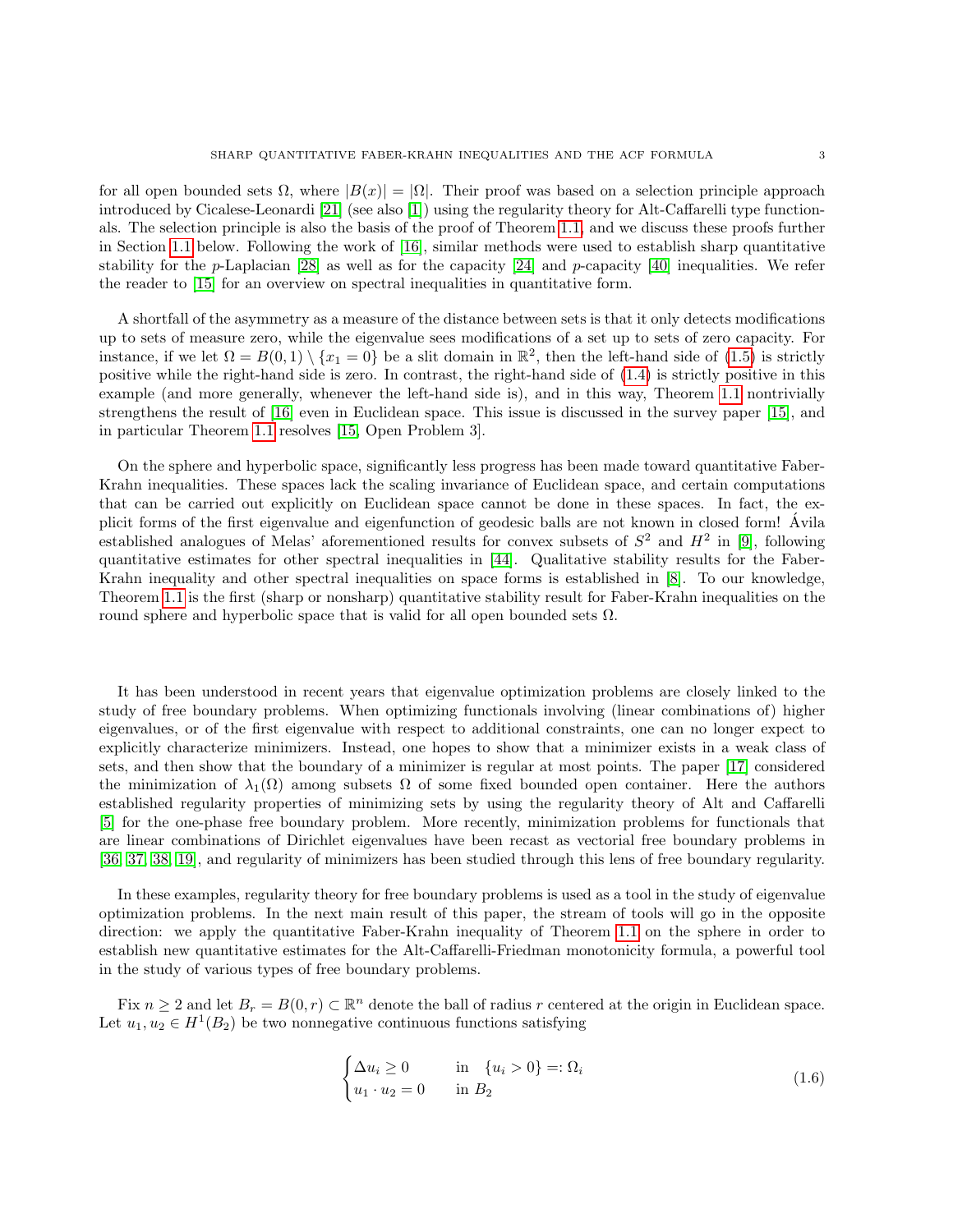for all open bounded sets $\Omega$, where $|B(x)| = |\Omega|$. Their proof was based on a selection principle approach introduced by Cicalese-Leonardi [21] (see also [1]) using the regularity theory for Alt-Caffarelli type functionals. The selection principle is also the basis of the proof of Theorem 1.1, and we discuss these proofs further in Section 1.1 below. Following the work of [16], similar methods were used to establish sharp quantitative stability for the $p$-Laplacian [28] as well as for the capacity [24] and $p$-capacity [40] inequalities. We refer the reader to [15] for an overview on spectral inequalities in quantitative form.

A shortfall of the asymmetry as a measure of the distance between sets is that it only detects modifications up to sets of measure zero, while the eigenvalue sees modifications of a set up to sets of zero capacity. For instance, if we let $\Omega = B(0,1) \setminus \{x_1 = 0\}$ be a slit domain in $\mathbb{R}^2$, then the left-hand side of (1.5) is strictly positive while the right-hand side is zero. In contrast, the right-hand side of (1.4) is strictly positive in this example (and more generally, whenever the left-hand side is), and in this way, Theorem 1.1 nontrivially strengthens the result of [16] even in Euclidean space. This issue is discussed in the survey paper [15], and in particular Theorem 1.1 resolves [15, Open Problem 3].

On the sphere and hyperbolic space, significantly less progress has been made toward quantitative Faber-Krahn inequalities. These spaces lack the scaling invariance of Euclidean space, and certain computations that can be carried out explicitly on Euclidean space cannot be done in these spaces. In fact, the explicit forms of the first eigenvalue and eigenfunction of geodesic balls are not known in closed form! Ávila established analogues of Melas' aforementioned results for convex subsets of $S^2$ and $H^2$ in [9], following quantitative estimates for other spectral inequalities in [44]. Qualitative stability results for the Faber-Krahn inequality and other spectral inequalities on space forms is established in [8]. To our knowledge, Theorem 1.1 is the first (sharp or nonsharp) quantitative stability result for Faber-Krahn inequalities on the round sphere and hyperbolic space that is valid for all open bounded sets $\Omega$.

It has been understood in recent years that eigenvalue optimization problems are closely linked to the study of free boundary problems. When optimizing functionals involving (linear combinations of) higher eigenvalues, or of the first eigenvalue with respect to additional constraints, one can no longer expect to explicitly characterize minimizers. Instead, one hopes to show that a minimizer exists in a weak class of sets, and then show that the boundary of a minimizer is regular at most points. The paper [17] considered the minimization of $\lambda_1(\Omega)$ among subsets $\Omega$ of some fixed bounded open container. Here the authors established regularity properties of minimizing sets by using the regularity theory of Alt and Caffarelli [5] for the one-phase free boundary problem. More recently, minimization problems for functionals that are linear combinations of Dirichlet eigenvalues have been recast as vectorial free boundary problems in [36, 37, 38, 19], and regularity of minimizers has been studied through this lens of free boundary regularity.

In these examples, regularity theory for free boundary problems is used as a tool in the study of eigenvalue optimization problems. In the next main result of this paper, the stream of tools will go in the opposite direction: we apply the quantitative Faber-Krahn inequality of Theorem 1.1 on the sphere in order to establish new quantitative estimates for the Alt-Caffarelli-Friedman monotonicity formula, a powerful tool in the study of various types of free boundary problems.

Fix $n \geq 2$ and let $B_r = B(0,r) \subset \mathbb{R}^n$ denote the ball of radius $r$ centered at the origin in Euclidean space. Let $u_1, u_2 \in H^1(B_2)$ be two nonnegative continuous functions satisfying

$$
\begin{cases} \Delta u_i \geq 0 & \text{in} \quad \{u_i > 0\} =: \Omega_i \\ u_1 \cdot u_2 = 0 & \text{in } B_2 \end{cases} \tag{1.6}
$$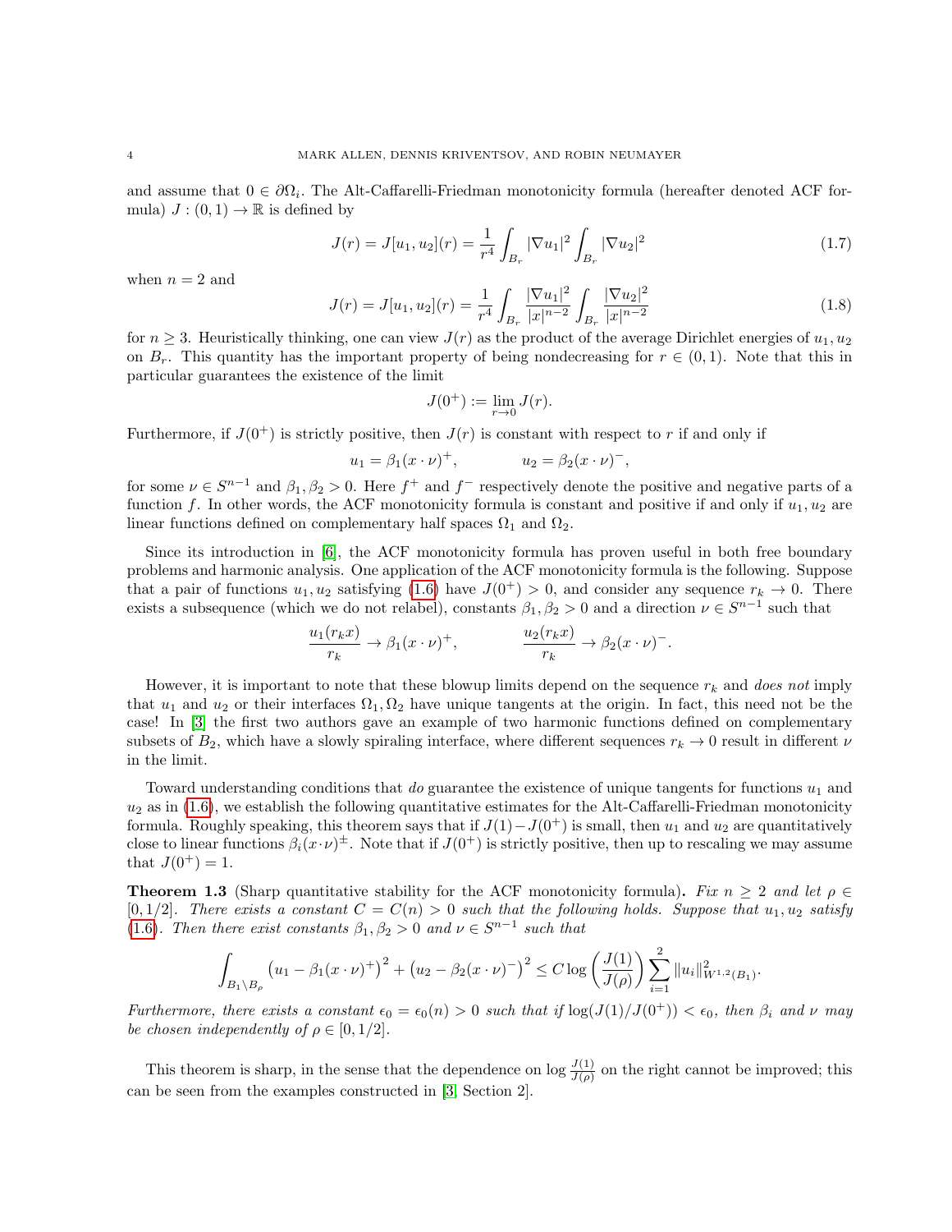and assume that $0 \in \partial\Omega_i$. The Alt-Caffarelli-Friedman monotonicity formula (hereafter denoted ACF formula) $J : (0,1) \to \mathbb{R}$ is defined by

$$J(r) = J[u_1, u_2](r) = \frac{1}{r^4} \int_{B_r} |\nabla u_1|^2 \int_{B_r} |\nabla u_2|^2 \tag{1.7}$$

when $n = 2$ and

$$J(r) = J[u_1, u_2](r) = \frac{1}{r^4} \int_{B_r} \frac{|\nabla u_1|^2}{|x|^{n-2}} \int_{B_r} \frac{|\nabla u_2|^2}{|x|^{n-2}} \tag{1.8}$$

for $n \geq 3$. Heuristically thinking, one can view $J(r)$ as the product of the average Dirichlet energies of $u_1, u_2$ on $B_r$. This quantity has the important property of being nondecreasing for $r \in (0,1)$. Note that this in particular guarantees the existence of the limit

$$J(0^+) := \lim_{r \to 0} J(r).$$

Furthermore, if $J(0^+)$ is strictly positive, then $J(r)$ is constant with respect to $r$ if and only if

$$u_1 = \beta_1 (x \cdot \nu)^+, \qquad\qquad u_2 = \beta_2 (x \cdot \nu)^-,$$

for some $\nu \in S^{n-1}$ and $\beta_1, \beta_2 > 0$. Here $f^+$ and $f^-$ respectively denote the positive and negative parts of a function $f$. In other words, the ACF monotonicity formula is constant and positive if and only if $u_1, u_2$ are linear functions defined on complementary half spaces $\Omega_1$ and $\Omega_2$.

Since its introduction in [6], the ACF monotonicity formula has proven useful in both free boundary problems and harmonic analysis. One application of the ACF monotonicity formula is the following. Suppose that a pair of functions $u_1, u_2$ satisfying (1.6) have $J(0^+) > 0$, and consider any sequence $r_k \to 0$. There exists a subsequence (which we do not relabel), constants $\beta_1, \beta_2 > 0$ and a direction $\nu \in S^{n-1}$ such that

$$\frac{u_1(r_k x)}{r_k} \to \beta_1 (x \cdot \nu)^+, \qquad\qquad \frac{u_2(r_k x)}{r_k} \to \beta_2 (x \cdot \nu)^-.$$

However, it is important to note that these blowup limits depend on the sequence $r_k$ and *does not* imply that $u_1$ and $u_2$ or their interfaces $\Omega_1, \Omega_2$ have unique tangents at the origin. In fact, this need not be the case! In [3] the first two authors gave an example of two harmonic functions defined on complementary subsets of $B_2$, which have a slowly spiraling interface, where different sequences $r_k \to 0$ result in different $\nu$ in the limit.

Toward understanding conditions that *do* guarantee the existence of unique tangents for functions $u_1$ and $u_2$ as in (1.6), we establish the following quantitative estimates for the Alt-Caffarelli-Friedman monotonicity formula. Roughly speaking, this theorem says that if $J(1) - J(0^+)$ is small, then $u_1$ and $u_2$ are quantitatively close to linear functions $\beta_i (x \cdot \nu)^\pm$. Note that if $J(0^+)$ is strictly positive, then up to rescaling we may assume that $J(0^+) = 1$.

**Theorem 1.3** (Sharp quantitative stability for the ACF monotonicity formula)**.** *Fix $n \geq 2$ and let $\rho \in [0, 1/2]$. There exists a constant $C = C(n) > 0$ such that the following holds. Suppose that $u_1, u_2$ satisfy (1.6). Then there exist constants $\beta_1, \beta_2 > 0$ and $\nu \in S^{n-1}$ such that*

$$\int_{B_1 \setminus B_\rho} \left(u_1 - \beta_1 (x \cdot \nu)^+\right)^2 + \left(u_2 - \beta_2 (x \cdot \nu)^-\right)^2 \leq C \log\left(\frac{J(1)}{J(\rho)}\right) \sum_{i=1}^{2} \|u_i\|^2_{W^{1,2}(B_1)}.$$

*Furthermore, there exists a constant $\epsilon_0 = \epsilon_0(n) > 0$ such that if $\log(J(1)/J(0^+)) < \epsilon_0$, then $\beta_i$ and $\nu$ may be chosen independently of $\rho \in [0, 1/2]$.*

This theorem is sharp, in the sense that the dependence on $\log \frac{J(1)}{J(\rho)}$ on the right cannot be improved; this can be seen from the examples constructed in [3, Section 2].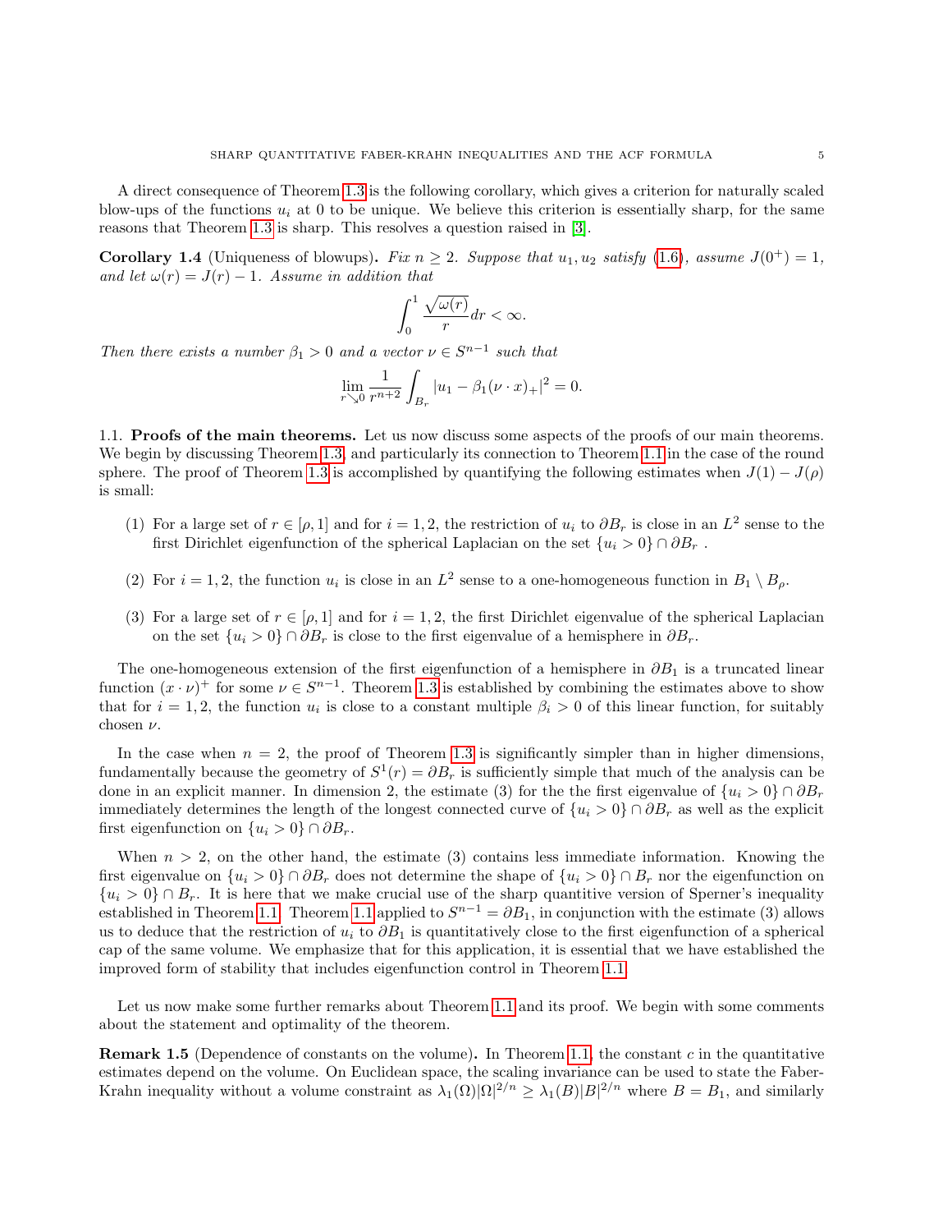A direct consequence of Theorem 1.3 is the following corollary, which gives a criterion for naturally scaled blow-ups of the functions $u_i$ at 0 to be unique. We believe this criterion is essentially sharp, for the same reasons that Theorem 1.3 is sharp. This resolves a question raised in [3].

**Corollary 1.4** (Uniqueness of blowups)**.** *Fix $n \geq 2$. Suppose that $u_1, u_2$ satisfy (1.6), assume $J(0^+) = 1$, and let $\omega(r) = J(r) - 1$. Assume in addition that*

$$\int_0^1 \frac{\sqrt{\omega(r)}}{r} dr < \infty.$$

*Then there exists a number $\beta_1 > 0$ and a vector $\nu \in S^{n-1}$ such that*

$$\lim_{r \searrow 0} \frac{1}{r^{n+2}} \int_{B_r} |u_1 - \beta_1 (\nu \cdot x)_+|^2 = 0.$$

1.1. **Proofs of the main theorems.** Let us now discuss some aspects of the proofs of our main theorems. We begin by discussing Theorem 1.3, and particularly its connection to Theorem 1.1 in the case of the round sphere. The proof of Theorem 1.3 is accomplished by quantifying the following estimates when $J(1) - J(\rho)$ is small:

(1) For a large set of $r \in [\rho, 1]$ and for $i = 1, 2$, the restriction of $u_i$ to $\partial B_r$ is close in an $L^2$ sense to the first Dirichlet eigenfunction of the spherical Laplacian on the set $\{u_i > 0\} \cap \partial B_r$ .

(2) For $i = 1, 2$, the function $u_i$ is close in an $L^2$ sense to a one-homogeneous function in $B_1 \setminus B_\rho$.

(3) For a large set of $r \in [\rho, 1]$ and for $i = 1, 2$, the first Dirichlet eigenvalue of the spherical Laplacian on the set $\{u_i > 0\} \cap \partial B_r$ is close to the first eigenvalue of a hemisphere in $\partial B_r$.

The one-homogeneous extension of the first eigenfunction of a hemisphere in $\partial B_1$ is a truncated linear function $(x \cdot \nu)^+$ for some $\nu \in S^{n-1}$. Theorem 1.3 is established by combining the estimates above to show that for $i = 1, 2$, the function $u_i$ is close to a constant multiple $\beta_i > 0$ of this linear function, for suitably chosen $\nu$.

In the case when $n = 2$, the proof of Theorem 1.3 is significantly simpler than in higher dimensions, fundamentally because the geometry of $S^1(r) = \partial B_r$ is sufficiently simple that much of the analysis can be done in an explicit manner. In dimension 2, the estimate (3) for the the first eigenvalue of $\{u_i > 0\} \cap \partial B_r$ immediately determines the length of the longest connected curve of $\{u_i > 0\} \cap \partial B_r$ as well as the explicit first eigenfunction on $\{u_i > 0\} \cap \partial B_r$.

When $n > 2$, on the other hand, the estimate (3) contains less immediate information. Knowing the first eigenvalue on $\{u_i > 0\} \cap \partial B_r$ does not determine the shape of $\{u_i > 0\} \cap B_r$ nor the eigenfunction on $\{u_i > 0\} \cap B_r$. It is here that we make crucial use of the sharp quantitive version of Sperner's inequality established in Theorem 1.1. Theorem 1.1 applied to $S^{n-1} = \partial B_1$, in conjunction with the estimate (3) allows us to deduce that the restriction of $u_i$ to $\partial B_1$ is quantitatively close to the first eigenfunction of a spherical cap of the same volume. We emphasize that for this application, it is essential that we have established the improved form of stability that includes eigenfunction control in Theorem 1.1.

Let us now make some further remarks about Theorem 1.1 and its proof. We begin with some comments about the statement and optimality of the theorem.

**Remark 1.5** (Dependence of constants on the volume)**.** In Theorem 1.1, the constant $c$ in the quantitative estimates depend on the volume. On Euclidean space, the scaling invariance can be used to state the Faber-Krahn inequality without a volume constraint as $\lambda_1(\Omega)|\Omega|^{2/n} \geq \lambda_1(B)|B|^{2/n}$ where $B = B_1$, and similarly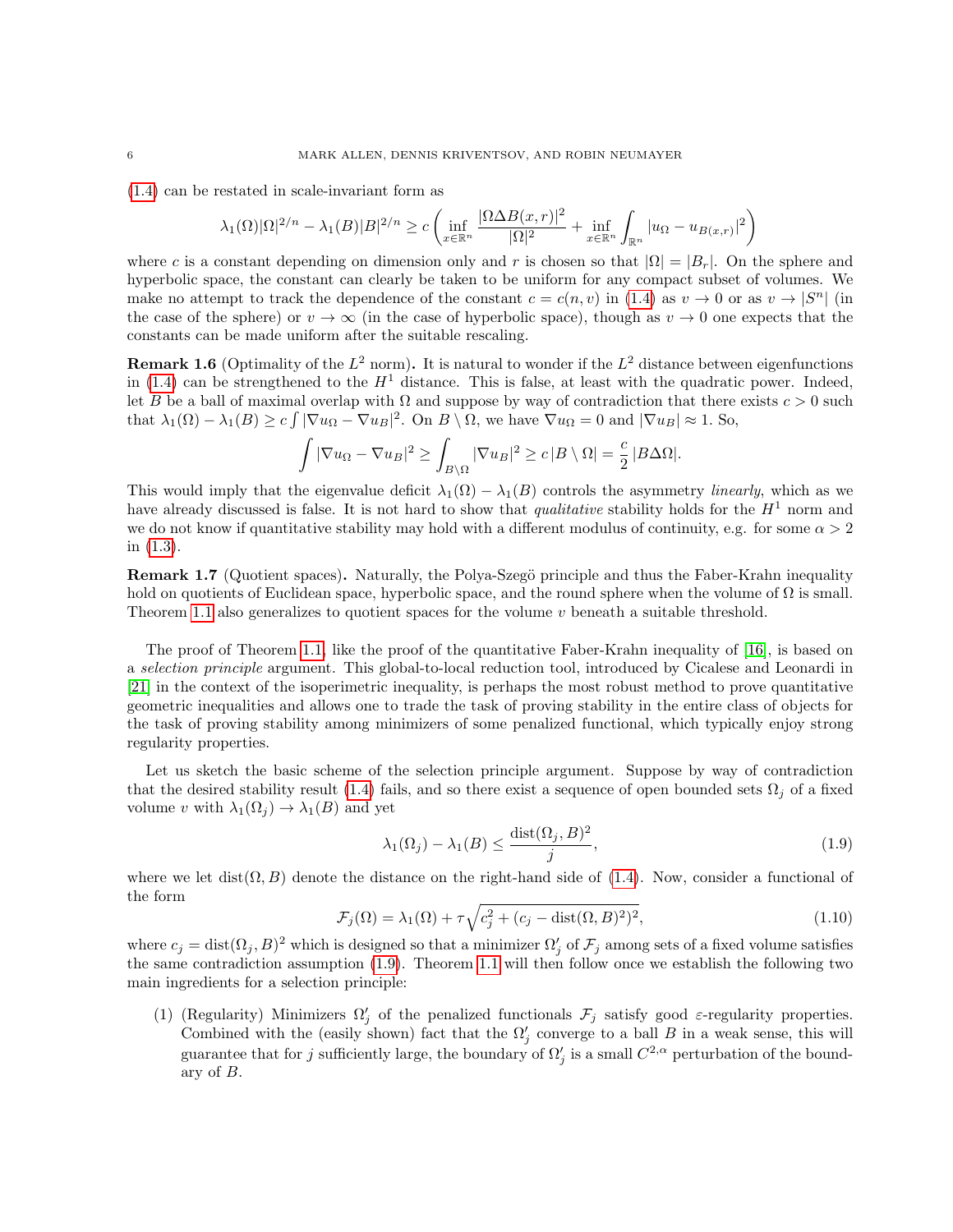(1.4) can be restated in scale-invariant form as

$$\lambda_1(\Omega)|\Omega|^{2/n} - \lambda_1(B)|B|^{2/n} \geq c\left(\inf_{x\in\mathbb{R}^n} \frac{|\Omega\Delta B(x,r)|^2}{|\Omega|^2} + \inf_{x\in\mathbb{R}^n}\int_{\mathbb{R}^n} |u_\Omega - u_{B(x,r)}|^2\right)$$

where $c$ is a constant depending on dimension only and $r$ is chosen so that $|\Omega| = |B_r|$. On the sphere and hyperbolic space, the constant can clearly be taken to be uniform for any compact subset of volumes. We make no attempt to track the dependence of the constant $c = c(n, v)$ in (1.4) as $v \to 0$ or as $v \to |S^n|$ (in the case of the sphere) or $v \to \infty$ (in the case of hyperbolic space), though as $v \to 0$ one expects that the constants can be made uniform after the suitable rescaling.

**Remark 1.6** (Optimality of the $L^2$ norm)**.** It is natural to wonder if the $L^2$ distance between eigenfunctions in (1.4) can be strengthened to the $H^1$ distance. This is false, at least with the quadratic power. Indeed, let $B$ be a ball of maximal overlap with $\Omega$ and suppose by way of contradiction that there exists $c > 0$ such that $\lambda_1(\Omega) - \lambda_1(B) \geq c\int |\nabla u_\Omega - \nabla u_B|^2$. On $B\setminus\Omega$, we have $\nabla u_\Omega = 0$ and $|\nabla u_B| \approx 1$. So,

$$\int |\nabla u_\Omega - \nabla u_B|^2 \geq \int_{B\setminus\Omega} |\nabla u_B|^2 \geq c\,|B\setminus\Omega| = \frac{c}{2}\,|B\Delta\Omega|.$$

This would imply that the eigenvalue deficit $\lambda_1(\Omega) - \lambda_1(B)$ controls the asymmetry *linearly*, which as we have already discussed is false. It is not hard to show that *qualitative* stability holds for the $H^1$ norm and we do not know if quantitative stability may hold with a different modulus of continuity, e.g. for some $\alpha > 2$ in (1.3).

**Remark 1.7** (Quotient spaces)**.** Naturally, the Polya-Szegö principle and thus the Faber-Krahn inequality hold on quotients of Euclidean space, hyperbolic space, and the round sphere when the volume of $\Omega$ is small. Theorem 1.1 also generalizes to quotient spaces for the volume $v$ beneath a suitable threshold.

The proof of Theorem 1.1, like the proof of the quantitative Faber-Krahn inequality of [16], is based on a *selection principle* argument. This global-to-local reduction tool, introduced by Cicalese and Leonardi in [21] in the context of the isoperimetric inequality, is perhaps the most robust method to prove quantitative geometric inequalities and allows one to trade the task of proving stability in the entire class of objects for the task of proving stability among minimizers of some penalized functional, which typically enjoy strong regularity properties.

Let us sketch the basic scheme of the selection principle argument. Suppose by way of contradiction that the desired stability result (1.4) fails, and so there exist a sequence of open bounded sets $\Omega_j$ of a fixed volume $v$ with $\lambda_1(\Omega_j) \to \lambda_1(B)$ and yet

$$\lambda_1(\Omega_j) - \lambda_1(B) \leq \frac{\operatorname{dist}(\Omega_j, B)^2}{j}, \tag{1.9}$$

where we let $\operatorname{dist}(\Omega, B)$ denote the distance on the right-hand side of (1.4). Now, consider a functional of the form

$$\mathcal{F}_j(\Omega) = \lambda_1(\Omega) + \tau\sqrt{c_j^2 + (c_j - \operatorname{dist}(\Omega, B)^2)^2}, \tag{1.10}$$

where $c_j = \operatorname{dist}(\Omega_j, B)^2$ which is designed so that a minimizer $\Omega_j'$ of $\mathcal{F}_j$ among sets of a fixed volume satisfies the same contradiction assumption (1.9). Theorem 1.1 will then follow once we establish the following two main ingredients for a selection principle:

(1) (Regularity) Minimizers $\Omega_j'$ of the penalized functionals $\mathcal{F}_j$ satisfy good $\varepsilon$-regularity properties. Combined with the (easily shown) fact that the $\Omega_j'$ converge to a ball $B$ in a weak sense, this will guarantee that for $j$ sufficiently large, the boundary of $\Omega_j'$ is a small $C^{2,\alpha}$ perturbation of the boundary of $B$.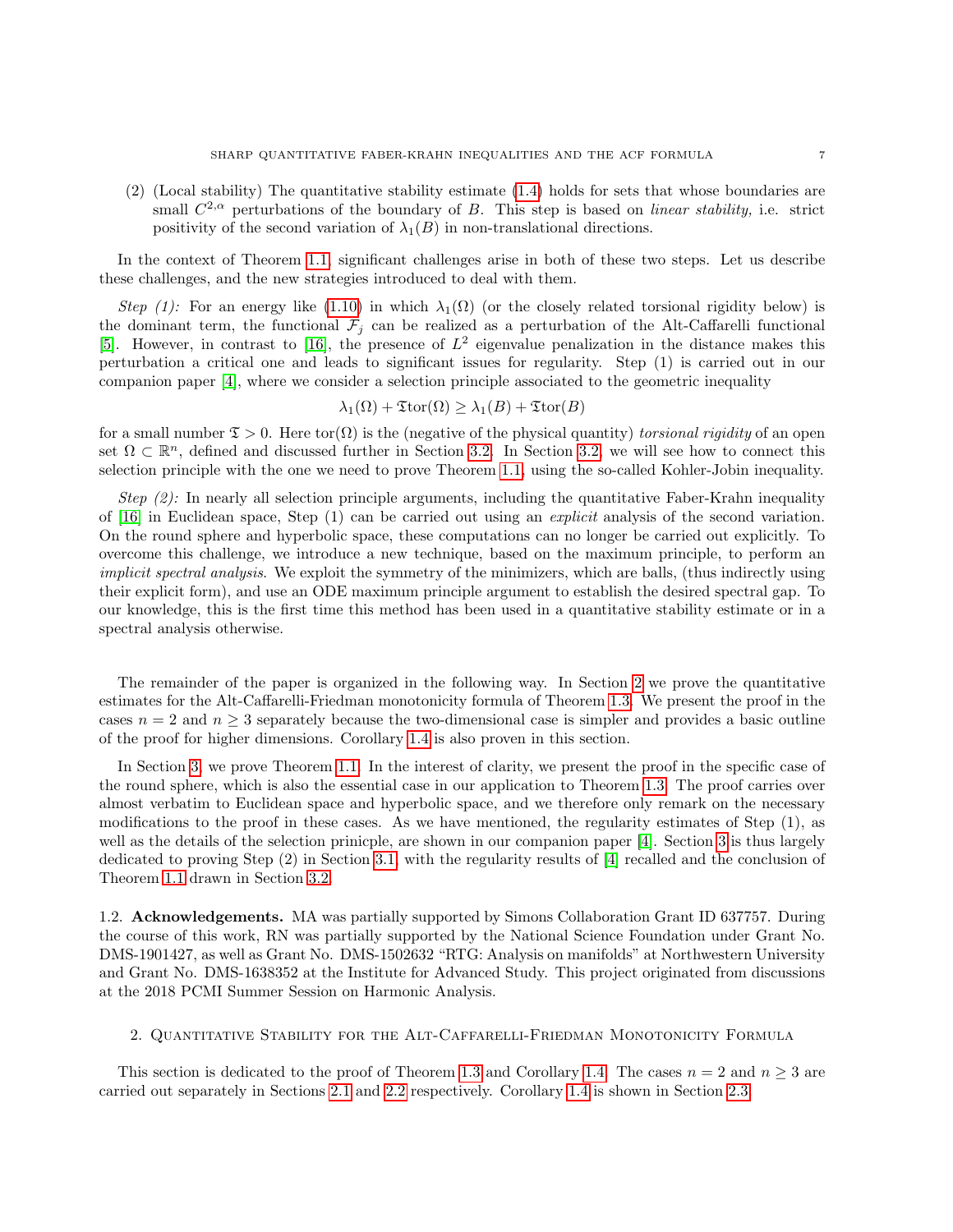(2) (Local stability) The quantitative stability estimate (1.4) holds for sets that whose boundaries are small $C^{2,\alpha}$ perturbations of the boundary of $B$. This step is based on *linear stability,* i.e. strict positivity of the second variation of $\lambda_1(B)$ in non-translational directions.

In the context of Theorem 1.1, significant challenges arise in both of these two steps. Let us describe these challenges, and the new strategies introduced to deal with them.

*Step (1):* For an energy like (1.10) in which $\lambda_1(\Omega)$ (or the closely related torsional rigidity below) is the dominant term, the functional $\mathcal{F}_j$ can be realized as a perturbation of the Alt-Caffarelli functional [5]. However, in contrast to [16], the presence of $L^2$ eigenvalue penalization in the distance makes this perturbation a critical one and leads to significant issues for regularity. Step (1) is carried out in our companion paper [4], where we consider a selection principle associated to the geometric inequality

$$\lambda_1(\Omega) + \mathfrak{T}\mathrm{tor}(\Omega) \geq \lambda_1(B) + \mathfrak{T}\mathrm{tor}(B)$$

for a small number $\mathfrak{T} > 0$. Here $\mathrm{tor}(\Omega)$ is the (negative of the physical quantity) *torsional rigidity* of an open set $\Omega \subset \mathbb{R}^n$, defined and discussed further in Section 3.2. In Section 3.2, we will see how to connect this selection principle with the one we need to prove Theorem 1.1, using the so-called Kohler-Jobin inequality.

*Step (2):* In nearly all selection principle arguments, including the quantitative Faber-Krahn inequality of [16] in Euclidean space, Step (1) can be carried out using an *explicit* analysis of the second variation. On the round sphere and hyperbolic space, these computations can no longer be carried out explicitly. To overcome this challenge, we introduce a new technique, based on the maximum principle, to perform an *implicit spectral analysis*. We exploit the symmetry of the minimizers, which are balls, (thus indirectly using their explicit form), and use an ODE maximum principle argument to establish the desired spectral gap. To our knowledge, this is the first time this method has been used in a quantitative stability estimate or in a spectral analysis otherwise.

The remainder of the paper is organized in the following way. In Section 2 we prove the quantitative estimates for the Alt-Caffarelli-Friedman monotonicity formula of Theorem 1.3. We present the proof in the cases $n = 2$ and $n \geq 3$ separately because the two-dimensional case is simpler and provides a basic outline of the proof for higher dimensions. Corollary 1.4 is also proven in this section.

In Section 3, we prove Theorem 1.1. In the interest of clarity, we present the proof in the specific case of the round sphere, which is also the essential case in our application to Theorem 1.3. The proof carries over almost verbatim to Euclidean space and hyperbolic space, and we therefore only remark on the necessary modifications to the proof in these cases. As we have mentioned, the regularity estimates of Step (1), as well as the details of the selection prinicple, are shown in our companion paper [4]. Section 3 is thus largely dedicated to proving Step (2) in Section 3.1, with the regularity results of [4] recalled and the conclusion of Theorem 1.1 drawn in Section 3.2.

## 1.2. Acknowledgements.

MA was partially supported by Simons Collaboration Grant ID 637757. During the course of this work, RN was partially supported by the National Science Foundation under Grant No. DMS-1901427, as well as Grant No. DMS-1502632 "RTG: Analysis on manifolds" at Northwestern University and Grant No. DMS-1638352 at the Institute for Advanced Study. This project originated from discussions at the 2018 PCMI Summer Session on Harmonic Analysis.

# 2. Quantitative Stability for the Alt-Caffarelli-Friedman Monotonicity Formula

This section is dedicated to the proof of Theorem 1.3 and Corollary 1.4. The cases $n = 2$ and $n \geq 3$ are carried out separately in Sections 2.1 and 2.2 respectively. Corollary 1.4 is shown in Section 2.3.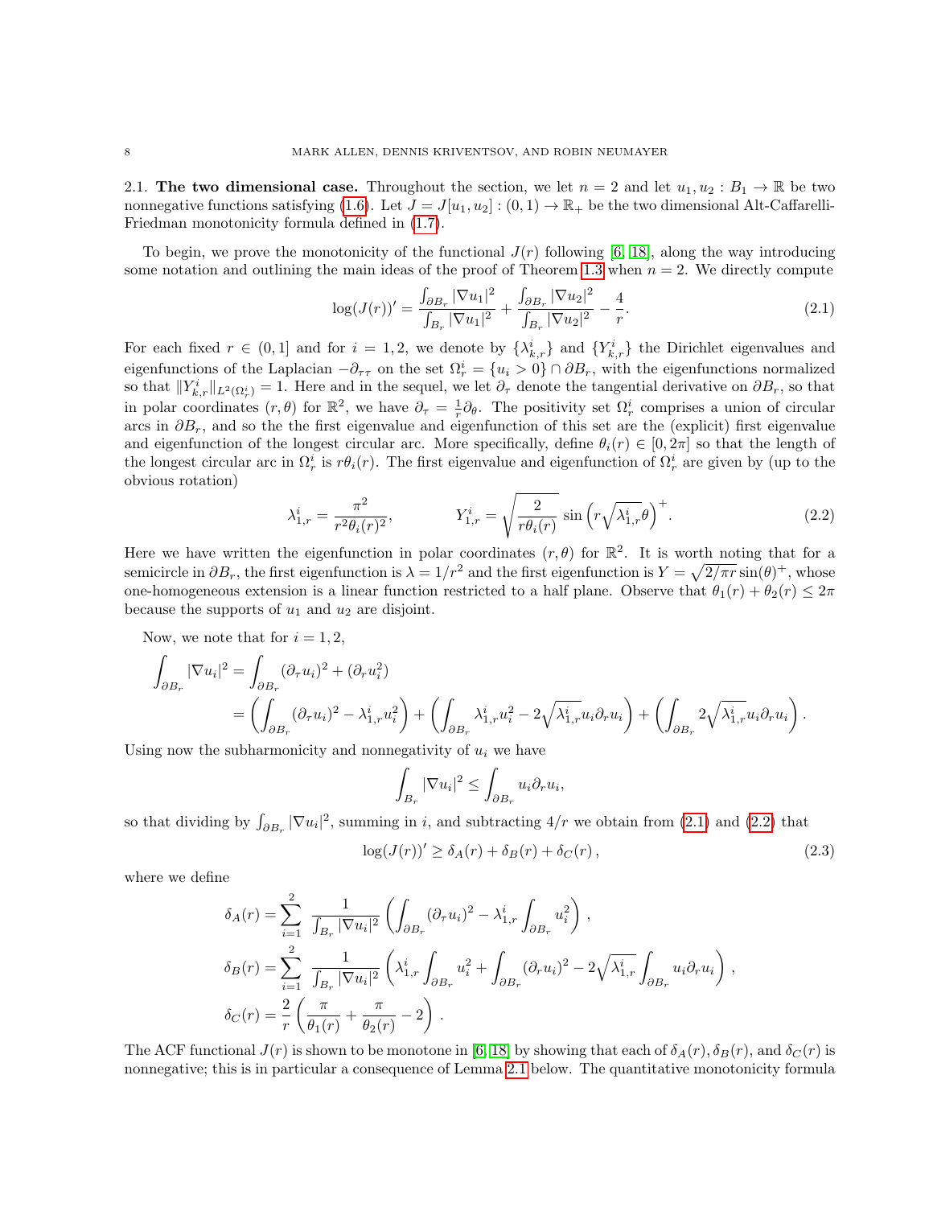**2.1. The two dimensional case.** Throughout the section, we let $n = 2$ and let $u_1, u_2 : B_1 \to \mathbb{R}$ be two nonnegative functions satisfying (1.6). Let $J = J[u_1, u_2] : (0, 1) \to \mathbb{R}_+$ be the two dimensional Alt-Caffarelli-Friedman monotonicity formula defined in (1.7).

To begin, we prove the monotonicity of the functional $J(r)$ following [6, 18], along the way introducing some notation and outlining the main ideas of the proof of Theorem 1.3 when $n = 2$. We directly compute

$$\log(J(r))' = \frac{\int_{\partial B_r} |\nabla u_1|^2}{\int_{B_r} |\nabla u_1|^2} + \frac{\int_{\partial B_r} |\nabla u_2|^2}{\int_{B_r} |\nabla u_2|^2} - \frac{4}{r}. \tag{2.1}$$

For each fixed $r \in (0, 1]$ and for $i = 1, 2$, we denote by $\{\lambda^i_{k,r}\}$ and $\{Y^i_{k,r}\}$ the Dirichlet eigenvalues and eigenfunctions of the Laplacian $-\partial_{\tau\tau}$ on the set $\Omega^i_r = \{u_i > 0\} \cap \partial B_r$, with the eigenfunctions normalized so that $\|Y^i_{k,r}\|_{L^2(\Omega^i_r)} = 1$. Here and in the sequel, we let $\partial_\tau$ denote the tangential derivative on $\partial B_r$, so that in polar coordinates $(r, \theta)$ for $\mathbb{R}^2$, we have $\partial_\tau = \frac{1}{r}\partial_\theta$. The positivity set $\Omega^i_r$ comprises a union of circular arcs in $\partial B_r$, and so the the first eigenvalue and eigenfunction of this set are the (explicit) first eigenvalue and eigenfunction of the longest circular arc. More specifically, define $\theta_i(r) \in [0, 2\pi]$ so that the length of the longest circular arc in $\Omega^i_r$ is $r\theta_i(r)$. The first eigenvalue and eigenfunction of $\Omega^i_r$ are given by (up to the obvious rotation)

$$\lambda^i_{1,r} = \frac{\pi^2}{r^2\theta_i(r)^2}, \qquad Y^i_{1,r} = \sqrt{\frac{2}{r\theta_i(r)}} \sin\left(r\sqrt{\lambda^i_{1,r}}\theta\right)^+. \tag{2.2}$$

Here we have written the eigenfunction in polar coordinates $(r, \theta)$ for $\mathbb{R}^2$. It is worth noting that for a semicircle in $\partial B_r$, the first eigenfunction is $\lambda = 1/r^2$ and the first eigenfunction is $Y = \sqrt{2/\pi r}\sin(\theta)^+$, whose one-homogeneous extension is a linear function restricted to a half plane. Observe that $\theta_1(r) + \theta_2(r) \leq 2\pi$ because the supports of $u_1$ and $u_2$ are disjoint.

Now, we note that for $i = 1, 2$,

$$\begin{aligned}
\int_{\partial B_r} |\nabla u_i|^2 &= \int_{\partial B_r} (\partial_\tau u_i)^2 + (\partial_r u_i^2) \\
&= \left(\int_{\partial B_r} (\partial_\tau u_i)^2 - \lambda^i_{1,r} u_i^2\right) + \left(\int_{\partial B_r} \lambda^i_{1,r} u_i^2 - 2\sqrt{\lambda^i_{1,r}} u_i \partial_r u_i\right) + \left(\int_{\partial B_r} 2\sqrt{\lambda^i_{1,r}} u_i \partial_r u_i\right).
\end{aligned}$$

Using now the subharmonicity and nonnegativity of $u_i$ we have

$$\int_{B_r} |\nabla u_i|^2 \leq \int_{\partial B_r} u_i \partial_r u_i,$$

so that dividing by $\int_{\partial B_r} |\nabla u_i|^2$, summing in $i$, and subtracting $4/r$ we obtain from (2.1) and (2.2) that

$$\log(J(r))' \geq \delta_A(r) + \delta_B(r) + \delta_C(r), \tag{2.3}$$

where we define

$$\begin{aligned}
\delta_A(r) &= \sum_{i=1}^{2} \frac{1}{\int_{B_r} |\nabla u_i|^2} \left(\int_{\partial B_r} (\partial_\tau u_i)^2 - \lambda^i_{1,r} \int_{\partial B_r} u_i^2\right), \\
\delta_B(r) &= \sum_{i=1}^{2} \frac{1}{\int_{B_r} |\nabla u_i|^2} \left(\lambda^i_{1,r} \int_{\partial B_r} u_i^2 + \int_{\partial B_r} (\partial_r u_i)^2 - 2\sqrt{\lambda^i_{1,r}} \int_{\partial B_r} u_i \partial_r u_i\right), \\
\delta_C(r) &= \frac{2}{r}\left(\frac{\pi}{\theta_1(r)} + \frac{\pi}{\theta_2(r)} - 2\right).
\end{aligned}$$

The ACF functional $J(r)$ is shown to be monotone in [6, 18] by showing that each of $\delta_A(r), \delta_B(r)$, and $\delta_C(r)$ is nonnegative; this is in particular a consequence of Lemma 2.1 below. The quantitative monotonicity formula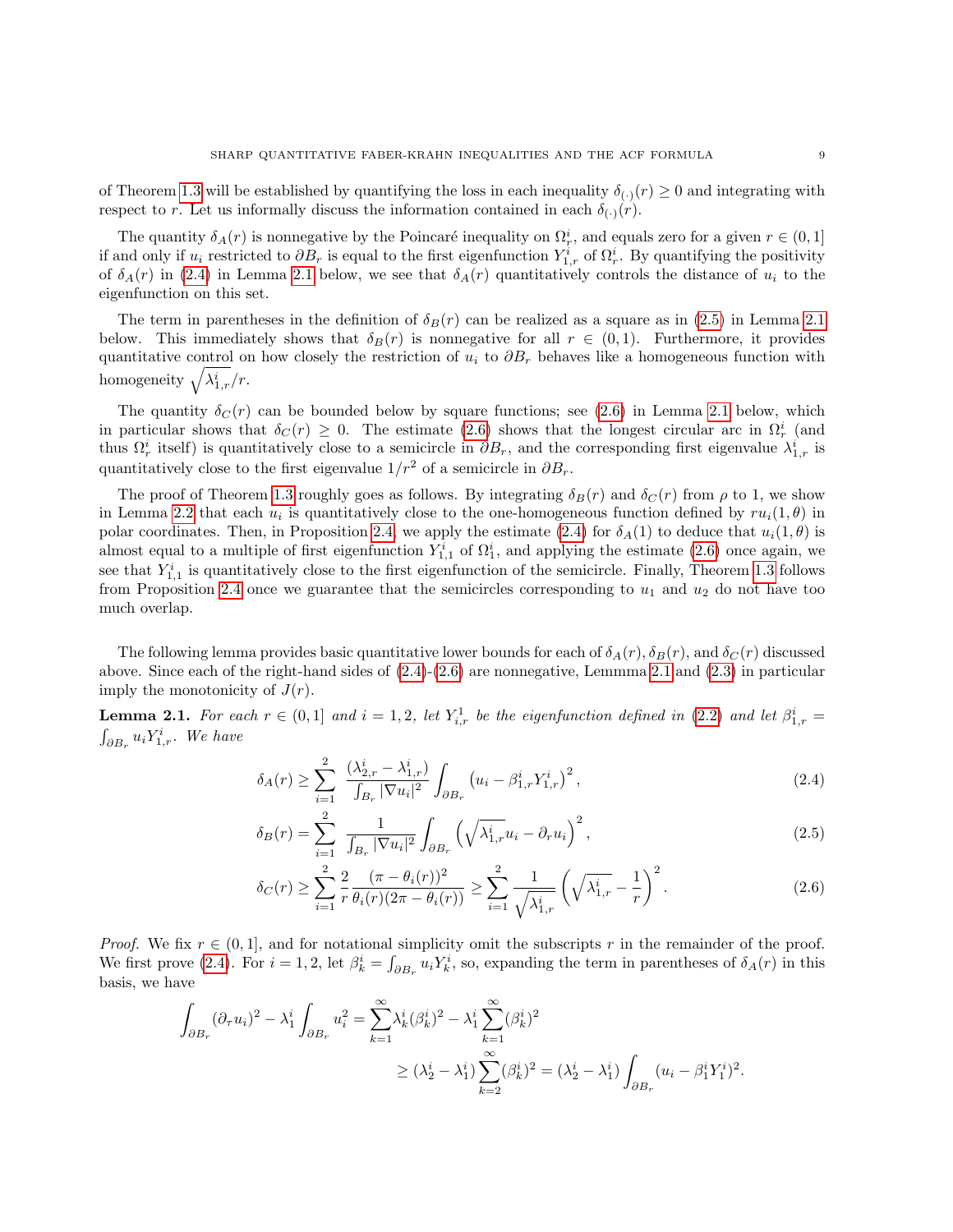of Theorem 1.3 will be established by quantifying the loss in each inequality $\delta_{(\cdot)}(r) \geq 0$ and integrating with respect to $r$. Let us informally discuss the information contained in each $\delta_{(\cdot)}(r)$.

The quantity $\delta_A(r)$ is nonnegative by the Poincaré inequality on $\Omega_r^i$, and equals zero for a given $r \in (0,1]$ if and only if $u_i$ restricted to $\partial B_r$ is equal to the first eigenfunction $Y_{1,r}^i$ of $\Omega_r^i$. By quantifying the positivity of $\delta_A(r)$ in (2.4) in Lemma 2.1 below, we see that $\delta_A(r)$ quantitatively controls the distance of $u_i$ to the eigenfunction on this set.

The term in parentheses in the definition of $\delta_B(r)$ can be realized as a square as in (2.5) in Lemma 2.1 below. This immediately shows that $\delta_B(r)$ is nonnegative for all $r \in (0,1)$. Furthermore, it provides quantitative control on how closely the restriction of $u_i$ to $\partial B_r$ behaves like a homogeneous function with homogeneity $\sqrt{\lambda_{1,r}^i}/r$.

The quantity $\delta_C(r)$ can be bounded below by square functions; see (2.6) in Lemma 2.1 below, which in particular shows that $\delta_C(r) \geq 0$. The estimate (2.6) shows that the longest circular arc in $\Omega_r^i$ (and thus $\Omega_r^i$ itself) is quantitatively close to a semicircle in $\partial B_r$, and the corresponding first eigenvalue $\lambda_{1,r}^i$ is quantitatively close to the first eigenvalue $1/r^2$ of a semicircle in $\partial B_r$.

The proof of Theorem 1.3 roughly goes as follows. By integrating $\delta_B(r)$ and $\delta_C(r)$ from $\rho$ to 1, we show in Lemma 2.2 that each $u_i$ is quantitatively close to the one-homogeneous function defined by $ru_i(1,\theta)$ in polar coordinates. Then, in Proposition 2.4, we apply the estimate (2.4) for $\delta_A(1)$ to deduce that $u_i(1,\theta)$ is almost equal to a multiple of first eigenfunction $Y_{1,1}^i$ of $\Omega_1^i$, and applying the estimate (2.6) once again, we see that $Y_{1,1}^i$ is quantitatively close to the first eigenfunction of the semicircle. Finally, Theorem 1.3 follows from Proposition 2.4 once we guarantee that the semicircles corresponding to $u_1$ and $u_2$ do not have too much overlap.

The following lemma provides basic quantitative lower bounds for each of $\delta_A(r)$, $\delta_B(r)$, and $\delta_C(r)$ discussed above. Since each of the right-hand sides of (2.4)-(2.6) are nonnegative, Lemmma 2.1 and (2.3) in particular imply the monotonicity of $J(r)$.

**Lemma 2.1.** *For each $r \in (0,1]$ and $i = 1,2$, let $Y_{i,r}^1$ be the eigenfunction defined in (2.2) and let $\beta_{1,r}^i = \int_{\partial B_r} u_i Y_{1,r}^i$. We have*

$$\delta_A(r) \geq \sum_{i=1}^{2} \frac{(\lambda_{2,r}^i - \lambda_{1,r}^i)}{\int_{B_r} |\nabla u_i|^2} \int_{\partial B_r} \left(u_i - \beta_{1,r}^i Y_{1,r}^i\right)^2, \tag{2.4}$$

$$\delta_B(r) = \sum_{i=1}^{2} \frac{1}{\int_{B_r} |\nabla u_i|^2} \int_{\partial B_r} \left(\sqrt{\lambda_{1,r}^i} u_i - \partial_r u_i\right)^2, \tag{2.5}$$

$$\delta_C(r) \geq \sum_{i=1}^{2} \frac{2}{r} \frac{(\pi - \theta_i(r))^2}{\theta_i(r)(2\pi - \theta_i(r))} \geq \sum_{i=1}^{2} \frac{1}{\sqrt{\lambda_{1,r}^i}} \left(\sqrt{\lambda_{1,r}^i} - \frac{1}{r}\right)^2. \tag{2.6}$$

*Proof.* We fix $r \in (0,1]$, and for notational simplicity omit the subscripts $r$ in the remainder of the proof. We first prove (2.4). For $i = 1,2$, let $\beta_k^i = \int_{\partial B_r} u_i Y_k^i$, so, expanding the term in parentheses of $\delta_A(r)$ in this basis, we have

$$\begin{aligned}
\int_{\partial B_r} (\partial_\tau u_i)^2 - \lambda_1^i \int_{\partial B_r} u_i^2 &= \sum_{k=1}^{\infty} \lambda_k^i (\beta_k^i)^2 - \lambda_1^i \sum_{k=1}^{\infty} (\beta_k^i)^2 \\
&\geq (\lambda_2^i - \lambda_1^i) \sum_{k=2}^{\infty} (\beta_k^i)^2 = (\lambda_2^i - \lambda_1^i) \int_{\partial B_r} (u_i - \beta_1^i Y_1^i)^2.
\end{aligned}$$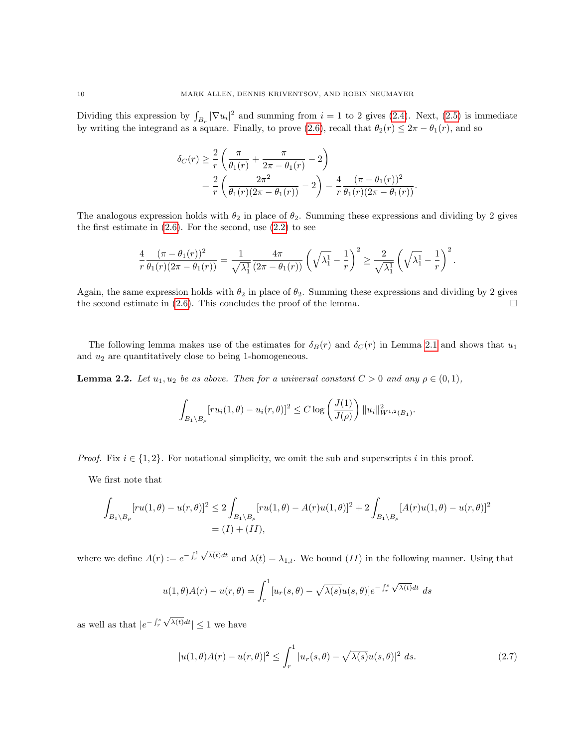Dividing this expression by $\int_{B_r} |\nabla u_i|^2$ and summing from $i = 1$ to 2 gives (2.4). Next, (2.5) is immediate by writing the integrand as a square. Finally, to prove (2.6), recall that $\theta_2(r) \leq 2\pi - \theta_1(r)$, and so

$$\begin{aligned}
\delta_C(r) &\geq \frac{2}{r}\left(\frac{\pi}{\theta_1(r)} + \frac{\pi}{2\pi - \theta_1(r)} - 2\right) \\
&= \frac{2}{r}\left(\frac{2\pi^2}{\theta_1(r)(2\pi - \theta_1(r))} - 2\right) = \frac{4}{r}\frac{(\pi - \theta_1(r))^2}{\theta_1(r)(2\pi - \theta_1(r))}.
\end{aligned}$$

The analogous expression holds with $\theta_2$ in place of $\theta_2$. Summing these expressions and dividing by 2 gives the first estimate in (2.6). For the second, use (2.2) to see

$$\frac{4}{r}\frac{(\pi - \theta_1(r))^2}{\theta_1(r)(2\pi - \theta_1(r))} = \frac{1}{\sqrt{\lambda_1^1}}\frac{4\pi}{(2\pi - \theta_1(r))}\left(\sqrt{\lambda_1^1} - \frac{1}{r}\right)^2 \geq \frac{2}{\sqrt{\lambda_1^1}}\left(\sqrt{\lambda_1^1} - \frac{1}{r}\right)^2.$$

Again, the same expression holds with $\theta_2$ in place of $\theta_2$. Summing these expressions and dividing by 2 gives the second estimate in (2.6). This concludes the proof of the lemma. $\square$

The following lemma makes use of the estimates for $\delta_B(r)$ and $\delta_C(r)$ in Lemma 2.1 and shows that $u_1$ and $u_2$ are quantitatively close to being 1-homogeneous.

**Lemma 2.2.** *Let $u_1, u_2$ be as above. Then for a universal constant $C > 0$ and any $\rho \in (0, 1)$,*

$$\int_{B_1 \setminus B_\rho} [r u_i(1, \theta) - u_i(r, \theta)]^2 \leq C \log\left(\frac{J(1)}{J(\rho)}\right) \|u_i\|^2_{W^{1,2}(B_1)}.$$

*Proof.* Fix $i \in \{1, 2\}$. For notational simplicity, we omit the sub and superscripts $i$ in this proof.

We first note that

$$\begin{aligned}
\int_{B_1 \setminus B_\rho} [r u(1, \theta) - u(r, \theta)]^2 &\leq 2\int_{B_1 \setminus B_\rho} [r u(1, \theta) - A(r) u(1, \theta)]^2 + 2\int_{B_1 \setminus B_\rho} [A(r) u(1, \theta) - u(r, \theta)]^2 \\
&= (I) + (II),
\end{aligned}$$

where we define $A(r) := e^{-\int_r^1 \sqrt{\lambda(t)}dt}$ and $\lambda(t) = \lambda_{1,t}$. We bound $(II)$ in the following manner. Using that

$$u(1, \theta) A(r) - u(r, \theta) = \int_r^1 [u_r(s, \theta) - \sqrt{\lambda(s)} u(s, \theta)] e^{-\int_r^s \sqrt{\lambda(t)}dt}\, ds$$

as well as that $|e^{-\int_r^s \sqrt{\lambda(t)}dt}| \leq 1$ we have

$$|u(1, \theta) A(r) - u(r, \theta)|^2 \leq \int_r^1 |u_r(s, \theta) - \sqrt{\lambda(s)} u(s, \theta)|^2\, ds. \tag{2.7}$$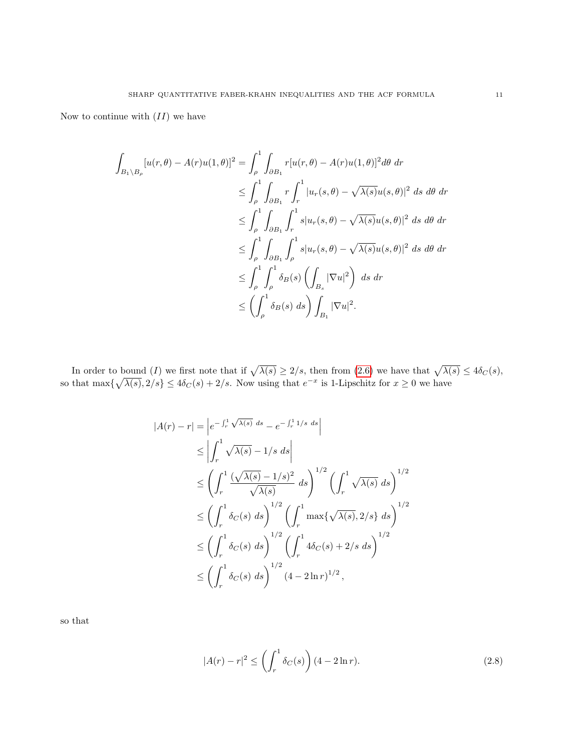Now to continue with $(II)$ we have

$$
\begin{aligned}
\int_{B_1\setminus B_\rho} [u(r,\theta) - A(r)u(1,\theta)]^2 &= \int_\rho^1 \int_{\partial B_1} r[u(r,\theta) - A(r)u(1,\theta)]^2 d\theta \ dr \\
&\leq \int_\rho^1 \int_{\partial B_1} r \int_r^1 |u_r(s,\theta) - \sqrt{\lambda(s)}u(s,\theta)|^2 \ ds \ d\theta \ dr \\
&\leq \int_\rho^1 \int_{\partial B_1} \int_r^1 s|u_r(s,\theta) - \sqrt{\lambda(s)}u(s,\theta)|^2 \ ds \ d\theta \ dr \\
&\leq \int_\rho^1 \int_{\partial B_1} \int_\rho^1 s|u_r(s,\theta) - \sqrt{\lambda(s)}u(s,\theta)|^2 \ ds \ d\theta \ dr \\
&\leq \int_\rho^1 \int_\rho^1 \delta_B(s) \left(\int_{B_s} |\nabla u|^2\right) \ ds \ dr \\
&\leq \left(\int_\rho^1 \delta_B(s) \ ds\right) \int_{B_1} |\nabla u|^2.
\end{aligned}
$$

In order to bound $(I)$ we first note that if $\sqrt{\lambda(s)} \geq 2/s$, then from (2.6) we have that $\sqrt{\lambda(s)} \leq 4\delta_C(s)$, so that $\max\{\sqrt{\lambda(s)}, 2/s\} \leq 4\delta_C(s) + 2/s$. Now using that $e^{-x}$ is 1-Lipschitz for $x \geq 0$ we have

$$
\begin{aligned}
|A(r) - r| &= \left| e^{-\int_r^1 \sqrt{\lambda(s)} \ ds} - e^{-\int_r^1 1/s \ ds} \right| \\
&\leq \left| \int_r^1 \sqrt{\lambda(s)} - 1/s \ ds \right| \\
&\leq \left( \int_r^1 \frac{(\sqrt{\lambda(s)} - 1/s)^2}{\sqrt{\lambda(s)}} \ ds \right)^{1/2} \left( \int_r^1 \sqrt{\lambda(s)} \ ds \right)^{1/2} \\
&\leq \left( \int_r^1 \delta_C(s) \ ds \right)^{1/2} \left( \int_r^1 \max\{\sqrt{\lambda(s)}, 2/s\} \ ds \right)^{1/2} \\
&\leq \left( \int_r^1 \delta_C(s) \ ds \right)^{1/2} \left( \int_r^1 4\delta_C(s) + 2/s \ ds \right)^{1/2} \\
&\leq \left( \int_r^1 \delta_C(s) \ ds \right)^{1/2} (4 - 2\ln r)^{1/2},
\end{aligned}
$$

so that

$$
|A(r) - r|^2 \leq \left( \int_r^1 \delta_C(s) \right) (4 - 2\ln r). \tag{2.8}
$$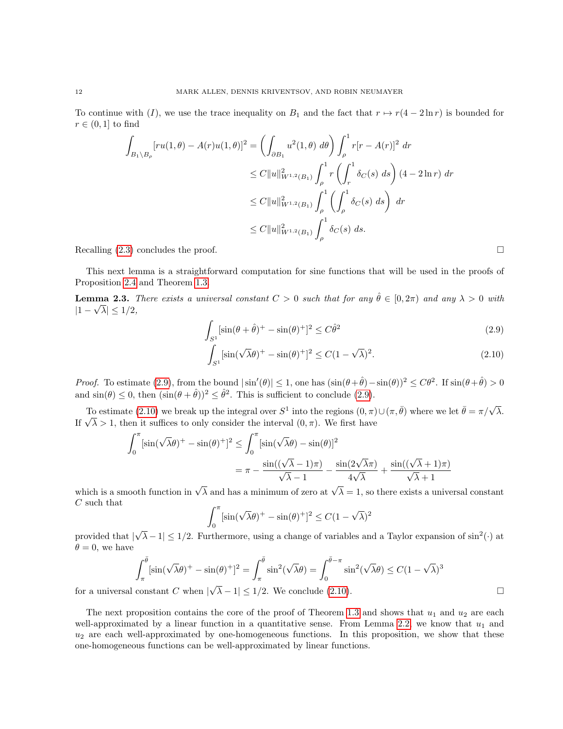To continue with $(I)$, we use the trace inequality on $B_1$ and the fact that $r \mapsto r(4 - 2\ln r)$ is bounded for $r \in (0, 1]$ to find

$$
\begin{aligned}
\int_{B_1 \setminus B_\rho} [ru(1,\theta) - A(r)u(1,\theta)]^2 &= \left( \int_{\partial B_1} u^2(1,\theta)\, d\theta \right) \int_\rho^1 r[r - A(r)]^2 \, dr \\
&\leq C \|u\|^2_{W^{1,2}(B_1)} \int_\rho^1 r \left( \int_r^1 \delta_C(s)\, ds \right) (4 - 2\ln r)\, dr \\
&\leq C \|u\|^2_{W^{1,2}(B_1)} \int_\rho^1 \left( \int_\rho^1 \delta_C(s)\, ds \right) dr \\
&\leq C \|u\|^2_{W^{1,2}(B_1)} \int_\rho^1 \delta_C(s)\, ds.
\end{aligned}
$$

Recalling (2.3) concludes the proof. $\square$

This next lemma is a straightforward computation for sine functions that will be used in the proofs of Proposition 2.4 and Theorem 1.3.

**Lemma 2.3.** *There exists a universal constant $C > 0$ such that for any $\hat{\theta} \in [0, 2\pi)$ and any $\lambda > 0$ with $|1 - \sqrt{\lambda}| \leq 1/2$,*

$$
\int_{S^1} [\sin(\theta + \hat{\theta})^+ - \sin(\theta)^+]^2 \leq C\hat{\theta}^2 \tag{2.9}
$$

$$
\int_{S^1} [\sin(\sqrt{\lambda}\theta)^+ - \sin(\theta)^+]^2 \leq C(1 - \sqrt{\lambda})^2. \tag{2.10}
$$

*Proof.* To estimate (2.9), from the bound $|\sin'(\theta)| \leq 1$, one has $(\sin(\theta + \hat{\theta}) - \sin(\theta))^2 \leq C\theta^2$. If $\sin(\theta + \hat{\theta}) > 0$ and $\sin(\theta) \leq 0$, then $(\sin(\theta + \hat{\theta}))^2 \leq \hat{\theta}^2$. This is sufficient to conclude (2.9).

To estimate (2.10) we break up the integral over $S^1$ into the regions $(0, \pi) \cup (\pi, \bar{\theta})$ where we let $\bar{\theta} = \pi/\sqrt{\lambda}$. If $\sqrt{\lambda} > 1$, then it suffices to only consider the interval $(0, \pi)$. We first have

$$
\begin{aligned}
\int_0^\pi [\sin(\sqrt{\lambda}\theta)^+ - \sin(\theta)^+]^2 &\leq \int_0^\pi [\sin(\sqrt{\lambda}\theta) - \sin(\theta)]^2 \\
&= \pi - \frac{\sin((\sqrt{\lambda} - 1)\pi)}{\sqrt{\lambda} - 1} - \frac{\sin(2\sqrt{\lambda}\pi)}{4\sqrt{\lambda}} + \frac{\sin((\sqrt{\lambda} + 1)\pi)}{\sqrt{\lambda} + 1}
\end{aligned}
$$

which is a smooth function in $\sqrt{\lambda}$ and has a minimum of zero at $\sqrt{\lambda} = 1$, so there exists a universal constant $C$ such that

$$
\int_0^\pi [\sin(\sqrt{\lambda}\theta)^+ - \sin(\theta)^+]^2 \leq C(1 - \sqrt{\lambda})^2
$$

provided that $|\sqrt{\lambda} - 1| \leq 1/2$. Furthermore, using a change of variables and a Taylor expansion of $\sin^2(\cdot)$ at $\theta = 0$, we have

$$
\int_\pi^{\bar{\theta}} [\sin(\sqrt{\lambda}\theta)^+ - \sin(\theta)^+]^2 = \int_\pi^{\bar{\theta}} \sin^2(\sqrt{\lambda}\theta) = \int_0^{\bar{\theta} - \pi} \sin^2(\sqrt{\lambda}\theta) \leq C(1 - \sqrt{\lambda})^3
$$

for a universal constant $C$ when $|\sqrt{\lambda} - 1| \leq 1/2$. We conclude (2.10). $\square$

The next proposition contains the core of the proof of Theorem 1.3 and shows that $u_1$ and $u_2$ are each well-approximated by a linear function in a quantitative sense. From Lemma 2.2, we know that $u_1$ and $u_2$ are each well-approximated by one-homogeneous functions. In this proposition, we show that these one-homogeneous functions can be well-approximated by linear functions.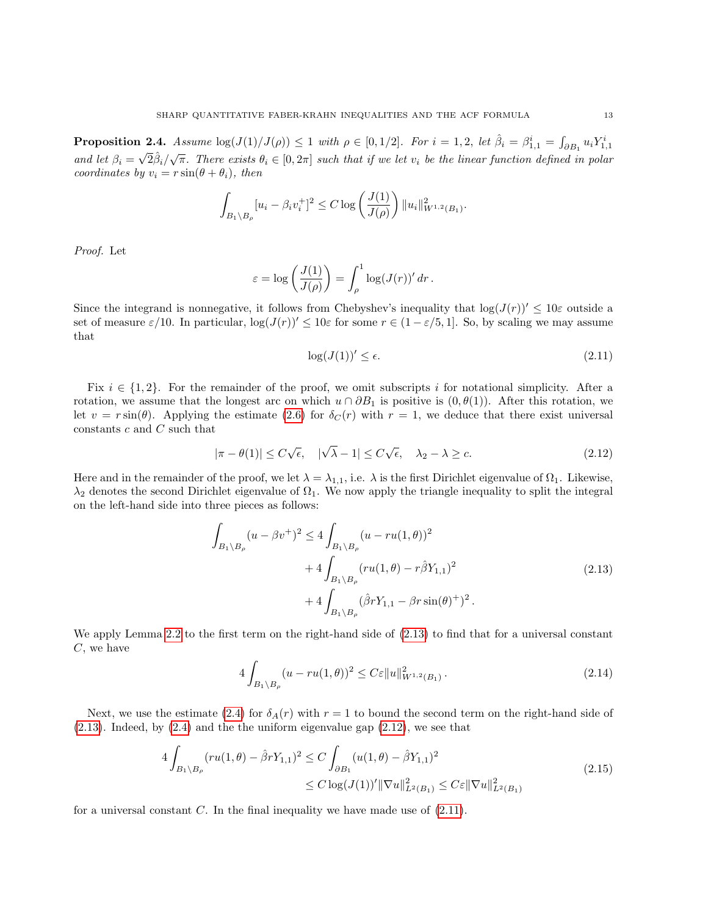**Proposition 2.4.** *Assume $\log(J(1)/J(\rho)) \leq 1$ with $\rho \in [0, 1/2]$. For $i = 1, 2$, let $\hat{\beta}_i = \beta^i_{1,1} = \int_{\partial B_1} u_i Y^i_{1,1}$ and let $\beta_i = \sqrt{2}\hat{\beta}_i/\sqrt{\pi}$. There exists $\theta_i \in [0, 2\pi]$ such that if we let $v_i$ be the linear function defined in polar coordinates by $v_i = r\sin(\theta + \theta_i)$, then*

$$\int_{B_1 \setminus B_\rho} [u_i - \beta_i v_i^+]^2 \leq C \log\left(\frac{J(1)}{J(\rho)}\right) \|u_i\|^2_{W^{1,2}(B_1)}.$$

*Proof.* Let

$$\varepsilon = \log\left(\frac{J(1)}{J(\rho)}\right) = \int_\rho^1 \log(J(r))'\, dr\,.$$

Since the integrand is nonnegative, it follows from Chebyshev's inequality that $\log(J(r))' \leq 10\varepsilon$ outside a set of measure $\varepsilon/10$. In particular, $\log(J(r))' \leq 10\varepsilon$ for some $r \in (1 - \varepsilon/5, 1]$. So, by scaling we may assume that

$$\log(J(1))' \leq \epsilon. \tag{2.11}$$

Fix $i \in \{1, 2\}$. For the remainder of the proof, we omit subscripts $i$ for notational simplicity. After a rotation, we assume that the longest arc on which $u \cap \partial B_1$ is positive is $(0, \theta(1))$. After this rotation, we let $v = r\sin(\theta)$. Applying the estimate (2.6) for $\delta_C(r)$ with $r = 1$, we deduce that there exist universal constants $c$ and $C$ such that

$$|\pi - \theta(1)| \leq C\sqrt{\epsilon}, \quad |\sqrt{\lambda} - 1| \leq C\sqrt{\epsilon}, \quad \lambda_2 - \lambda \geq c. \tag{2.12}$$

Here and in the remainder of the proof, we let $\lambda = \lambda_{1,1}$, i.e. $\lambda$ is the first Dirichlet eigenvalue of $\Omega_1$. Likewise, $\lambda_2$ denotes the second Dirichlet eigenvalue of $\Omega_1$. We now apply the triangle inequality to split the integral on the left-hand side into three pieces as follows:

$$\begin{aligned}
\int_{B_1 \setminus B_\rho} (u - \beta v^+)^2 \leq 4 &\int_{B_1 \setminus B_\rho} (u - ru(1, \theta))^2 \\
&+ 4\int_{B_1 \setminus B_\rho} (ru(1, \theta) - r\hat{\beta}Y_{1,1})^2 \\
&+ 4\int_{B_1 \setminus B_\rho} (\hat{\beta} r Y_{1,1} - \beta r \sin(\theta)^+)^2\,.
\end{aligned} \tag{2.13}$$

We apply Lemma 2.2 to the first term on the right-hand side of (2.13) to find that for a universal constant $C$, we have

$$4\int_{B_1 \setminus B_\rho} (u - ru(1, \theta))^2 \leq C\varepsilon \|u\|^2_{W^{1,2}(B_1)}\,. \tag{2.14}$$

Next, we use the estimate (2.4) for $\delta_A(r)$ with $r = 1$ to bound the second term on the right-hand side of (2.13). Indeed, by (2.4) and the the uniform eigenvalue gap (2.12), we see that

$$\begin{aligned}
4\int_{B_1 \setminus B_\rho} (ru(1, \theta) - \hat{\beta} r Y_{1,1})^2 &\leq C\int_{\partial B_1} (u(1, \theta) - \hat{\beta} Y_{1,1})^2 \\
&\leq C \log(J(1))' \|\nabla u\|^2_{L^2(B_1)} \leq C\varepsilon \|\nabla u\|^2_{L^2(B_1)}
\end{aligned} \tag{2.15}$$

for a universal constant $C$. In the final inequality we have made use of (2.11).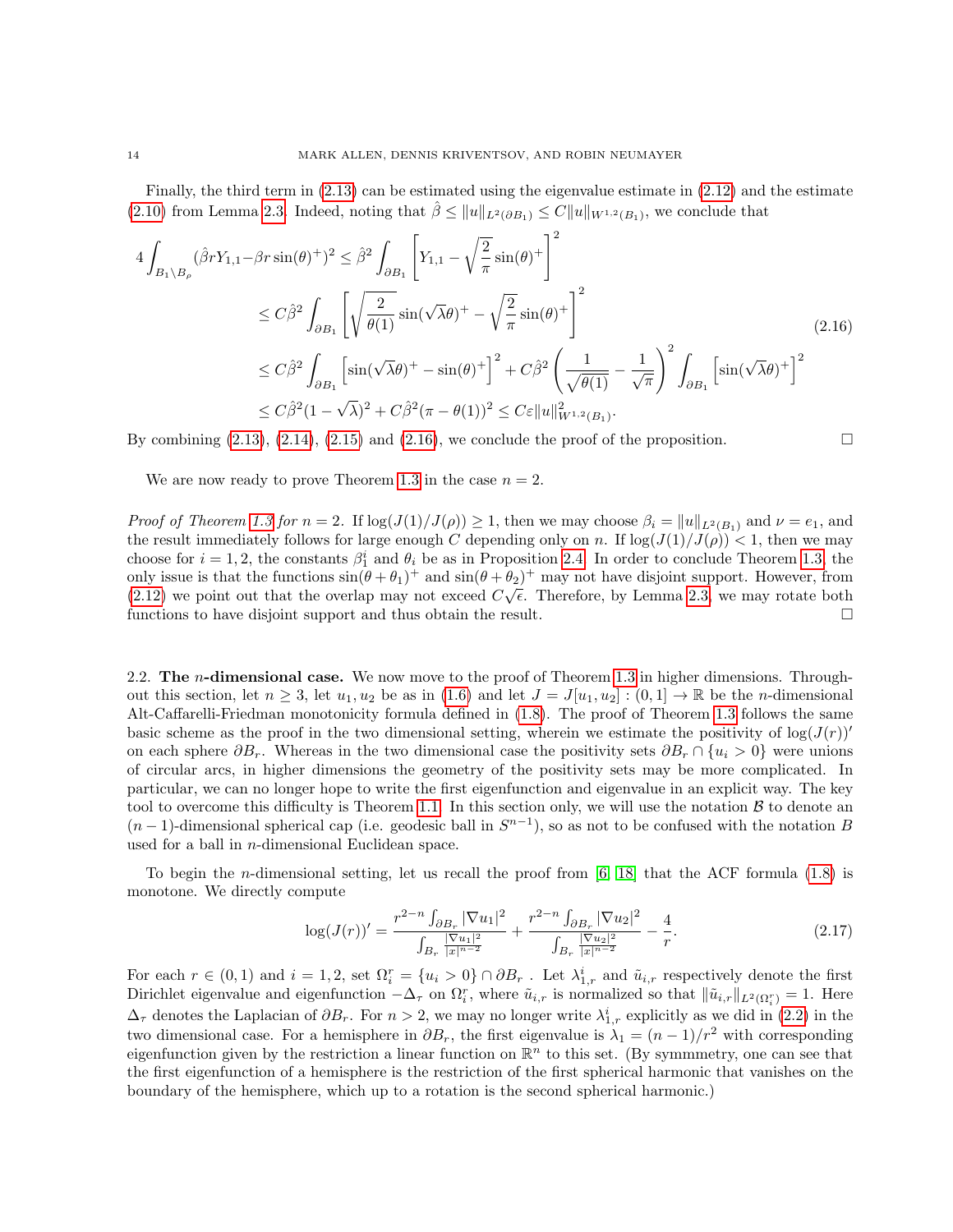Finally, the third term in (2.13) can be estimated using the eigenvalue estimate in (2.12) and the estimate (2.10) from Lemma 2.3. Indeed, noting that $\hat{\beta} \le \|u\|_{L^2(\partial B_1)} \le C\|u\|_{W^{1,2}(B_1)}$, we conclude that

$$
\begin{aligned}
4\int_{B_1\setminus B_\rho} (\hat{\beta} r Y_{1,1} - \beta r \sin(\theta)^+)^2 &\le \hat{\beta}^2 \int_{\partial B_1} \left[ Y_{1,1} - \sqrt{\frac{2}{\pi}}\sin(\theta)^+ \right]^2 \\
&\le C\hat{\beta}^2 \int_{\partial B_1} \left[ \sqrt{\frac{2}{\theta(1)}} \sin(\sqrt{\lambda}\theta)^+ - \sqrt{\frac{2}{\pi}}\sin(\theta)^+ \right]^2 \\
&\le C\hat{\beta}^2 \int_{\partial B_1} \left[ \sin(\sqrt{\lambda}\theta)^+ - \sin(\theta)^+ \right]^2 + C\hat{\beta}^2 \left( \frac{1}{\sqrt{\theta(1)}} - \frac{1}{\sqrt{\pi}} \right)^2 \int_{\partial B_1} \left[ \sin(\sqrt{\lambda}\theta)^+ \right]^2 \\
&\le C\hat{\beta}^2 (1-\sqrt{\lambda})^2 + C\hat{\beta}^2(\pi - \theta(1))^2 \le C\varepsilon \|u\|^2_{W^{1,2}(B_1)}.
\end{aligned}
\tag{2.16}
$$

By combining (2.13), (2.14), (2.15) and (2.16), we conclude the proof of the proposition. □

We are now ready to prove Theorem 1.3 in the case $n = 2$.

*Proof of Theorem 1.3 for $n = 2$.* If $\log(J(1)/J(\rho)) \ge 1$, then we may choose $\beta_i = \|u\|_{L^2(B_1)}$ and $\nu = e_1$, and the result immediately follows for large enough $C$ depending only on $n$. If $\log(J(1)/J(\rho)) < 1$, then we may choose for $i = 1, 2$, the constants $\beta_1^i$ and $\theta_i$ be as in Proposition 2.4. In order to conclude Theorem 1.3, the only issue is that the functions $\sin(\theta + \theta_1)^+$ and $\sin(\theta + \theta_2)^+$ may not have disjoint support. However, from (2.12) we point out that the overlap may not exceed $C\sqrt{\epsilon}$. Therefore, by Lemma 2.3, we may rotate both functions to have disjoint support and thus obtain the result. □

### 2.2. The $n$-dimensional case.

We now move to the proof of Theorem 1.3 in higher dimensions. Throughout this section, let $n \ge 3$, let $u_1, u_2$ be as in (1.6) and let $J = J[u_1, u_2] : (0, 1] \to \mathbb{R}$ be the $n$-dimensional Alt-Caffarelli-Friedman monotonicity formula defined in (1.8). The proof of Theorem 1.3 follows the same basic scheme as the proof in the two dimensional setting, wherein we estimate the positivity of $\log(J(r))'$ on each sphere $\partial B_r$. Whereas in the two dimensional case the positivity sets $\partial B_r \cap \{u_i > 0\}$ were unions of circular arcs, in higher dimensions the geometry of the positivity sets may be more complicated. In particular, we can no longer hope to write the first eigenfunction and eigenvalue in an explicit way. The key tool to overcome this difficulty is Theorem 1.1. In this section only, we will use the notation $\mathcal{B}$ to denote an $(n-1)$-dimensional spherical cap (i.e. geodesic ball in $S^{n-1}$), so as not to be confused with the notation $B$ used for a ball in $n$-dimensional Euclidean space.

To begin the $n$-dimensional setting, let us recall the proof from [6, 18] that the ACF formula (1.8) is monotone. We directly compute

$$
\log(J(r))' = \frac{r^{2-n}\int_{\partial B_r} |\nabla u_1|^2}{\int_{B_r} \frac{|\nabla u_1|^2}{|x|^{n-2}}} + \frac{r^{2-n}\int_{\partial B_r} |\nabla u_2|^2}{\int_{B_r} \frac{|\nabla u_2|^2}{|x|^{n-2}}} - \frac{4}{r}. \tag{2.17}
$$

For each $r \in (0, 1)$ and $i = 1, 2$, set $\Omega_i^r = \{u_i > 0\} \cap \partial B_r$ . Let $\lambda_{1,r}^i$ and $\tilde{u}_{i,r}$ respectively denote the first Dirichlet eigenvalue and eigenfunction $-\Delta_\tau$ on $\Omega_i^r$, where $\tilde{u}_{i,r}$ is normalized so that $\|\tilde{u}_{i,r}\|_{L^2(\Omega_i^r)} = 1$. Here $\Delta_\tau$ denotes the Laplacian of $\partial B_r$. For $n > 2$, we may no longer write $\lambda_{1,r}^i$ explicitly as we did in (2.2) in the two dimensional case. For a hemisphere in $\partial B_r$, the first eigenvalue is $\lambda_1 = (n-1)/r^2$ with corresponding eigenfunction given by the restriction a linear function on $\mathbb{R}^n$ to this set. (By symmmetry, one can see that the first eigenfunction of a hemisphere is the restriction of the first spherical harmonic that vanishes on the boundary of the hemisphere, which up to a rotation is the second spherical harmonic.)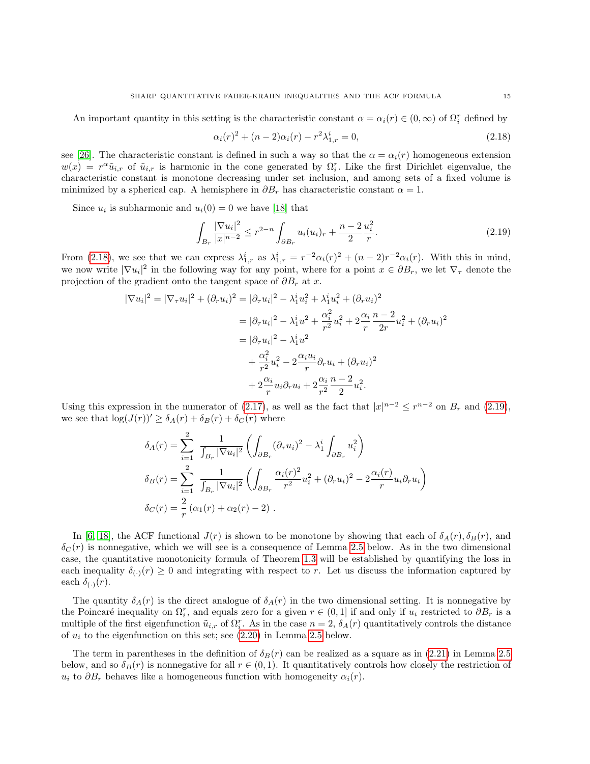An important quantity in this setting is the characteristic constant $\alpha = \alpha_i(r) \in (0,\infty)$ of $\Omega_i^r$ defined by

$$\alpha_i(r)^2 + (n-2)\alpha_i(r) - r^2\lambda_{1,r}^i = 0, \tag{2.18}$$

see [26]. The characteristic constant is defined in such a way so that the $\alpha = \alpha_i(r)$ homogeneous extension $w(x) = r^\alpha \tilde{u}_{i,r}$ of $\tilde{u}_{i,r}$ is harmonic in the cone generated by $\Omega_i^r$. Like the first Dirichlet eigenvalue, the characteristic constant is monotone decreasing under set inclusion, and among sets of a fixed volume is minimized by a spherical cap. A hemisphere in $\partial B_r$ has characteristic constant $\alpha = 1$.

Since $u_i$ is subharmonic and $u_i(0) = 0$ we have [18] that

$$\int_{B_r} \frac{|\nabla u_i|^2}{|x|^{n-2}} \leq r^{2-n} \int_{\partial B_r} u_i (u_i)_r + \frac{n-2}{2}\frac{u_i^2}{r}. \tag{2.19}$$

From (2.18), we see that we can express $\lambda_{1,r}^i$ as $\lambda_{1,r}^i = r^{-2}\alpha_i(r)^2 + (n-2)r^{-2}\alpha_i(r)$. With this in mind, we now write $|\nabla u_i|^2$ in the following way for any point, where for a point $x \in \partial B_r$, we let $\nabla_\tau$ denote the projection of the gradient onto the tangent space of $\partial B_r$ at $x$.

$$\begin{aligned}
|\nabla u_i|^2 = |\nabla_\tau u_i|^2 + (\partial_r u_i)^2 &= |\partial_\tau u_i|^2 - \lambda_1^i u_i^2 + \lambda_1^i u_i^2 + (\partial_r u_i)^2 \\
&= |\partial_\tau u_i|^2 - \lambda_1^i u^2 + \frac{\alpha_i^2}{r^2} u_i^2 + 2\frac{\alpha_i}{r}\frac{n-2}{2r} u_i^2 + (\partial_r u_i)^2 \\
&= |\partial_\tau u_i|^2 - \lambda_1^i u^2 \\
&\quad + \frac{\alpha_i^2}{r^2} u_i^2 - 2\frac{\alpha_i u_i}{r}\partial_r u_i + (\partial_r u_i)^2 \\
&\quad + 2\frac{\alpha_i}{r} u_i \partial_r u_i + 2\frac{\alpha_i}{r^2}\frac{n-2}{2} u_i^2.
\end{aligned}$$

Using this expression in the numerator of (2.17), as well as the fact that $|x|^{n-2} \leq r^{n-2}$ on $B_r$ and (2.19), we see that $\log(J(r))' \geq \delta_A(r) + \delta_B(r) + \delta_C(r)$ where

$$\begin{aligned}
\delta_A(r) &= \sum_{i=1}^{2} \frac{1}{\int_{B_r} |\nabla u_i|^2} \left( \int_{\partial B_r} (\partial_\tau u_i)^2 - \lambda_1^i \int_{\partial B_r} u_i^2 \right) \\
\delta_B(r) &= \sum_{i=1}^{2} \frac{1}{\int_{B_r} |\nabla u_i|^2} \left( \int_{\partial B_r} \frac{\alpha_i(r)^2}{r^2} u_i^2 + (\partial_r u_i)^2 - 2\frac{\alpha_i(r)}{r} u_i \partial_r u_i \right) \\
\delta_C(r) &= \frac{2}{r}\left(\alpha_1(r) + \alpha_2(r) - 2\right).
\end{aligned}$$

In [6, 18], the ACF functional $J(r)$ is shown to be monotone by showing that each of $\delta_A(r), \delta_B(r)$, and $\delta_C(r)$ is nonnegative, which we will see is a consequence of Lemma 2.5 below. As in the two dimensional case, the quantitative monotonicity formula of Theorem 1.3 will be established by quantifying the loss in each inequality $\delta_{(\cdot)}(r) \geq 0$ and integrating with respect to $r$. Let us discuss the information captured by each $\delta_{(\cdot)}(r)$.

The quantity $\delta_A(r)$ is the direct analogue of $\delta_A(r)$ in the two dimensional setting. It is nonnegative by the Poincaré inequality on $\Omega_i^r$, and equals zero for a given $r \in (0,1]$ if and only if $u_i$ restricted to $\partial B_r$ is a multiple of the first eigenfunction $\tilde{u}_{i,r}$ of $\Omega_i^r$. As in the case $n = 2$, $\delta_A(r)$ quantitatively controls the distance of $u_i$ to the eigenfunction on this set; see (2.20) in Lemma 2.5 below.

The term in parentheses in the definition of $\delta_B(r)$ can be realized as a square as in (2.21) in Lemma 2.5 below, and so $\delta_B(r)$ is nonnegative for all $r \in (0,1)$. It quantitatively controls how closely the restriction of $u_i$ to $\partial B_r$ behaves like a homogeneous function with homogeneity $\alpha_i(r)$.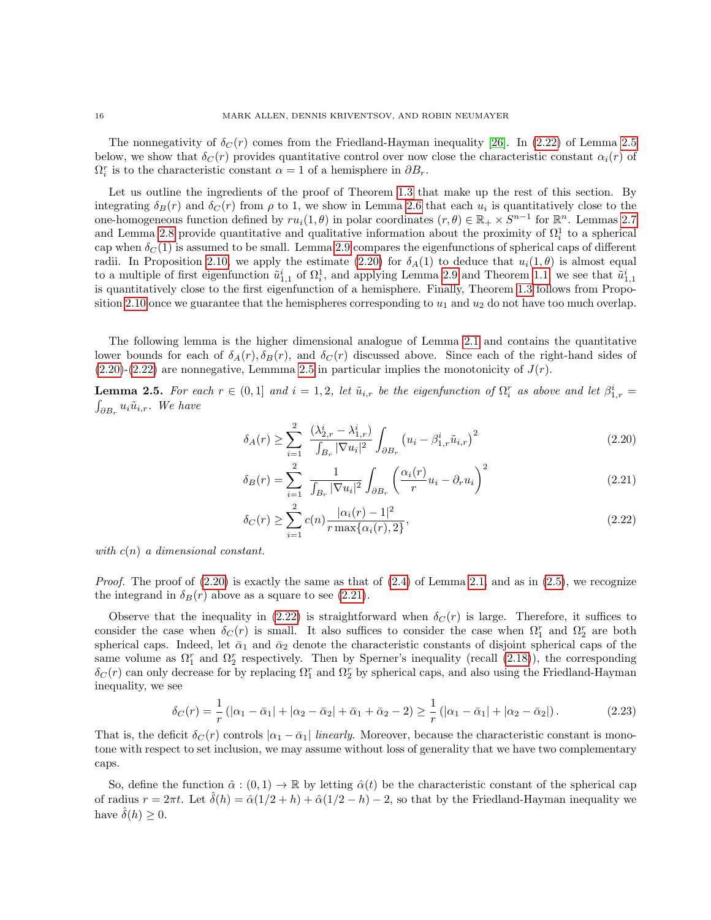The nonnegativity of $\delta_C(r)$ comes from the Friedland-Hayman inequality [26]. In (2.22) of Lemma 2.5 below, we show that $\delta_C(r)$ provides quantitative control over now close the characteristic constant $\alpha_i(r)$ of $\Omega_i^r$ is to the characteristic constant $\alpha = 1$ of a hemisphere in $\partial B_r$.

Let us outline the ingredients of the proof of Theorem 1.3 that make up the rest of this section. By integrating $\delta_B(r)$ and $\delta_C(r)$ from $\rho$ to 1, we show in Lemma 2.6 that each $u_i$ is quantitatively close to the one-homogeneous function defined by $ru_i(1,\theta)$ in polar coordinates $(r,\theta) \in \mathbb{R}_+ \times S^{n-1}$ for $\mathbb{R}^n$. Lemmas 2.7 and Lemma 2.8 provide quantitative and qualitative information about the proximity of $\Omega_i^1$ to a spherical cap when $\delta_C(1)$ is assumed to be small. Lemma 2.9 compares the eigenfunctions of spherical caps of different radii. In Proposition 2.10, we apply the estimate (2.20) for $\delta_A(1)$ to deduce that $u_i(1,\theta)$ is almost equal to a multiple of first eigenfunction $\tilde{u}_{1,1}^i$ of $\Omega_i^1$, and applying Lemma 2.9 and Theorem 1.1, we see that $\tilde{u}_{1,1}^i$ is quantitatively close to the first eigenfunction of a hemisphere. Finally, Theorem 1.3 follows from Proposition 2.10 once we guarantee that the hemispheres corresponding to $u_1$ and $u_2$ do not have too much overlap.

The following lemma is the higher dimensional analogue of Lemma 2.1 and contains the quantitative lower bounds for each of $\delta_A(r), \delta_B(r)$, and $\delta_C(r)$ discussed above. Since each of the right-hand sides of (2.20)-(2.22) are nonnegative, Lemmma 2.5 in particular implies the monotonicity of $J(r)$.

**Lemma 2.5.** *For each $r \in (0,1]$ and $i = 1,2$, let $\tilde{u}_{i,r}$ be the eigenfunction of $\Omega_i^r$ as above and let $\beta_{1,r}^i = \int_{\partial B_r} u_i \tilde{u}_{i,r}$. We have*

$$\delta_A(r) \geq \sum_{i=1}^2 \frac{(\lambda_{2,r}^i - \lambda_{1,r}^i)}{\int_{B_r} |\nabla u_i|^2} \int_{\partial B_r} \left(u_i - \beta_{1,r}^i \tilde{u}_{i,r}\right)^2 \tag{2.20}$$

$$\delta_B(r) = \sum_{i=1}^2 \frac{1}{\int_{B_r} |\nabla u_i|^2} \int_{\partial B_r} \left(\frac{\alpha_i(r)}{r} u_i - \partial_r u_i\right)^2 \tag{2.21}$$

$$\delta_C(r) \geq \sum_{i=1}^2 c(n) \frac{|\alpha_i(r) - 1|^2}{r \max\{\alpha_i(r), 2\}}, \tag{2.22}$$

*with $c(n)$ a dimensional constant.*

*Proof.* The proof of (2.20) is exactly the same as that of (2.4) of Lemma 2.1, and as in (2.5), we recognize the integrand in $\delta_B(r)$ above as a square to see (2.21).

Observe that the inequality in (2.22) is straightforward when $\delta_C(r)$ is large. Therefore, it suffices to consider the case when $\delta_C(r)$ is small. It also suffices to consider the case when $\Omega_1^r$ and $\Omega_2^r$ are both spherical caps. Indeed, let $\bar{\alpha}_1$ and $\bar{\alpha}_2$ denote the characteristic constants of disjoint spherical caps of the same volume as $\Omega_1^r$ and $\Omega_2^r$ respectively. Then by Sperner's inequality (recall (2.18)), the corresponding $\delta_C(r)$ can only decrease for by replacing $\Omega_1^r$ and $\Omega_2^r$ by spherical caps, and also using the Friedland-Hayman inequality, we see

$$\delta_C(r) = \frac{1}{r}\left(|\alpha_1 - \bar{\alpha}_1| + |\alpha_2 - \bar{\alpha}_2| + \bar{\alpha}_1 + \bar{\alpha}_2 - 2\right) \geq \frac{1}{r}\left(|\alpha_1 - \bar{\alpha}_1| + |\alpha_2 - \bar{\alpha}_2|\right). \tag{2.23}$$

That is, the deficit $\delta_C(r)$ controls $|\alpha_1 - \bar{\alpha}_1|$ *linearly*. Moreover, because the characteristic constant is monotone with respect to set inclusion, we may assume without loss of generality that we have two complementary caps.

So, define the function $\hat{\alpha} : (0,1) \to \mathbb{R}$ by letting $\hat{\alpha}(t)$ be the characteristic constant of the spherical cap of radius $r = 2\pi t$. Let $\hat{\delta}(h) = \hat{\alpha}(1/2 + h) + \hat{\alpha}(1/2 - h) - 2$, so that by the Friedland-Hayman inequality we have $\hat{\delta}(h) \geq 0$.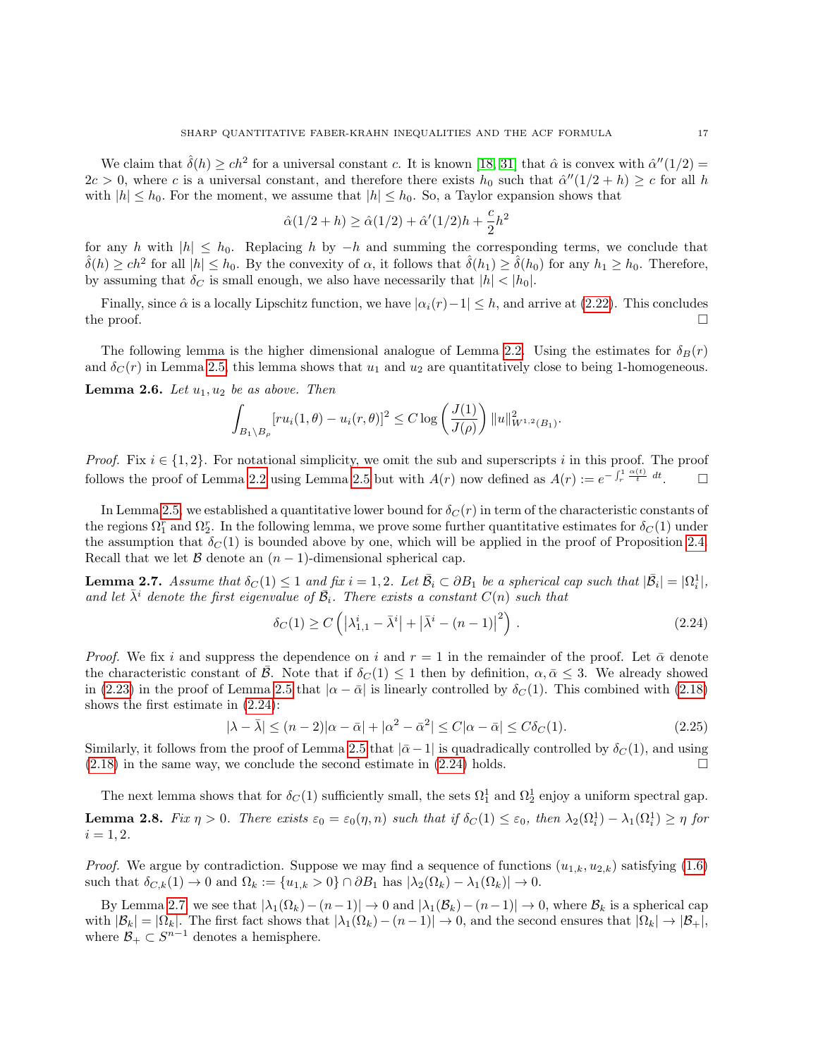We claim that $\hat{\delta}(h) \geq ch^2$ for a universal constant $c$. It is known [18, 31] that $\hat{\alpha}$ is convex with $\hat{\alpha}''(1/2) = 2c > 0$, where $c$ is a universal constant, and therefore there exists $h_0$ such that $\hat{\alpha}''(1/2+h) \geq c$ for all $h$ with $|h| \leq h_0$. For the moment, we assume that $|h| \leq h_0$. So, a Taylor expansion shows that

$$\hat{\alpha}(1/2+h) \geq \hat{\alpha}(1/2) + \hat{\alpha}'(1/2)h + \frac{c}{2}h^2$$

for any $h$ with $|h| \leq h_0$. Replacing $h$ by $-h$ and summing the corresponding terms, we conclude that $\hat{\delta}(h) \geq ch^2$ for all $|h| \leq h_0$. By the convexity of $\alpha$, it follows that $\hat{\delta}(h_1) \geq \hat{\delta}(h_0)$ for any $h_1 \geq h_0$. Therefore, by assuming that $\delta_C$ is small enough, we also have necessarily that $|h| < |h_0|$.

Finally, since $\hat{\alpha}$ is a locally Lipschitz function, we have $|\alpha_i(r) - 1| \leq h$, and arrive at (2.22). This concludes the proof. $\square$

The following lemma is the higher dimensional analogue of Lemma 2.2. Using the estimates for $\delta_B(r)$ and $\delta_C(r)$ in Lemma 2.5, this lemma shows that $u_1$ and $u_2$ are quantitatively close to being 1-homogeneous.

**Lemma 2.6.** *Let $u_1, u_2$ be as above. Then*

$$\int_{B_1 \setminus B_\rho} [ru_i(1,\theta) - u_i(r,\theta)]^2 \leq C \log\left(\frac{J(1)}{J(\rho)}\right) \|u\|^2_{W^{1,2}(B_1)}.$$

*Proof.* Fix $i \in \{1,2\}$. For notational simplicity, we omit the sub and superscripts $i$ in this proof. The proof follows the proof of Lemma 2.2 using Lemma 2.5 but with $A(r)$ now defined as $A(r) := e^{-\int_r^1 \frac{\alpha(t)}{t}\, dt}$. $\square$

In Lemma 2.5, we established a quantitative lower bound for $\delta_C(r)$ in term of the characteristic constants of the regions $\Omega_1^r$ and $\Omega_2^r$. In the following lemma, we prove some further quantitative estimates for $\delta_C(1)$ under the assumption that $\delta_C(1)$ is bounded above by one, which will be applied in the proof of Proposition 2.4. Recall that we let $\mathcal{B}$ denote an $(n-1)$-dimensional spherical cap.

**Lemma 2.7.** *Assume that $\delta_C(1) \leq 1$ and fix $i = 1,2$. Let $\bar{\mathcal{B}}_i \subset \partial B_1$ be a spherical cap such that $|\bar{\mathcal{B}}_i| = |\Omega_i^1|$, and let $\bar{\lambda}^i$ denote the first eigenvalue of $\bar{\mathcal{B}}_i$. There exists a constant $C(n)$ such that*

$$\delta_C(1) \geq C\left(\left|\lambda_{1,1}^i - \bar{\lambda}^i\right| + \left|\bar{\lambda}^i - (n-1)\right|^2\right). \tag{2.24}$$

*Proof.* We fix $i$ and suppress the dependence on $i$ and $r = 1$ in the remainder of the proof. Let $\bar{\alpha}$ denote the characteristic constant of $\bar{\mathcal{B}}$. Note that if $\delta_C(1) \leq 1$ then by definition, $\alpha, \bar{\alpha} \leq 3$. We already showed in (2.23) in the proof of Lemma 2.5 that $|\alpha - \bar{\alpha}|$ is linearly controlled by $\delta_C(1)$. This combined with (2.18) shows the first estimate in (2.24):

$$|\lambda - \bar{\lambda}| \leq (n-2)|\alpha - \bar{\alpha}| + |\alpha^2 - \bar{\alpha}^2| \leq C|\alpha - \bar{\alpha}| \leq C\delta_C(1). \tag{2.25}$$

Similarly, it follows from the proof of Lemma 2.5 that $|\bar{\alpha} - 1|$ is quadradically controlled by $\delta_C(1)$, and using (2.18) in the same way, we conclude the second estimate in (2.24) holds. $\square$

The next lemma shows that for $\delta_C(1)$ sufficiently small, the sets $\Omega_1^1$ and $\Omega_2^1$ enjoy a uniform spectral gap.

**Lemma 2.8.** *Fix $\eta > 0$. There exists $\varepsilon_0 = \varepsilon_0(\eta, n)$ such that if $\delta_C(1) \leq \varepsilon_0$, then $\lambda_2(\Omega_i^1) - \lambda_1(\Omega_i^1) \geq \eta$ for $i = 1,2$.*

*Proof.* We argue by contradiction. Suppose we may find a sequence of functions $(u_{1,k}, u_{2,k})$ satisfying (1.6) such that $\delta_{C,k}(1) \to 0$ and $\Omega_k := \{u_{1,k} > 0\} \cap \partial B_1$ has $|\lambda_2(\Omega_k) - \lambda_1(\Omega_k)| \to 0$.

By Lemma 2.7, we see that $|\lambda_1(\Omega_k) - (n-1)| \to 0$ and $|\lambda_1(\mathcal{B}_k) - (n-1)| \to 0$, where $\mathcal{B}_k$ is a spherical cap with $|\mathcal{B}_k| = |\Omega_k|$. The first fact shows that $|\lambda_1(\Omega_k) - (n-1)| \to 0$, and the second ensures that $|\Omega_k| \to |\mathcal{B}_+|$, where $\mathcal{B}_+ \subset S^{n-1}$ denotes a hemisphere.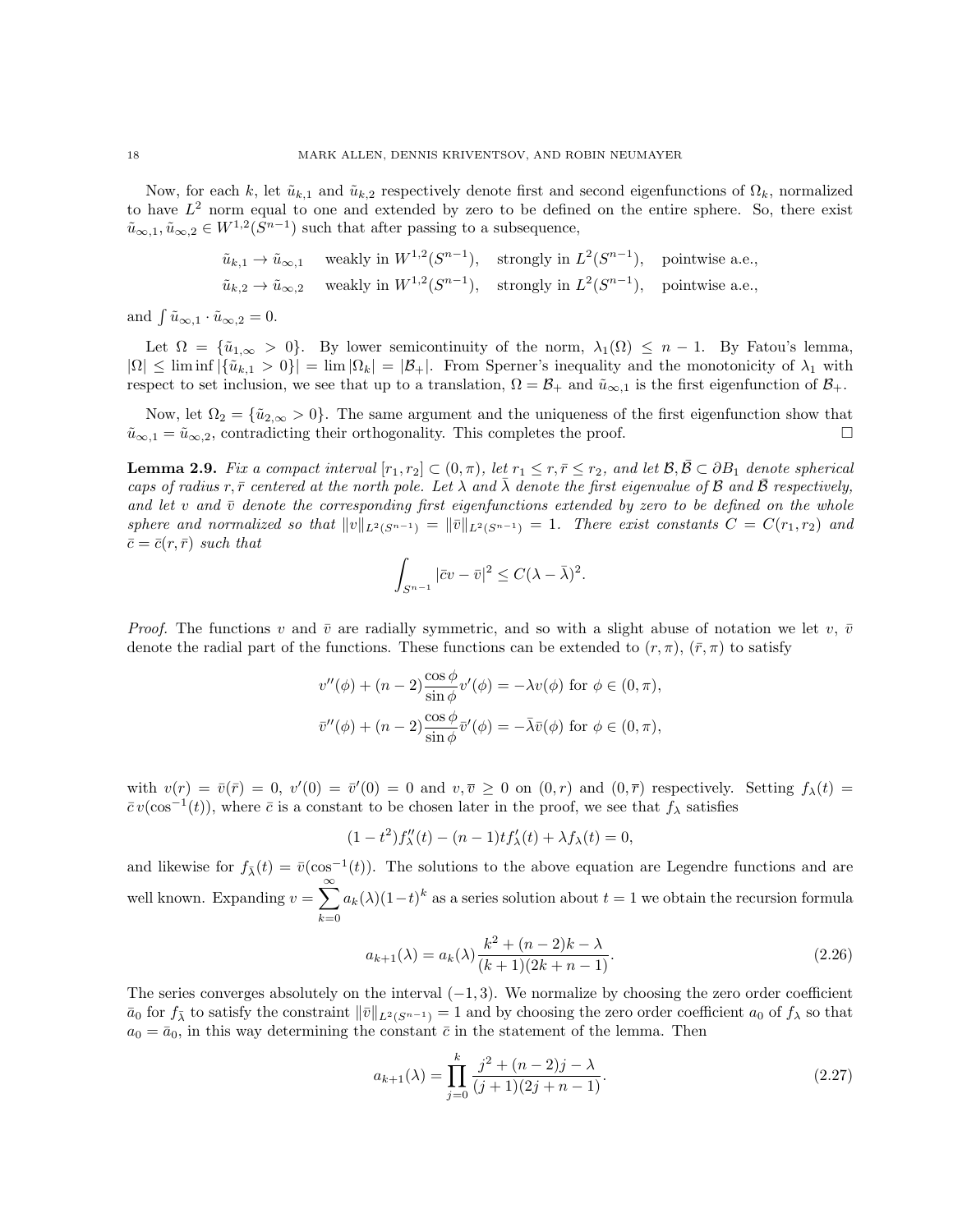Now, for each $k$, let $\tilde{u}_{k,1}$ and $\tilde{u}_{k,2}$ respectively denote first and second eigenfunctions of $\Omega_k$, normalized to have $L^2$ norm equal to one and extended by zero to be defined on the entire sphere. So, there exist $\tilde{u}_{\infty,1}, \tilde{u}_{\infty,2} \in W^{1,2}(S^{n-1})$ such that after passing to a subsequence,

$$
\begin{aligned}
\tilde{u}_{k,1} \to \tilde{u}_{\infty,1} \quad &\text{weakly in } W^{1,2}(S^{n-1}), \quad \text{strongly in } L^2(S^{n-1}), \quad \text{pointwise a.e.,}\\
\tilde{u}_{k,2} \to \tilde{u}_{\infty,2} \quad &\text{weakly in } W^{1,2}(S^{n-1}), \quad \text{strongly in } L^2(S^{n-1}), \quad \text{pointwise a.e.,}
\end{aligned}
$$

and $\int \tilde{u}_{\infty,1} \cdot \tilde{u}_{\infty,2} = 0$.

Let $\Omega = \{\tilde{u}_{1,\infty} > 0\}$. By lower semicontinuity of the norm, $\lambda_1(\Omega) \leq n-1$. By Fatou's lemma, $|\Omega| \leq \liminf |\{\tilde{u}_{k,1} > 0\}| = \lim |\Omega_k| = |\mathcal{B}_+|$. From Sperner's inequality and the monotonicity of $\lambda_1$ with respect to set inclusion, we see that up to a translation, $\Omega = \mathcal{B}_+$ and $\tilde{u}_{\infty,1}$ is the first eigenfunction of $\mathcal{B}_+$.

Now, let $\Omega_2 = \{\tilde{u}_{2,\infty} > 0\}$. The same argument and the uniqueness of the first eigenfunction show that $\tilde{u}_{\infty,1} = \tilde{u}_{\infty,2}$, contradicting their orthogonality. This completes the proof. $\square$

**Lemma 2.9.** *Fix a compact interval $[r_1, r_2] \subset (0,\pi)$, let $r_1 \leq r, \bar{r} \leq r_2$, and let $\mathcal{B}, \bar{\mathcal{B}} \subset \partial B_1$ denote spherical caps of radius $r, \bar{r}$ centered at the north pole. Let $\lambda$ and $\bar{\lambda}$ denote the first eigenvalue of $\mathcal{B}$ and $\bar{\mathcal{B}}$ respectively, and let $v$ and $\bar{v}$ denote the corresponding first eigenfunctions extended by zero to be defined on the whole sphere and normalized so that $\|v\|_{L^2(S^{n-1})} = \|\bar{v}\|_{L^2(S^{n-1})} = 1$. There exist constants $C = C(r_1, r_2)$ and $\bar{c} = \bar{c}(r, \bar{r})$ such that*

$$
\int_{S^{n-1}} |\bar{c}v - \bar{v}|^2 \leq C(\lambda - \bar{\lambda})^2.
$$

*Proof.* The functions $v$ and $\bar{v}$ are radially symmetric, and so with a slight abuse of notation we let $v$, $\bar{v}$ denote the radial part of the functions. These functions can be extended to $(r,\pi)$, $(\bar{r},\pi)$ to satisfy

$$
\begin{aligned}
v''(\phi) + (n-2)\frac{\cos\phi}{\sin\phi}v'(\phi) &= -\lambda v(\phi) \text{ for } \phi \in (0,\pi),\\
\bar{v}''(\phi) + (n-2)\frac{\cos\phi}{\sin\phi}\bar{v}'(\phi) &= -\bar{\lambda}\bar{v}(\phi) \text{ for } \phi \in (0,\pi),
\end{aligned}
$$

with $v(r) = \bar{v}(\bar{r}) = 0$, $v'(0) = \bar{v}'(0) = 0$ and $v, \bar{v} \geq 0$ on $(0,r)$ and $(0,\bar{r})$ respectively. Setting $f_\lambda(t) = \bar{c}\, v(\cos^{-1}(t))$, where $\bar{c}$ is a constant to be chosen later in the proof, we see that $f_\lambda$ satisfies

$$
(1-t^2)f''_\lambda(t) - (n-1)tf'_\lambda(t) + \lambda f_\lambda(t) = 0,
$$

and likewise for $f_{\bar{\lambda}}(t) = \bar{v}(\cos^{-1}(t))$. The solutions to the above equation are Legendre functions and are well known. Expanding $v = \sum_{k=0}^{\infty} a_k(\lambda)(1-t)^k$ as a series solution about $t=1$ we obtain the recursion formula

$$
a_{k+1}(\lambda) = a_k(\lambda)\frac{k^2 + (n-2)k - \lambda}{(k+1)(2k+n-1)}. \tag{2.26}
$$

The series converges absolutely on the interval $(-1,3)$. We normalize by choosing the zero order coefficient $\bar{a}_0$ for $f_{\bar{\lambda}}$ to satisfy the constraint $\|\bar{v}\|_{L^2(S^{n-1})} = 1$ and by choosing the zero order coefficient $a_0$ of $f_\lambda$ so that $a_0 = \bar{a}_0$, in this way determining the constant $\bar{c}$ in the statement of the lemma. Then

$$
a_{k+1}(\lambda) = \prod_{j=0}^{k} \frac{j^2 + (n-2)j - \lambda}{(j+1)(2j+n-1)}. \tag{2.27}
$$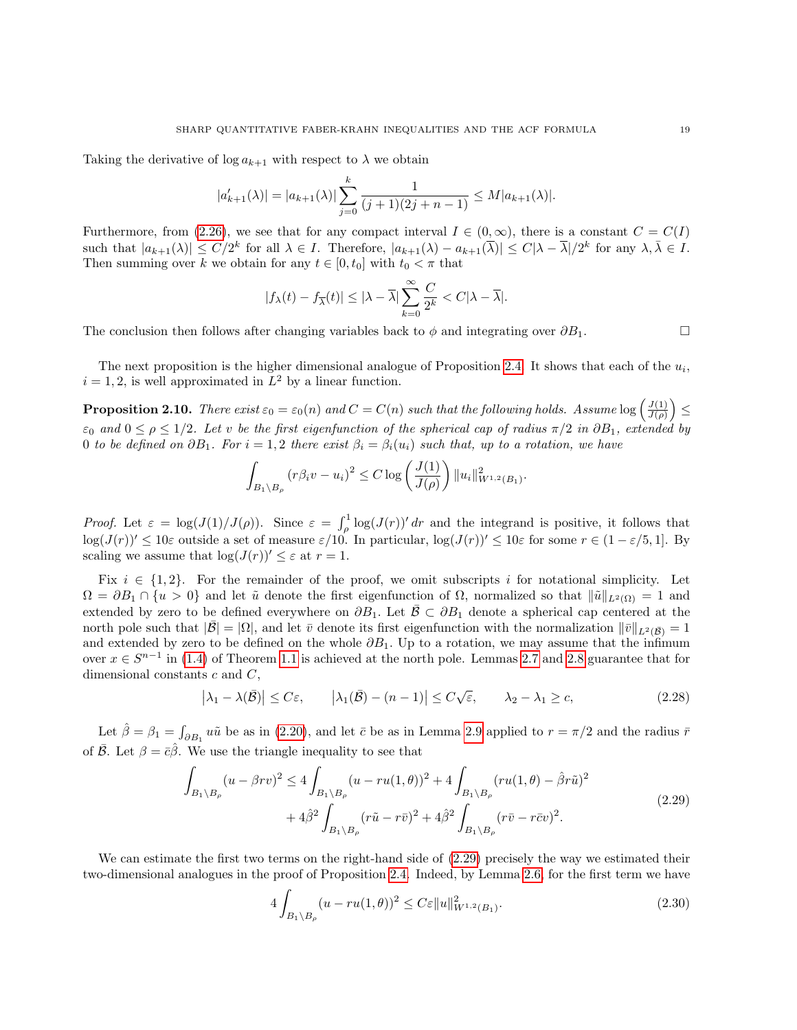Taking the derivative of $\log a_{k+1}$ with respect to $\lambda$ we obtain

$$|a'_{k+1}(\lambda)| = |a_{k+1}(\lambda)| \sum_{j=0}^{k} \frac{1}{(j+1)(2j+n-1)} \leq M|a_{k+1}(\lambda)|.$$

Furthermore, from (2.26), we see that for any compact interval $I \in (0,\infty)$, there is a constant $C = C(I)$ such that $|a_{k+1}(\lambda)| \leq C/2^k$ for all $\lambda \in I$. Therefore, $|a_{k+1}(\lambda) - a_{k+1}(\overline{\lambda})| \leq C|\lambda - \overline{\lambda}|/2^k$ for any $\lambda, \bar{\lambda} \in I$. Then summing over $k$ we obtain for any $t \in [0, t_0]$ with $t_0 < \pi$ that

$$|f_\lambda(t) - f_{\overline{\lambda}}(t)| \leq |\lambda - \overline{\lambda}| \sum_{k=0}^{\infty} \frac{C}{2^k} < C|\lambda - \overline{\lambda}|.$$

The conclusion then follows after changing variables back to $\phi$ and integrating over $\partial B_1$. $\square$

The next proposition is the higher dimensional analogue of Proposition 2.4. It shows that each of the $u_i$, $i = 1, 2$, is well approximated in $L^2$ by a linear function.

**Proposition 2.10.** *There exist $\varepsilon_0 = \varepsilon_0(n)$ and $C = C(n)$ such that the following holds. Assume $\log\left(\frac{J(1)}{J(\rho)}\right) \leq \varepsilon_0$ and $0 \leq \rho \leq 1/2$. Let $v$ be the first eigenfunction of the spherical cap of radius $\pi/2$ in $\partial B_1$, extended by 0 to be defined on $\partial B_1$. For $i = 1, 2$ there exist $\beta_i = \beta_i(u_i)$ such that, up to a rotation, we have*

$$\int_{B_1 \setminus B_\rho} (r\beta_i v - u_i)^2 \leq C \log\left(\frac{J(1)}{J(\rho)}\right) \|u_i\|^2_{W^{1,2}(B_1)}.$$

*Proof.* Let $\varepsilon = \log(J(1)/J(\rho))$. Since $\varepsilon = \int_\rho^1 \log(J(r))'\,dr$ and the integrand is positive, it follows that $\log(J(r))' \leq 10\varepsilon$ outside a set of measure $\varepsilon/10$. In particular, $\log(J(r))' \leq 10\varepsilon$ for some $r \in (1 - \varepsilon/5, 1]$. By scaling we assume that $\log(J(r))' \leq \varepsilon$ at $r = 1$.

Fix $i \in \{1, 2\}$. For the remainder of the proof, we omit subscripts $i$ for notational simplicity. Let $\Omega = \partial B_1 \cap \{u > 0\}$ and let $\tilde{u}$ denote the first eigenfunction of $\Omega$, normalized so that $\|\tilde{u}\|_{L^2(\Omega)} = 1$ and extended by zero to be defined everywhere on $\partial B_1$. Let $\bar{\mathcal{B}} \subset \partial B_1$ denote a spherical cap centered at the north pole such that $|\bar{\mathcal{B}}| = |\Omega|$, and let $\bar{v}$ denote its first eigenfunction with the normalization $\|\bar{v}\|_{L^2(\bar{\mathcal{B}})} = 1$ and extended by zero to be defined on the whole $\partial B_1$. Up to a rotation, we may assume that the infimum over $x \in S^{n-1}$ in (1.4) of Theorem 1.1 is achieved at the north pole. Lemmas 2.7 and 2.8 guarantee that for dimensional constants $c$ and $C$,

$$\left|\lambda_1 - \lambda(\bar{\mathcal{B}})\right| \leq C\varepsilon, \qquad \left|\lambda_1(\bar{\mathcal{B}}) - (n-1)\right| \leq C\sqrt{\varepsilon}, \qquad \lambda_2 - \lambda_1 \geq c, \tag{2.28}$$

Let $\hat{\beta} = \beta_1 = \int_{\partial B_1} u\tilde{u}$ be as in (2.20), and let $\bar{c}$ be as in Lemma 2.9 applied to $r = \pi/2$ and the radius $\bar{r}$ of $\bar{\mathcal{B}}$. Let $\beta = \bar{c}\hat{\beta}$. We use the triangle inequality to see that

$$\begin{aligned}
\int_{B_1 \setminus B_\rho} (u - \beta r v)^2 \leq\; & 4\int_{B_1 \setminus B_\rho} (u - ru(1,\theta))^2 + 4\int_{B_1 \setminus B_\rho} (ru(1,\theta) - \hat{\beta} r\tilde{u})^2 \\
& + 4\hat{\beta}^2 \int_{B_1 \setminus B_\rho} (r\tilde{u} - r\bar{v})^2 + 4\hat{\beta}^2 \int_{B_1 \setminus B_\rho} (r\bar{v} - r\bar{c}v)^2.
\end{aligned} \tag{2.29}$$

We can estimate the first two terms on the right-hand side of (2.29) precisely the way we estimated their two-dimensional analogues in the proof of Proposition 2.4. Indeed, by Lemma 2.6, for the first term we have

$$4\int_{B_1 \setminus B_\rho} (u - ru(1,\theta))^2 \leq C\varepsilon \|u\|^2_{W^{1,2}(B_1)}. \tag{2.30}$$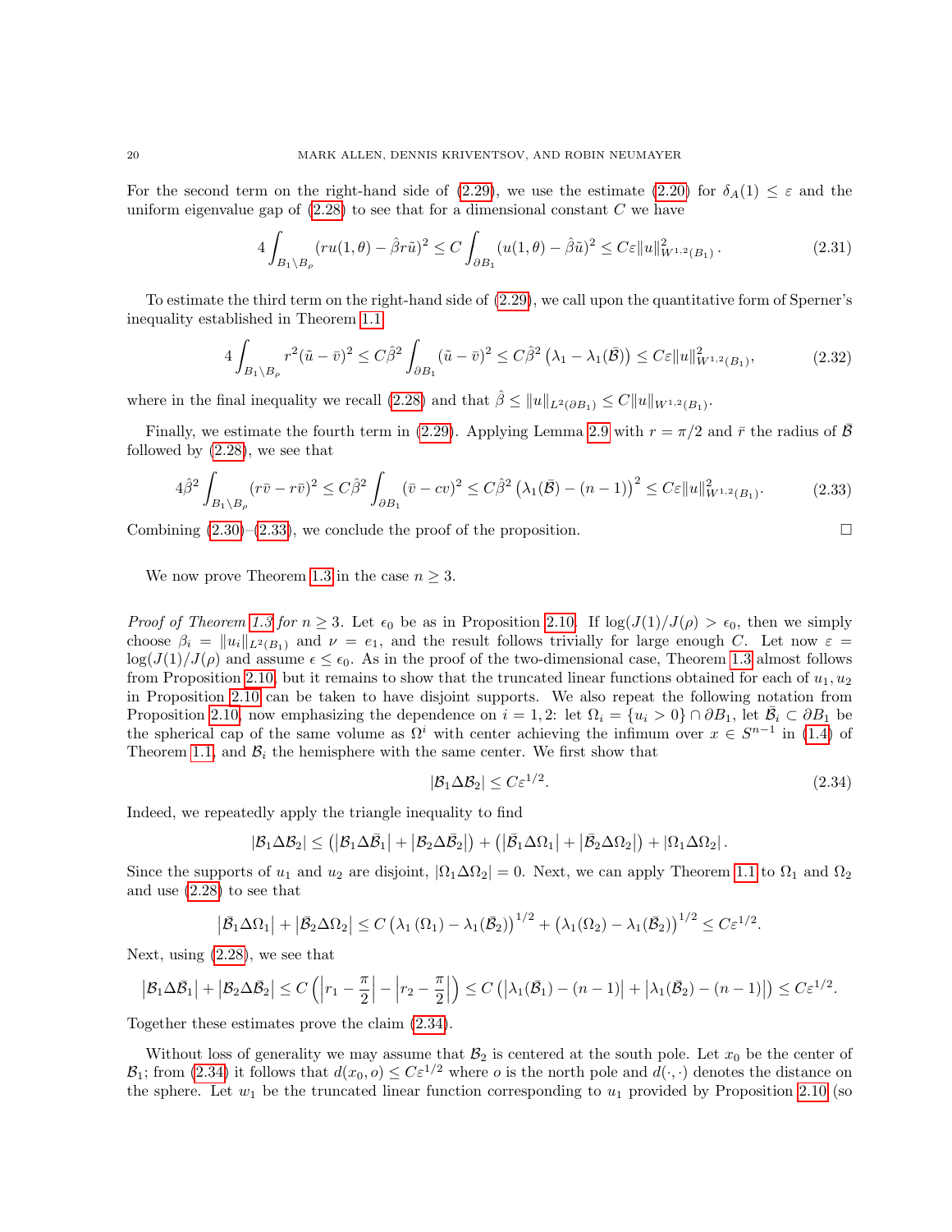For the second term on the right-hand side of (2.29), we use the estimate (2.20) for $\delta_A(1) \le \varepsilon$ and the uniform eigenvalue gap of (2.28) to see that for a dimensional constant $C$ we have

$$4\int_{B_1\setminus B_\rho} (ru(1,\theta) - \hat{\beta} r\tilde{u})^2 \le C\int_{\partial B_1} (u(1,\theta) - \hat{\beta}\tilde{u})^2 \le C\varepsilon \|u\|^2_{W^{1,2}(B_1)}. \tag{2.31}$$

To estimate the third term on the right-hand side of (2.29), we call upon the quantitative form of Sperner's inequality established in Theorem 1.1

$$4\int_{B_1\setminus B_\rho} r^2(\tilde{u}-\bar{v})^2 \le C\hat{\beta}^2 \int_{\partial B_1} (\tilde{u}-\bar{v})^2 \le C\hat{\beta}^2\left(\lambda_1 - \lambda_1(\bar{\mathcal{B}})\right) \le C\varepsilon\|u\|^2_{W^{1,2}(B_1)}, \tag{2.32}$$

where in the final inequality we recall (2.28) and that $\hat{\beta} \le \|u\|_{L^2(\partial B_1)} \le C\|u\|_{W^{1,2}(B_1)}$.

Finally, we estimate the fourth term in (2.29). Applying Lemma 2.9 with $r = \pi/2$ and $\bar{r}$ the radius of $\bar{\mathcal{B}}$ followed by (2.28), we see that

$$4\hat{\beta}^2\int_{B_1\setminus B_\rho} (r\bar{v} - r\bar{v})^2 \le C\hat{\beta}^2\int_{\partial B_1} (\bar{v} - cv)^2 \le C\hat{\beta}^2\left(\lambda_1(\bar{\mathcal{B}}) - (n-1)\right)^2 \le C\varepsilon\|u\|^2_{W^{1,2}(B_1)}. \tag{2.33}$$

Combining (2.30)–(2.33), we conclude the proof of the proposition. $\square$

We now prove Theorem 1.3 in the case $n \ge 3$.

*Proof of Theorem 1.3 for $n \ge 3$.* Let $\epsilon_0$ be as in Proposition 2.10. If $\log(J(1)/J(\rho) > \epsilon_0$, then we simply choose $\beta_i = \|u_i\|_{L^2(B_1)}$ and $\nu = e_1$, and the result follows trivially for large enough $C$. Let now $\varepsilon = \log(J(1)/J(\rho)$ and assume $\epsilon \le \epsilon_0$. As in the proof of the two-dimensional case, Theorem 1.3 almost follows from Proposition 2.10, but it remains to show that the truncated linear functions obtained for each of $u_1, u_2$ in Proposition 2.10 can be taken to have disjoint supports. We also repeat the following notation from Proposition 2.10, now emphasizing the dependence on $i = 1, 2$: let $\Omega_i = \{u_i > 0\} \cap \partial B_1$, let $\bar{\mathcal{B}}_i \subset \partial B_1$ be the spherical cap of the same volume as $\Omega^i$ with center achieving the infimum over $x \in S^{n-1}$ in (1.4) of Theorem 1.1, and $\mathcal{B}_i$ the hemisphere with the same center. We first show that

$$|\mathcal{B}_1 \Delta \mathcal{B}_2| \le C\varepsilon^{1/2}. \tag{2.34}$$

Indeed, we repeatedly apply the triangle inequality to find

$$|\mathcal{B}_1\Delta\mathcal{B}_2| \le \left(|\mathcal{B}_1\Delta\bar{\mathcal{B}}_1| + |\mathcal{B}_2\Delta\bar{\mathcal{B}}_2|\right) + \left(|\bar{\mathcal{B}}_1\Delta\Omega_1| + |\bar{\mathcal{B}}_2\Delta\Omega_2|\right) + |\Omega_1\Delta\Omega_2|.$$

Since the supports of $u_1$ and $u_2$ are disjoint, $|\Omega_1\Delta\Omega_2| = 0$. Next, we can apply Theorem 1.1 to $\Omega_1$ and $\Omega_2$ and use (2.28) to see that

$$|\bar{\mathcal{B}}_1\Delta\Omega_1| + |\bar{\mathcal{B}}_2\Delta\Omega_2| \le C\left(\lambda_1(\Omega_1) - \lambda_1(\bar{\mathcal{B}}_2)\right)^{1/2} + \left(\lambda_1(\Omega_2) - \lambda_1(\bar{\mathcal{B}}_2)\right)^{1/2} \le C\varepsilon^{1/2}.$$

Next, using (2.28), we see that

$$|\mathcal{B}_1\Delta\bar{\mathcal{B}}_1| + |\mathcal{B}_2\Delta\bar{\mathcal{B}}_2| \le C\left(\left|r_1 - \frac{\pi}{2}\right| - \left|r_2 - \frac{\pi}{2}\right|\right) \le C\left(|\lambda_1(\bar{\mathcal{B}}_1) - (n-1)| + |\lambda_1(\bar{\mathcal{B}}_2) - (n-1)|\right) \le C\varepsilon^{1/2}.$$

Together these estimates prove the claim (2.34).

Without loss of generality we may assume that $\mathcal{B}_2$ is centered at the south pole. Let $x_0$ be the center of $\mathcal{B}_1$; from (2.34) it follows that $d(x_0, o) \le C\varepsilon^{1/2}$ where $o$ is the north pole and $d(\cdot,\cdot)$ denotes the distance on the sphere. Let $w_1$ be the truncated linear function corresponding to $u_1$ provided by Proposition 2.10 (so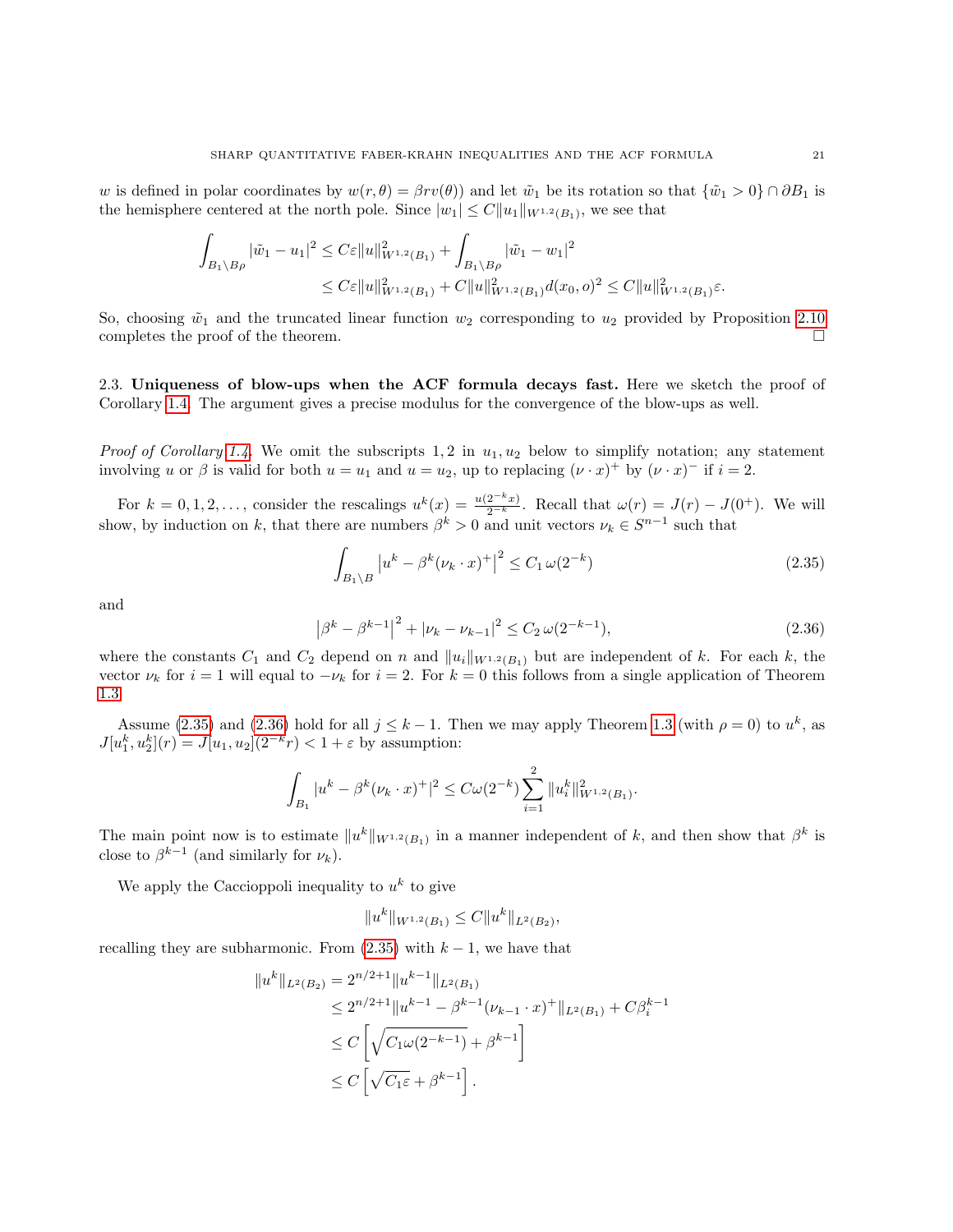$w$ is defined in polar coordinates by $w(r,\theta) = \beta r v(\theta))$ and let $\tilde{w}_1$ be its rotation so that $\{\tilde{w}_1 > 0\} \cap \partial B_1$ is the hemisphere centered at the north pole. Since $|w_1| \le C\|u_1\|_{W^{1,2}(B_1)}$, we see that

$$
\begin{aligned}
\int_{B_1 \setminus B_\rho} |\tilde{w}_1 - u_1|^2 &\le C\varepsilon \|u\|^2_{W^{1,2}(B_1)} + \int_{B_1\setminus B_\rho} |\tilde{w}_1 - w_1|^2 \\
&\le C\varepsilon \|u\|^2_{W^{1,2}(B_1)} + C\|u\|^2_{W^{1,2}(B_1)} d(x_0, o)^2 \le C\|u\|^2_{W^{1,2}(B_1)}\varepsilon.
\end{aligned}
$$

So, choosing $\tilde{w}_1$ and the truncated linear function $w_2$ corresponding to $u_2$ provided by Proposition 2.10 completes the proof of the theorem. $\square$

### 2.3. Uniqueness of blow-ups when the ACF formula decays fast.

Here we sketch the proof of Corollary 1.4. The argument gives a precise modulus for the convergence of the blow-ups as well.

*Proof of Corollary 1.4.* We omit the subscripts $1, 2$ in $u_1, u_2$ below to simplify notation; any statement involving $u$ or $\beta$ is valid for both $u = u_1$ and $u = u_2$, up to replacing $(\nu \cdot x)^+$ by $(\nu \cdot x)^-$ if $i = 2$.

For $k = 0, 1, 2, \ldots$, consider the rescalings $u^k(x) = \frac{u(2^{-k}x)}{2^{-k}}$. Recall that $\omega(r) = J(r) - J(0^+)$. We will show, by induction on $k$, that there are numbers $\beta^k > 0$ and unit vectors $\nu_k \in S^{n-1}$ such that

$$
\int_{B_1 \setminus B} \left| u^k - \beta^k (\nu_k \cdot x)^+ \right|^2 \le C_1\, \omega(2^{-k}) \tag{2.35}
$$

and

$$
\left|\beta^k - \beta^{k-1}\right|^2 + |\nu_k - \nu_{k-1}|^2 \le C_2\, \omega(2^{-k-1}), \tag{2.36}
$$

where the constants $C_1$ and $C_2$ depend on $n$ and $\|u_i\|_{W^{1,2}(B_1)}$ but are independent of $k$. For each $k$, the vector $\nu_k$ for $i = 1$ will equal to $-\nu_k$ for $i = 2$. For $k = 0$ this follows from a single application of Theorem 1.3.

Assume (2.35) and (2.36) hold for all $j \le k - 1$. Then we may apply Theorem 1.3 (with $\rho = 0$) to $u^k$, as $J[u_1^k, u_2^k](r) = J[u_1, u_2](2^{-k} r) < 1 + \varepsilon$ by assumption:

$$
\int_{B_1} |u^k - \beta^k (\nu_k \cdot x)^+|^2 \le C\omega(2^{-k}) \sum_{i=1}^{2} \|u_i^k\|^2_{W^{1,2}(B_1)}.
$$

The main point now is to estimate $\|u^k\|_{W^{1,2}(B_1)}$ in a manner independent of $k$, and then show that $\beta^k$ is close to $\beta^{k-1}$ (and similarly for $\nu_k$).

We apply the Caccioppoli inequality to $u^k$ to give

$$
\|u^k\|_{W^{1,2}(B_1)} \le C\|u^k\|_{L^2(B_2)},
$$

recalling they are subharmonic. From (2.35) with $k - 1$, we have that

$$
\begin{aligned}
\|u^k\|_{L^2(B_2)} &= 2^{n/2+1} \|u^{k-1}\|_{L^2(B_1)} \\
&\le 2^{n/2+1} \|u^{k-1} - \beta^{k-1}(\nu_{k-1} \cdot x)^+\|_{L^2(B_1)} + C\beta_i^{k-1} \\
&\le C\left[\sqrt{C_1 \omega(2^{-k-1})} + \beta^{k-1}\right] \\
&\le C\left[\sqrt{C_1 \varepsilon} + \beta^{k-1}\right].
\end{aligned}
$$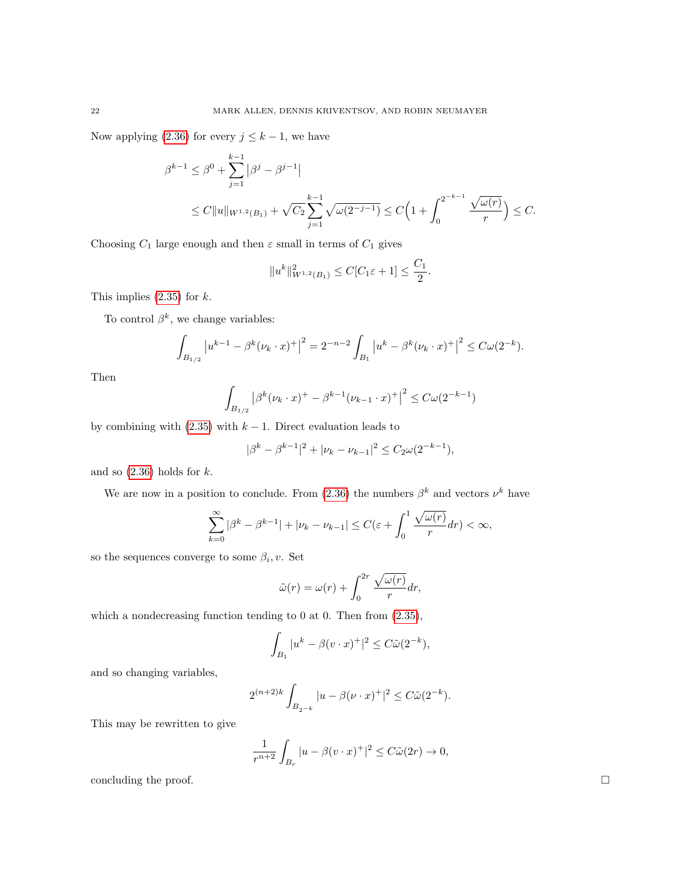Now applying (2.36) for every $j \leq k-1$, we have

$$
\begin{aligned}
\beta^{k-1} &\leq \beta^0 + \sum_{j=1}^{k-1} \left|\beta^j - \beta^{j-1}\right| \\
&\leq C\|u\|_{W^{1,2}(B_1)} + \sqrt{C_2}\sum_{j=1}^{k-1}\sqrt{\omega(2^{-j-1})} \leq C\Big(1 + \int_0^{2^{-k-1}} \frac{\sqrt{\omega(r)}}{r}\Big) \leq C.
\end{aligned}
$$

Choosing $C_1$ large enough and then $\varepsilon$ small in terms of $C_1$ gives

$$
\|u^k\|^2_{W^{1,2}(B_1)} \leq C[C_1\varepsilon + 1] \leq \frac{C_1}{2}.
$$

This implies (2.35) for $k$.

To control $\beta^k$, we change variables:

$$
\int_{B_{1/2}} \left|u^{k-1} - \beta^k(\nu_k \cdot x)^+\right|^2 = 2^{-n-2}\int_{B_1}\left|u^k - \beta^k(\nu_k\cdot x)^+\right|^2 \leq C\omega(2^{-k}).
$$

Then

$$
\int_{B_{1/2}} \left|\beta^k(\nu_k\cdot x)^+ - \beta^{k-1}(\nu_{k-1}\cdot x)^+\right|^2 \leq C\omega(2^{-k-1})
$$

by combining with (2.35) with $k-1$. Direct evaluation leads to

$$
|\beta^k - \beta^{k-1}|^2 + |\nu_k - \nu_{k-1}|^2 \leq C_2\omega(2^{-k-1}),
$$

and so (2.36) holds for $k$.

We are now in a position to conclude. From (2.36) the numbers $\beta^k$ and vectors $\nu^k$ have

$$
\sum_{k=0}^{\infty} |\beta^k - \beta^{k-1}| + |\nu_k - \nu_{k-1}| \leq C(\varepsilon + \int_0^1 \frac{\sqrt{\omega(r)}}{r}dr) < \infty,
$$

so the sequences converge to some $\beta_i, v$. Set

$$
\tilde{\omega}(r) = \omega(r) + \int_0^{2r}\frac{\sqrt{\omega(r)}}{r}dr,
$$

which a nondecreasing function tending to 0 at 0. Then from (2.35),

$$
\int_{B_1} |u^k - \beta(v\cdot x)^+|^2 \leq C\tilde{\omega}(2^{-k}),
$$

and so changing variables,

$$
2^{(n+2)k}\int_{B_{2^{-k}}} |u - \beta(\nu\cdot x)^+|^2 \leq C\tilde{\omega}(2^{-k}).
$$

This may be rewritten to give

$$
\frac{1}{r^{n+2}}\int_{B_r} |u - \beta(v\cdot x)^+|^2 \leq C\tilde{\omega}(2r) \to 0,
$$

concluding the proof. $\square$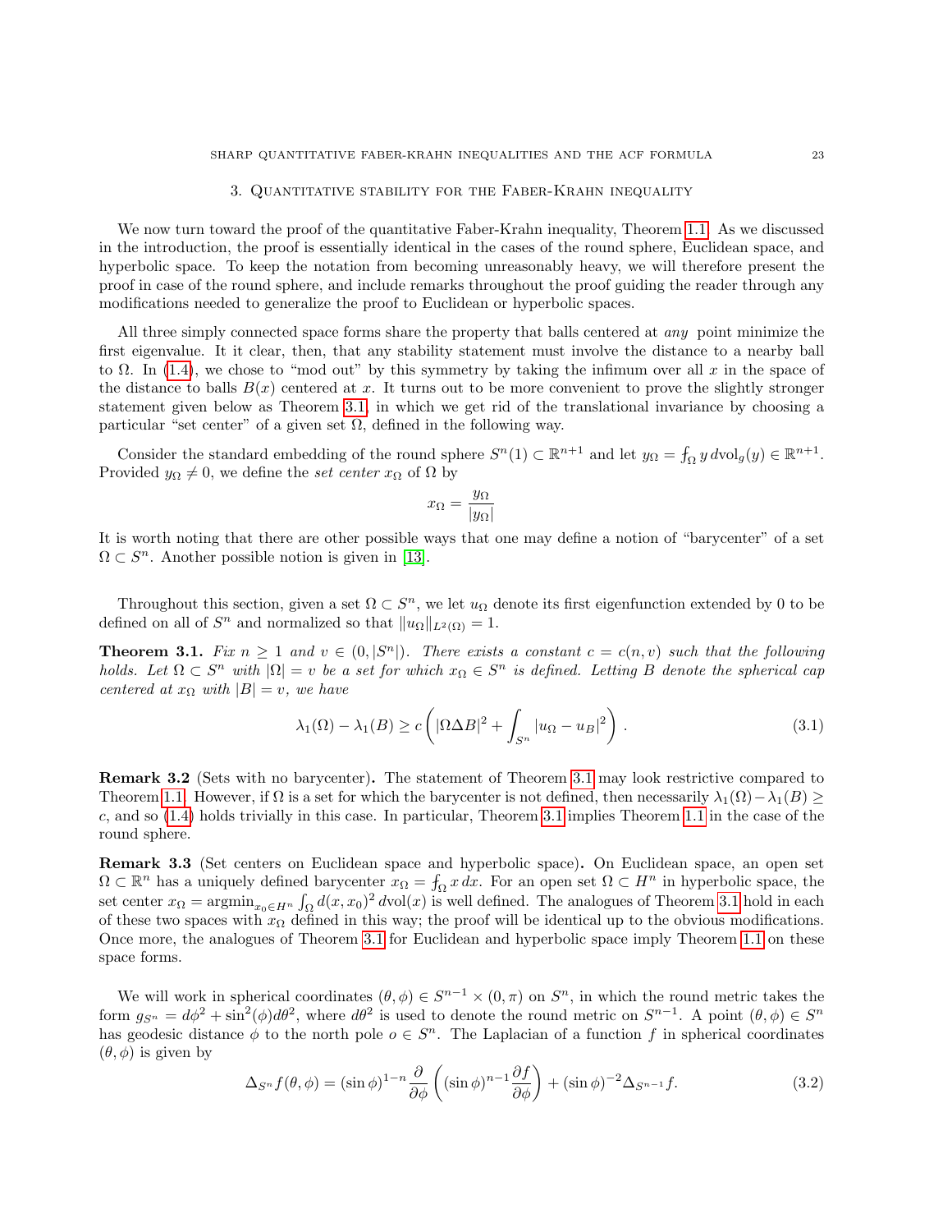## 3. Quantitative stability for the Faber-Krahn inequality

We now turn toward the proof of the quantitative Faber-Krahn inequality, Theorem 1.1. As we discussed in the introduction, the proof is essentially identical in the cases of the round sphere, Euclidean space, and hyperbolic space. To keep the notation from becoming unreasonably heavy, we will therefore present the proof in case of the round sphere, and include remarks throughout the proof guiding the reader through any modifications needed to generalize the proof to Euclidean or hyperbolic spaces.

All three simply connected space forms share the property that balls centered at *any* point minimize the first eigenvalue. It it clear, then, that any stability statement must involve the distance to a nearby ball to $\Omega$. In (1.4), we chose to "mod out" by this symmetry by taking the infimum over all $x$ in the space of the distance to balls $B(x)$ centered at $x$. It turns out to be more convenient to prove the slightly stronger statement given below as Theorem 3.1, in which we get rid of the translational invariance by choosing a particular "set center" of a given set $\Omega$, defined in the following way.

Consider the standard embedding of the round sphere $S^n(1) \subset \mathbb{R}^{n+1}$ and let $y_\Omega = \fint_\Omega y \, d\mathrm{vol}_g(y) \in \mathbb{R}^{n+1}$. Provided $y_\Omega \neq 0$, we define the *set center* $x_\Omega$ of $\Omega$ by

$$x_\Omega = \frac{y_\Omega}{|y_\Omega|}$$

It is worth noting that there are other possible ways that one may define a notion of "barycenter" of a set $\Omega \subset S^n$. Another possible notion is given in [13].

Throughout this section, given a set $\Omega \subset S^n$, we let $u_\Omega$ denote its first eigenfunction extended by 0 to be defined on all of $S^n$ and normalized so that $\|u_\Omega\|_{L^2(\Omega)} = 1$.

**Theorem 3.1.** *Fix $n \geq 1$ and $v \in (0, |S^n|)$. There exists a constant $c = c(n, v)$ such that the following holds. Let $\Omega \subset S^n$ with $|\Omega| = v$ be a set for which $x_\Omega \in S^n$ is defined. Letting $B$ denote the spherical cap centered at $x_\Omega$ with $|B| = v$, we have*

$$\lambda_1(\Omega) - \lambda_1(B) \geq c \left( |\Omega \Delta B|^2 + \int_{S^n} |u_\Omega - u_B|^2 \right). \tag{3.1}$$

**Remark 3.2** (Sets with no barycenter)**.** The statement of Theorem 3.1 may look restrictive compared to Theorem 1.1. However, if $\Omega$ is a set for which the barycenter is not defined, then necessarily $\lambda_1(\Omega) - \lambda_1(B) \geq c$, and so (1.4) holds trivially in this case. In particular, Theorem 3.1 implies Theorem 1.1 in the case of the round sphere.

**Remark 3.3** (Set centers on Euclidean space and hyperbolic space)**.** On Euclidean space, an open set $\Omega \subset \mathbb{R}^n$ has a uniquely defined barycenter $x_\Omega = \fint_\Omega x \, dx$. For an open set $\Omega \subset H^n$ in hyperbolic space, the set center $x_\Omega = \mathrm{argmin}_{x_0 \in H^n} \int_\Omega d(x, x_0)^2 \, d\mathrm{vol}(x)$ is well defined. The analogues of Theorem 3.1 hold in each of these two spaces with $x_\Omega$ defined in this way; the proof will be identical up to the obvious modifications. Once more, the analogues of Theorem 3.1 for Euclidean and hyperbolic space imply Theorem 1.1 on these space forms.

We will work in spherical coordinates $(\theta, \phi) \in S^{n-1} \times (0, \pi)$ on $S^n$, in which the round metric takes the form $g_{S^n} = d\phi^2 + \sin^2(\phi) d\theta^2$, where $d\theta^2$ is used to denote the round metric on $S^{n-1}$. A point $(\theta, \phi) \in S^n$ has geodesic distance $\phi$ to the north pole $o \in S^n$. The Laplacian of a function $f$ in spherical coordinates $(\theta, \phi)$ is given by

$$\Delta_{S^n} f(\theta, \phi) = (\sin \phi)^{1-n} \frac{\partial}{\partial \phi} \left( (\sin \phi)^{n-1} \frac{\partial f}{\partial \phi} \right) + (\sin \phi)^{-2} \Delta_{S^{n-1}} f. \tag{3.2}$$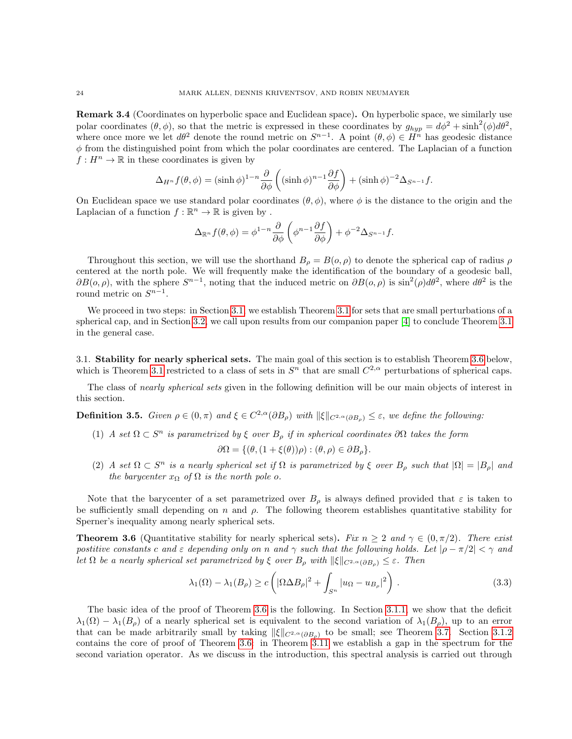**Remark 3.4** (Coordinates on hyperbolic space and Euclidean space)**.** On hyperbolic space, we similarly use polar coordinates $(\theta, \phi)$, so that the metric is expressed in these coordinates by $g_{hyp} = d\phi^2 + \sinh^2(\phi) d\theta^2$, where once more we let $d\theta^2$ denote the round metric on $S^{n-1}$. A point $(\theta, \phi) \in H^n$ has geodesic distance $\phi$ from the distinguished point from which the polar coordinates are centered. The Laplacian of a function $f : H^n \to \mathbb{R}$ in these coordinates is given by

$$\Delta_{H^n} f(\theta, \phi) = (\sinh \phi)^{1-n} \frac{\partial}{\partial \phi}\left( (\sinh \phi)^{n-1} \frac{\partial f}{\partial \phi}\right) + (\sinh \phi)^{-2} \Delta_{S^{n-1}} f.$$

On Euclidean space we use standard polar coordinates $(\theta, \phi)$, where $\phi$ is the distance to the origin and the Laplacian of a function $f : \mathbb{R}^n \to \mathbb{R}$ is given by .

$$\Delta_{\mathbb{R}^n} f(\theta, \phi) = \phi^{1-n} \frac{\partial}{\partial \phi}\left( \phi^{n-1} \frac{\partial f}{\partial \phi}\right) + \phi^{-2} \Delta_{S^{n-1}} f.$$

Throughout this section, we will use the shorthand $B_\rho = B(o, \rho)$ to denote the spherical cap of radius $\rho$ centered at the north pole. We will frequently make the identification of the boundary of a geodesic ball, $\partial B(o, \rho)$, with the sphere $S^{n-1}$, noting that the induced metric on $\partial B(o, \rho)$ is $\sin^2(\rho) d\theta^2$, where $d\theta^2$ is the round metric on $S^{n-1}$.

We proceed in two steps: in Section 3.1, we establish Theorem 3.1 for sets that are small perturbations of a spherical cap, and in Section 3.2, we call upon results from our companion paper [4] to conclude Theorem 3.1 in the general case.

### 3.1. Stability for nearly spherical sets.

The main goal of this section is to establish Theorem 3.6 below, which is Theorem 3.1 restricted to a class of sets in $S^n$ that are small $C^{2,\alpha}$ perturbations of spherical caps.

The class of *nearly spherical sets* given in the following definition will be our main objects of interest in this section.

**Definition 3.5.** *Given $\rho \in (0, \pi)$ and $\xi \in C^{2,\alpha}(\partial B_\rho)$ with $\|\xi\|_{C^{2,\alpha}(\partial B_\rho)} \leq \varepsilon$, we define the following:*

1. *A set $\Omega \subset S^n$ is parametrized by $\xi$ over $B_\rho$ if in spherical coordinates $\partial\Omega$ takes the form*
$$\partial\Omega = \{(\theta, (1 + \xi(\theta))\rho) : (\theta, \rho) \in \partial B_\rho\}.$$
2. *A set $\Omega \subset S^n$ is a nearly spherical set if $\Omega$ is parametrized by $\xi$ over $B_\rho$ such that $|\Omega| = |B_\rho|$ and the barycenter $x_\Omega$ of $\Omega$ is the north pole $o$.*

Note that the barycenter of a set parametrized over $B_\rho$ is always defined provided that $\varepsilon$ is taken to be sufficiently small depending on $n$ and $\rho$. The following theorem establishes quantitative stability for Sperner's inequality among nearly spherical sets.

**Theorem 3.6** (Quantitative stability for nearly spherical sets)**.** *Fix $n \geq 2$ and $\gamma \in (0, \pi/2)$. There exist postitive constants $c$ and $\varepsilon$ depending only on $n$ and $\gamma$ such that the following holds. Let $|\rho - \pi/2| < \gamma$ and let $\Omega$ be a nearly spherical set parametrized by $\xi$ over $B_\rho$ with $\|\xi\|_{C^{2,\alpha}(\partial B_\rho)} \leq \varepsilon$. Then*

$$\lambda_1(\Omega) - \lambda_1(B_\rho) \geq c \left( |\Omega \Delta B_\rho|^2 + \int_{S^n} |u_\Omega - u_{B_\rho}|^2 \right). \tag{3.3}$$

The basic idea of the proof of Theorem 3.6 is the following. In Section 3.1.1, we show that the deficit $\lambda_1(\Omega) - \lambda_1(B_\rho)$ of a nearly spherical set is equivalent to the second variation of $\lambda_1(B_\rho)$, up to an error that can be made arbitrarily small by taking $\|\xi\|_{C^{2,\alpha}(\partial B_\rho)}$ to be small; see Theorem 3.7. Section 3.1.2 contains the core of proof of Theorem 3.6: in Theorem 3.11 we establish a gap in the spectrum for the second variation operator. As we discuss in the introduction, this spectral analysis is carried out through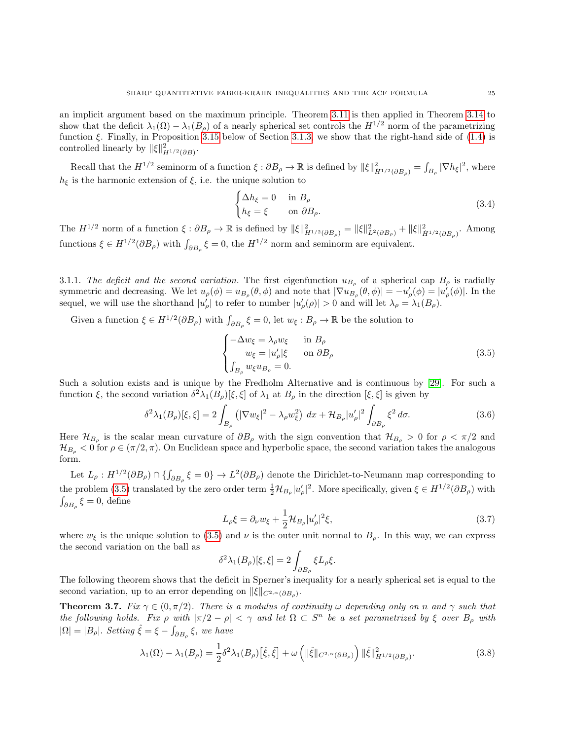an implicit argument based on the maximum principle. Theorem 3.11 is then applied in Theorem 3.14 to show that the deficit $\lambda_1(\Omega) - \lambda_1(B_\rho)$ of a nearly spherical set controls the $H^{1/2}$ norm of the parametrizing function $\xi$. Finally, in Proposition 3.15 below of Section 3.1.3, we show that the right-hand side of (1.4) is controlled linearly by $\|\xi\|^2_{H^{1/2}(\partial B)}$.

Recall that the $H^{1/2}$ seminorm of a function $\xi : \partial B_\rho \to \mathbb{R}$ is defined by $\|\xi\|^2_{\dot H^{1/2}(\partial B_\rho)} = \int_{B_\rho} |\nabla h_\xi|^2$, where $h_\xi$ is the harmonic extension of $\xi$, i.e. the unique solution to

$$
\begin{cases} \Delta h_\xi = 0 & \text{in } B_\rho \\ h_\xi = \xi & \text{on } \partial B_\rho. \end{cases} \tag{3.4}
$$

The $H^{1/2}$ norm of a function $\xi : \partial B_\rho \to \mathbb{R}$ is defined by $\|\xi\|^2_{H^{1/2}(\partial B_\rho)} = \|\xi\|^2_{L^2(\partial B_\rho)} + \|\xi\|^2_{\dot H^{1/2}(\partial B_\rho)}$. Among functions $\xi \in H^{1/2}(\partial B_\rho)$ with $\int_{\partial B_\rho} \xi = 0$, the $H^{1/2}$ norm and seminorm are equivalent.

3.1.1. *The deficit and the second variation.* The first eigenfunction $u_{B_\rho}$ of a spherical cap $B_\rho$ is radially symmetric and decreasing. We let $u_\rho(\phi) = u_{B_\rho}(\theta, \phi)$ and note that $|\nabla u_{B_\rho}(\theta, \phi)| = -u_\rho'(\phi) = |u_\rho'(\phi)|$. In the sequel, we will use the shorthand $|u_\rho'|$ to refer to number $|u_\rho'(\rho)| > 0$ and will let $\lambda_\rho = \lambda_1(B_\rho)$.

Given a function $\xi \in H^{1/2}(\partial B_\rho)$ with $\int_{\partial B_\rho} \xi = 0$, let $w_\xi : B_\rho \to \mathbb{R}$ be the solution to

$$
\begin{cases} -\Delta w_\xi = \lambda_\rho w_\xi & \text{in } B_\rho \\ \quad\ w_\xi = |u_\rho'|\xi & \text{on } \partial B_\rho \\ \int_{B_\rho} w_\xi u_{B_\rho} = 0. \end{cases} \tag{3.5}
$$

Such a solution exists and is unique by the Fredholm Alternative and is continuous by [29]. For such a function $\xi$, the second variation $\delta^2\lambda_1(B_\rho)[\xi, \xi]$ of $\lambda_1$ at $B_\rho$ in the direction $[\xi, \xi]$ is given by

$$
\delta^2\lambda_1(B_\rho)[\xi, \xi] = 2\int_{B_\rho} \left( |\nabla w_\xi|^2 - \lambda_\rho w_\xi^2 \right) \, dx + \mathcal{H}_{B_\rho} |u_\rho'|^2 \int_{\partial B_\rho} \xi^2 \, d\sigma. \tag{3.6}
$$

Here $\mathcal{H}_{B_\rho}$ is the scalar mean curvature of $\partial B_\rho$ with the sign convention that $\mathcal{H}_{B_\rho} > 0$ for $\rho < \pi/2$ and $\mathcal{H}_{B_\rho} < 0$ for $\rho \in (\pi/2, \pi)$. On Euclidean space and hyperbolic space, the second variation takes the analogous form.

Let $L_\rho : H^{1/2}(\partial B_\rho) \cap \{\int_{\partial B_\rho} \xi = 0\} \to L^2(\partial B_\rho)$ denote the Dirichlet-to-Neumann map corresponding to the problem (3.5) translated by the zero order term $\frac{1}{2}\mathcal{H}_{B_\rho}|u_\rho'|^2$. More specifically, given $\xi \in H^{1/2}(\partial B_\rho)$ with $\int_{\partial B_\rho} \xi = 0$, define

$$
L_\rho \xi = \partial_\nu w_\xi + \frac{1}{2}\mathcal{H}_{B_\rho} |u_\rho'|^2 \xi, \tag{3.7}
$$

where $w_\xi$ is the unique solution to (3.5) and $\nu$ is the outer unit normal to $B_\rho$. In this way, we can express the second variation on the ball as

$$
\delta^2\lambda_1(B_\rho)[\xi, \xi] = 2\int_{\partial B_\rho} \xi L_\rho \xi.
$$

The following theorem shows that the deficit in Sperner's inequality for a nearly spherical set is equal to the second variation, up to an error depending on $\|\xi\|_{C^{2,\alpha}(\partial B_\rho)}$.

**Theorem 3.7.** *Fix $\gamma \in (0, \pi/2)$. There is a modulus of continuity $\omega$ depending only on $n$ and $\gamma$ such that the following holds. Fix $\rho$ with $|\pi/2 - \rho| < \gamma$ and let $\Omega \subset S^n$ be a set parametrized by $\xi$ over $B_\rho$ with $|\Omega| = |B_\rho|$. Setting $\hat\xi = \xi - \int_{\partial B_\rho} \xi$, we have*

$$
\lambda_1(\Omega) - \lambda_1(B_\rho) = \frac{1}{2}\delta^2\lambda_1(B_\rho)\big[\hat\xi, \hat\xi\big] + \omega\left( \|\hat\xi\|_{C^{2,\alpha}(\partial B_\rho)} \right) \|\hat\xi\|^2_{H^{1/2}(\partial B_\rho)}. \tag{3.8}
$$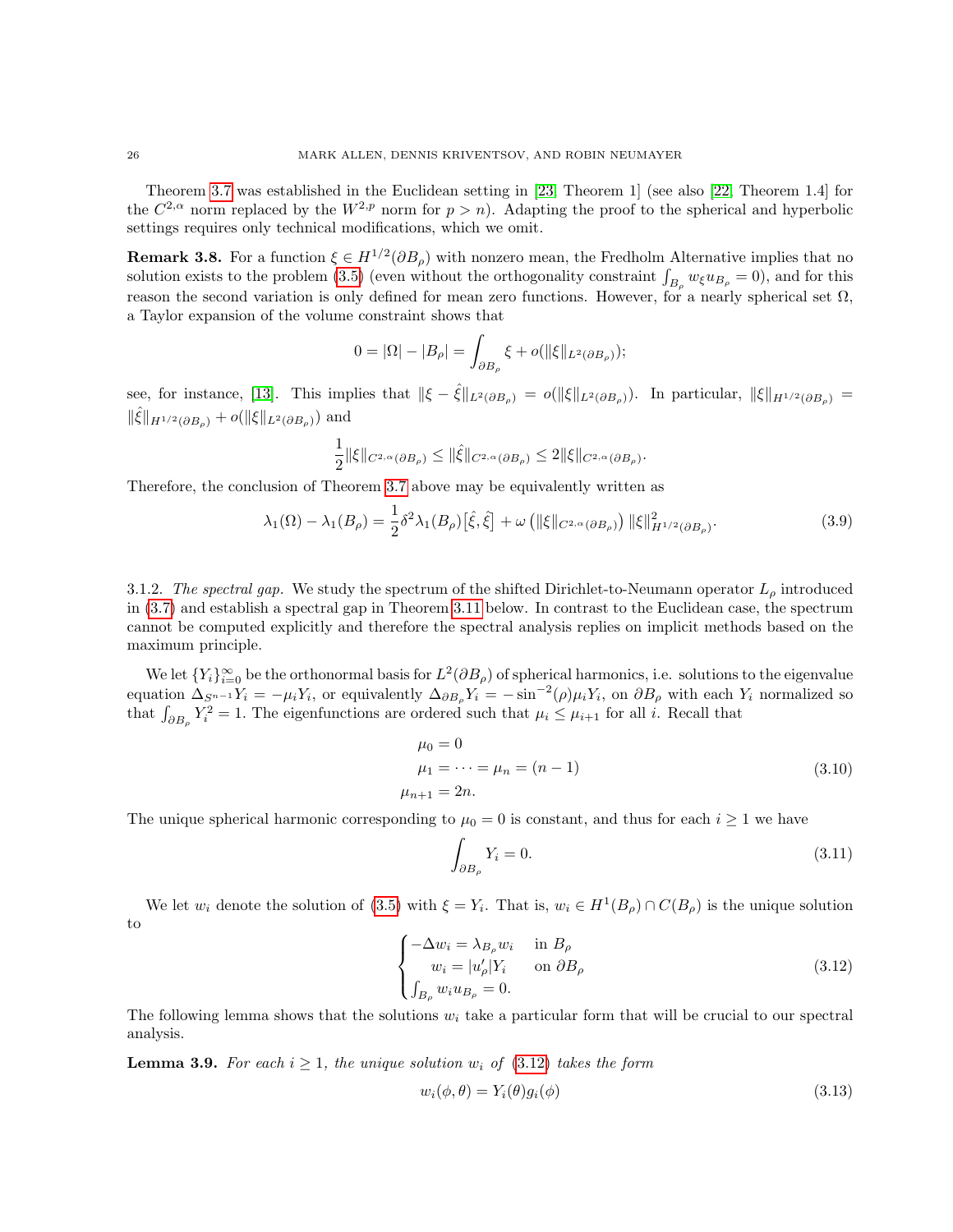Theorem 3.7 was established in the Euclidean setting in [23, Theorem 1] (see also [22, Theorem 1.4] for the $C^{2,\alpha}$ norm replaced by the $W^{2,p}$ norm for $p > n$). Adapting the proof to the spherical and hyperbolic settings requires only technical modifications, which we omit.

**Remark 3.8.** For a function $\xi \in H^{1/2}(\partial B_\rho)$ with nonzero mean, the Fredholm Alternative implies that no solution exists to the problem (3.5) (even without the orthogonality constraint $\int_{B_\rho} w_\xi u_{B_\rho} = 0$), and for this reason the second variation is only defined for mean zero functions. However, for a nearly spherical set $\Omega$, a Taylor expansion of the volume constraint shows that

$$0 = |\Omega| - |B_\rho| = \int_{\partial B_\rho} \xi + o(\|\xi\|_{L^2(\partial B_\rho)});$$

see, for instance, [13]. This implies that $\|\xi - \hat{\xi}\|_{L^2(\partial B_\rho)} = o(\|\xi\|_{L^2(\partial B_\rho)})$. In particular, $\|\xi\|_{H^{1/2}(\partial B_\rho)} = \|\hat{\xi}\|_{H^{1/2}(\partial B_\rho)} + o(\|\xi\|_{L^2(\partial B_\rho)})$ and

$$\frac{1}{2}\|\xi\|_{C^{2,\alpha}(\partial B_\rho)} \leq \|\hat{\xi}\|_{C^{2,\alpha}(\partial B_\rho)} \leq 2\|\xi\|_{C^{2,\alpha}(\partial B_\rho)}.$$

Therefore, the conclusion of Theorem 3.7 above may be equivalently written as

$$\lambda_1(\Omega) - \lambda_1(B_\rho) = \frac{1}{2}\delta^2\lambda_1(B_\rho)\big[\hat{\xi},\hat{\xi}\big] + \omega\left(\|\xi\|_{C^{2,\alpha}(\partial B_\rho)}\right)\|\xi\|^2_{H^{1/2}(\partial B_\rho)}. \tag{3.9}$$

3.1.2. *The spectral gap.* We study the spectrum of the shifted Dirichlet-to-Neumann operator $L_\rho$ introduced in (3.7) and establish a spectral gap in Theorem 3.11 below. In contrast to the Euclidean case, the spectrum cannot be computed explicitly and therefore the spectral analysis replies on implicit methods based on the maximum principle.

We let $\{Y_i\}_{i=0}^\infty$ be the orthonormal basis for $L^2(\partial B_\rho)$ of spherical harmonics, i.e. solutions to the eigenvalue equation $\Delta_{S^{n-1}} Y_i = -\mu_i Y_i$, or equivalently $\Delta_{\partial B_\rho} Y_i = -\sin^{-2}(\rho)\mu_i Y_i$, on $\partial B_\rho$ with each $Y_i$ normalized so that $\int_{\partial B_\rho} Y_i^2 = 1$. The eigenfunctions are ordered such that $\mu_i \leq \mu_{i+1}$ for all $i$. Recall that

$$\begin{aligned} \mu_0 &= 0 \\ \mu_1 = \cdots &= \mu_n = (n-1) \\ \mu_{n+1} &= 2n. \end{aligned} \tag{3.10}$$

The unique spherical harmonic corresponding to $\mu_0 = 0$ is constant, and thus for each $i \geq 1$ we have

$$\int_{\partial B_\rho} Y_i = 0. \tag{3.11}$$

We let $w_i$ denote the solution of (3.5) with $\xi = Y_i$. That is, $w_i \in H^1(B_\rho) \cap C(B_\rho)$ is the unique solution to

$$\begin{cases} -\Delta w_i = \lambda_{B_\rho} w_i & \text{in } B_\rho \\ \quad w_i = |u_\rho'| Y_i & \text{on } \partial B_\rho \\ \int_{B_\rho} w_i u_{B_\rho} = 0. \end{cases} \tag{3.12}$$

The following lemma shows that the solutions $w_i$ take a particular form that will be crucial to our spectral analysis.

**Lemma 3.9.** *For each $i \geq 1$, the unique solution $w_i$ of (3.12) takes the form*

$$w_i(\phi,\theta) = Y_i(\theta) g_i(\phi) \tag{3.13}$$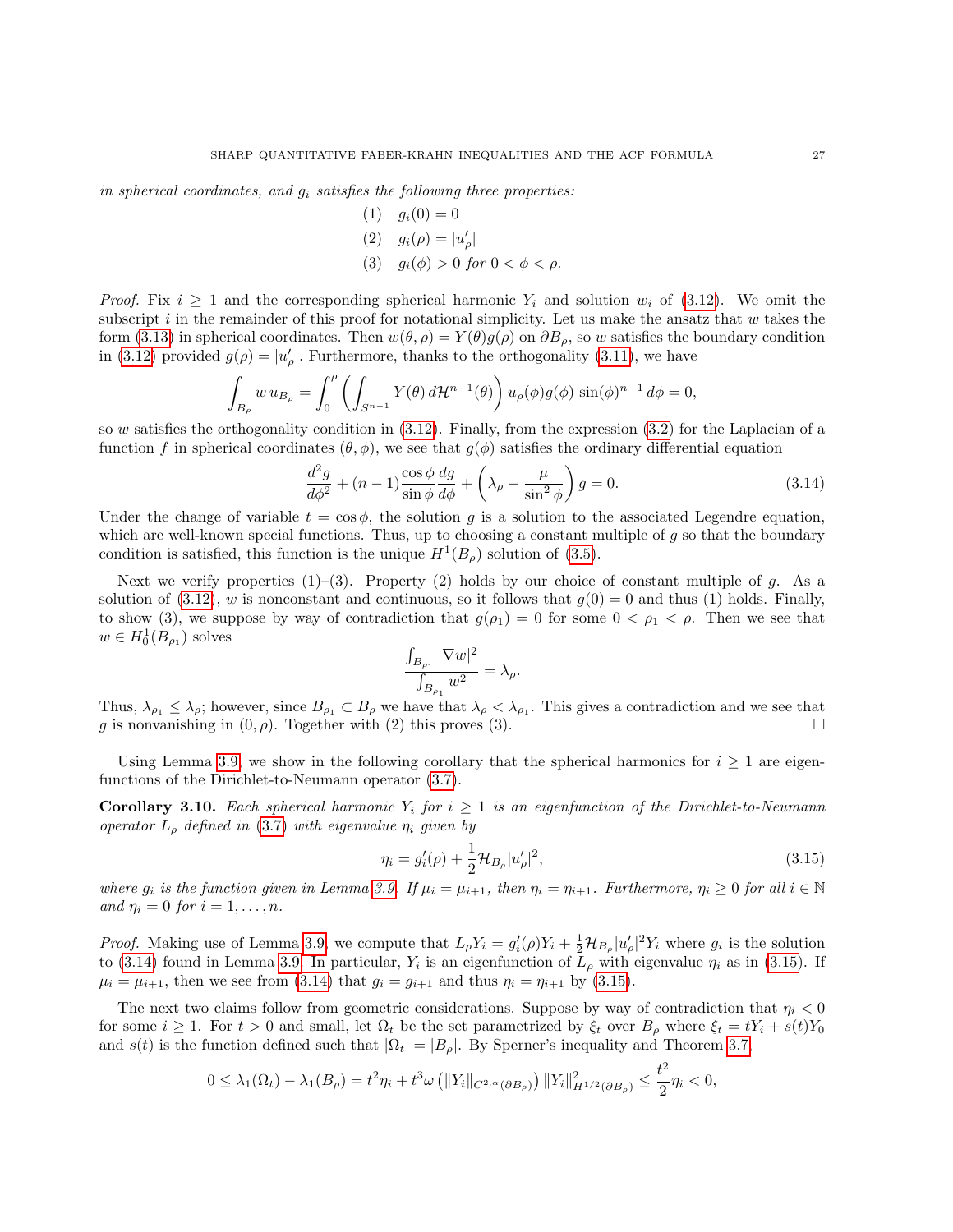*in spherical coordinates, and $g_i$ satisfies the following three properties:*

$$
\begin{aligned}
&(1) \quad g_i(0) = 0 \\
&(2) \quad g_i(\rho) = |u_\rho'| \\
&(3) \quad g_i(\phi) > 0 \text{ for } 0 < \phi < \rho.
\end{aligned}
$$

*Proof.* Fix $i \geq 1$ and the corresponding spherical harmonic $Y_i$ and solution $w_i$ of (3.12). We omit the subscript $i$ in the remainder of this proof for notational simplicity. Let us make the ansatz that $w$ takes the form (3.13) in spherical coordinates. Then $w(\theta, \rho) = Y(\theta) g(\rho)$ on $\partial B_\rho$, so $w$ satisfies the boundary condition in (3.12) provided $g(\rho) = |u_\rho'|$. Furthermore, thanks to the orthogonality (3.11), we have

$$
\int_{B_\rho} w \, u_{B_\rho} = \int_0^\rho \left( \int_{S^{n-1}} Y(\theta) \, d\mathcal{H}^{n-1}(\theta) \right) u_\rho(\phi) g(\phi) \, \sin(\phi)^{n-1} \, d\phi = 0,
$$

so $w$ satisfies the orthogonality condition in (3.12). Finally, from the expression (3.2) for the Laplacian of a function $f$ in spherical coordinates $(\theta, \phi)$, we see that $g(\phi)$ satisfies the ordinary differential equation

$$
\frac{d^2 g}{d\phi^2} + (n-1) \frac{\cos \phi}{\sin \phi} \frac{dg}{d\phi} + \left( \lambda_\rho - \frac{\mu}{\sin^2 \phi} \right) g = 0. \tag{3.14}
$$

Under the change of variable $t = \cos \phi$, the solution $g$ is a solution to the associated Legendre equation, which are well-known special functions. Thus, up to choosing a constant multiple of $g$ so that the boundary condition is satisfied, this function is the unique $H^1(B_\rho)$ solution of (3.5).

Next we verify properties (1)–(3). Property (2) holds by our choice of constant multiple of $g$. As a solution of (3.12), $w$ is nonconstant and continuous, so it follows that $g(0) = 0$ and thus (1) holds. Finally, to show (3), we suppose by way of contradiction that $g(\rho_1) = 0$ for some $0 < \rho_1 < \rho$. Then we see that $w \in H^1_0(B_{\rho_1})$ solves

$$
\frac{\int_{B_{\rho_1}} |\nabla w|^2}{\int_{B_{\rho_1}} w^2} = \lambda_\rho.
$$

Thus, $\lambda_{\rho_1} \leq \lambda_\rho$; however, since $B_{\rho_1} \subset B_\rho$ we have that $\lambda_\rho < \lambda_{\rho_1}$. This gives a contradiction and we see that $g$ is nonvanishing in $(0, \rho)$. Together with (2) this proves (3). $\square$

Using Lemma 3.9, we show in the following corollary that the spherical harmonics for $i \geq 1$ are eigenfunctions of the Dirichlet-to-Neumann operator (3.7).

**Corollary 3.10.** *Each spherical harmonic $Y_i$ for $i \geq 1$ is an eigenfunction of the Dirichlet-to-Neumann operator $L_\rho$ defined in (3.7) with eigenvalue $\eta_i$ given by*

$$
\eta_i = g_i'(\rho) + \frac{1}{2} \mathcal{H}_{B_\rho} |u_\rho'|^2, \tag{3.15}
$$

*where $g_i$ is the function given in Lemma 3.9. If $\mu_i = \mu_{i+1}$, then $\eta_i = \eta_{i+1}$. Furthermore, $\eta_i \geq 0$ for all $i \in \mathbb{N}$ and $\eta_i = 0$ for $i = 1, \ldots, n$.*

*Proof.* Making use of Lemma 3.9, we compute that $L_\rho Y_i = g_i'(\rho) Y_i + \frac{1}{2} \mathcal{H}_{B_\rho} |u_\rho'|^2 Y_i$ where $g_i$ is the solution to (3.14) found in Lemma 3.9. In particular, $Y_i$ is an eigenfunction of $L_\rho$ with eigenvalue $\eta_i$ as in (3.15). If $\mu_i = \mu_{i+1}$, then we see from (3.14) that $g_i = g_{i+1}$ and thus $\eta_i = \eta_{i+1}$ by (3.15).

The next two claims follow from geometric considerations. Suppose by way of contradiction that $\eta_i < 0$ for some $i \geq 1$. For $t > 0$ and small, let $\Omega_t$ be the set parametrized by $\xi_t$ over $B_\rho$ where $\xi_t = tY_i + s(t) Y_0$ and $s(t)$ is the function defined such that $|\Omega_t| = |B_\rho|$. By Sperner's inequality and Theorem 3.7,

$$
0 \leq \lambda_1(\Omega_t) - \lambda_1(B_\rho) = t^2 \eta_i + t^3 \omega \left( \|Y_i\|_{C^{2,\alpha}(\partial B_\rho)} \right) \|Y_i\|^2_{H^{1/2}(\partial B_\rho)} \leq \frac{t^2}{2} \eta_i < 0,
$$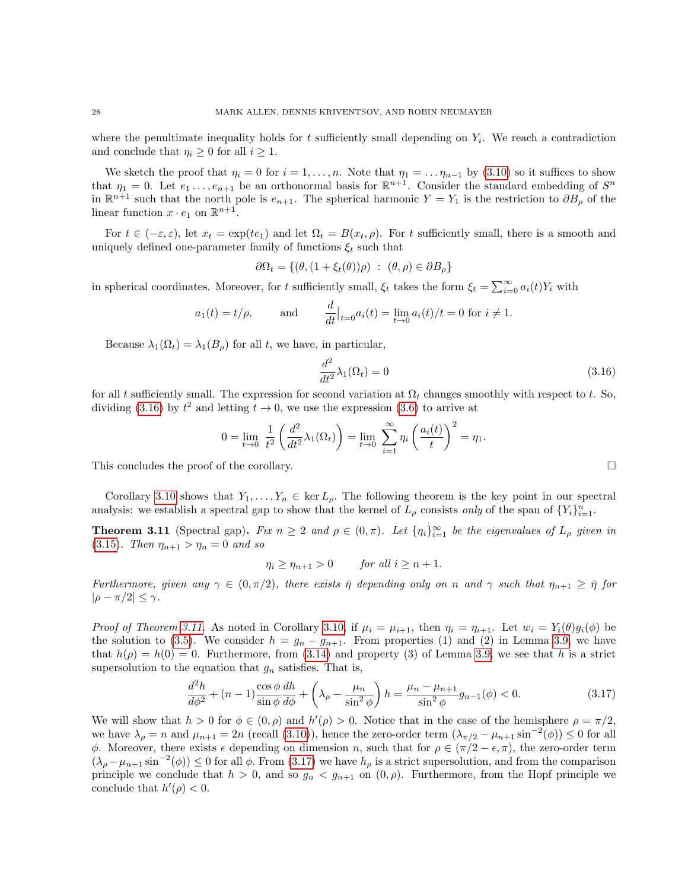where the penultimate inequality holds for $t$ sufficiently small depending on $Y_i$. We reach a contradiction and conclude that $\eta_i \geq 0$ for all $i \geq 1$.

We sketch the proof that $\eta_i = 0$ for $i = 1, \ldots, n$. Note that $\eta_1 = \ldots \eta_{n-1}$ by (3.10) so it suffices to show that $\eta_1 = 0$. Let $e_1 \ldots, e_{n+1}$ be an orthonormal basis for $\mathbb{R}^{n+1}$. Consider the standard embedding of $S^n$ in $\mathbb{R}^{n+1}$ such that the north pole is $e_{n+1}$. The spherical harmonic $Y = Y_1$ is the restriction to $\partial B_\rho$ of the linear function $x \cdot e_1$ on $\mathbb{R}^{n+1}$.

For $t \in (-\varepsilon, \varepsilon)$, let $x_t = \exp(te_1)$ and let $\Omega_t = B(x_t, \rho)$. For $t$ sufficiently small, there is a smooth and uniquely defined one-parameter family of functions $\xi_t$ such that

$$\partial\Omega_t = \{(\theta, (1 + \xi_t(\theta))\rho) \; : \; (\theta, \rho) \in \partial B_\rho\}$$

in spherical coordinates. Moreover, for $t$ sufficiently small, $\xi_t$ takes the form $\xi_t = \sum_{i=0}^\infty a_i(t) Y_i$ with

$$a_1(t) = t/\rho, \qquad \text{and} \qquad \frac{d}{dt}\Big|_{t=0} a_i(t) = \lim_{t\to 0} a_i(t)/t = 0 \text{ for } i \neq 1.$$

Because $\lambda_1(\Omega_t) = \lambda_1(B_\rho)$ for all $t$, we have, in particular,

$$\frac{d^2}{dt^2}\lambda_1(\Omega_t) = 0 \tag{3.16}$$

for all $t$ sufficiently small. The expression for second variation at $\Omega_t$ changes smoothly with respect to $t$. So, dividing (3.16) by $t^2$ and letting $t \to 0$, we use the expression (3.6) to arrive at

$$0 = \lim_{t\to 0} \frac{1}{t^2}\left(\frac{d^2}{dt^2}\lambda_1(\Omega_t)\right) = \lim_{t\to 0} \sum_{i=1}^\infty \eta_i \left(\frac{a_i(t)}{t}\right)^2 = \eta_1.$$

This concludes the proof of the corollary. $\square$

Corollary 3.10 shows that $Y_1, \ldots, Y_n \in \ker L_\rho$. The following theorem is the key point in our spectral analysis: we establish a spectral gap to show that the kernel of $L_\rho$ consists *only* of the span of $\{Y_i\}_{i=1}^n$.

**Theorem 3.11** (Spectral gap)**.** *Fix $n \geq 2$ and $\rho \in (0, \pi)$. Let $\{\eta_i\}_{i=1}^\infty$ be the eigenvalues of $L_\rho$ given in (3.15). Then $\eta_{n+1} > \eta_n = 0$ and so*

$$\eta_i \geq \eta_{n+1} > 0 \qquad \textit{for all } i \geq n+1.$$

*Furthermore, given any $\gamma \in (0, \pi/2)$, there exists $\bar{\eta}$ depending only on $n$ and $\gamma$ such that $\eta_{n+1} \geq \bar{\eta}$ for $|\rho - \pi/2| \leq \gamma$.*

*Proof of Theorem 3.11.* As noted in Corollary 3.10, if $\mu_i = \mu_{i+1}$, then $\eta_i = \eta_{i+1}$. Let $w_i = Y_i(\theta)g_i(\phi)$ be the solution to (3.5). We consider $h = g_n - g_{n+1}$. From properties (1) and (2) in Lemma 3.9, we have that $h(\rho) = h(0) = 0$. Furthermore, from (3.14) and property (3) of Lemma 3.9, we see that $h$ is a strict supersolution to the equation that $g_n$ satisfies. That is,

$$\frac{d^2h}{d\phi^2} + (n-1)\frac{\cos\phi}{\sin\phi}\frac{dh}{d\phi} + \left(\lambda_\rho - \frac{\mu_n}{\sin^2\phi}\right)h = \frac{\mu_n - \mu_{n+1}}{\sin^2\phi}g_{n-1}(\phi) < 0. \tag{3.17}$$

We will show that $h > 0$ for $\phi \in (0, \rho)$ and $h'(\rho) > 0$. Notice that in the case of the hemisphere $\rho = \pi/2$, we have $\lambda_\rho = n$ and $\mu_{n+1} = 2n$ (recall (3.10)), hence the zero-order term $(\lambda_{\pi/2} - \mu_{n+1}\sin^{-2}(\phi)) \leq 0$ for all $\phi$. Moreover, there exists $\epsilon$ depending on dimension $n$, such that for $\rho \in (\pi/2 - \epsilon, \pi)$, the zero-order term $(\lambda_\rho - \mu_{n+1}\sin^{-2}(\phi)) \leq 0$ for all $\phi$. From (3.17) we have $h_\rho$ is a strict supersolution, and from the comparison principle we conclude that $h > 0$, and so $g_n < g_{n+1}$ on $(0, \rho)$. Furthermore, from the Hopf principle we conclude that $h'(\rho) < 0$.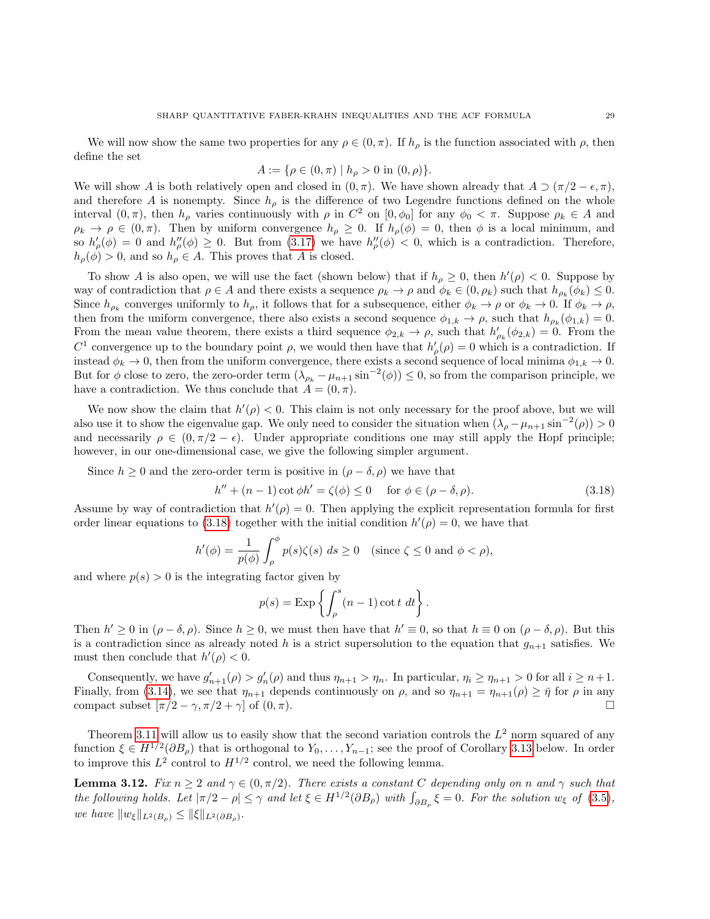We will now show the same two properties for any $\rho \in (0, \pi)$. If $h_\rho$ is the function associated with $\rho$, then define the set

$$A := \{\rho \in (0, \pi) \mid h_\rho > 0 \text{ in } (0, \rho)\}.$$

We will show $A$ is both relatively open and closed in $(0, \pi)$. We have shown already that $A \supset (\pi/2 - \epsilon, \pi)$, and therefore $A$ is nonempty. Since $h_\rho$ is the difference of two Legendre functions defined on the whole interval $(0, \pi)$, then $h_\rho$ varies continuously with $\rho$ in $C^2$ on $[0, \phi_0]$ for any $\phi_0 < \pi$. Suppose $\rho_k \in A$ and $\rho_k \to \rho \in (0, \pi)$. Then by uniform convergence $h_\rho \geq 0$. If $h_\rho(\phi) = 0$, then $\phi$ is a local minimum, and so $h'_\rho(\phi) = 0$ and $h''_\rho(\phi) \geq 0$. But from (3.17) we have $h''_\rho(\phi) < 0$, which is a contradiction. Therefore, $h_\rho(\phi) > 0$, and so $h_\rho \in A$. This proves that $A$ is closed.

To show $A$ is also open, we will use the fact (shown below) that if $h_\rho \geq 0$, then $h'(\rho) < 0$. Suppose by way of contradiction that $\rho \in A$ and there exists a sequence $\rho_k \to \rho$ and $\phi_k \in (0, \rho_k)$ such that $h_{\rho_k}(\phi_k) \leq 0$. Since $h_{\rho_k}$ converges uniformly to $h_\rho$, it follows that for a subsequence, either $\phi_k \to \rho$ or $\phi_k \to 0$. If $\phi_k \to \rho$, then from the uniform convergence, there also exists a second sequence $\phi_{1,k} \to \rho$, such that $h_{\rho_k}(\phi_{1,k}) = 0$. From the mean value theorem, there exists a third sequence $\phi_{2,k} \to \rho$, such that $h'_{\rho_k}(\phi_{2,k}) = 0$. From the $C^1$ convergence up to the boundary point $\rho$, we would then have that $h'_\rho(\rho) = 0$ which is a contradiction. If instead $\phi_k \to 0$, then from the uniform convergence, there exists a second sequence of local minima $\phi_{1,k} \to 0$. But for $\phi$ close to zero, the zero-order term $(\lambda_{\rho_k} - \mu_{n+1}\sin^{-2}(\phi)) \leq 0$, so from the comparison principle, we have a contradiction. We thus conclude that $A = (0, \pi)$.

We now show the claim that $h'(\rho) < 0$. This claim is not only necessary for the proof above, but we will also use it to show the eigenvalue gap. We only need to consider the situation when $(\lambda_\rho - \mu_{n+1}\sin^{-2}(\rho)) > 0$ and necessarily $\rho \in (0, \pi/2 - \epsilon)$. Under appropriate conditions one may still apply the Hopf principle; however, in our one-dimensional case, we give the following simpler argument.

Since $h \geq 0$ and the zero-order term is positive in $(\rho - \delta, \rho)$ we have that

$$h'' + (n-1)\cot\phi h' = \zeta(\phi) \leq 0 \quad \text{ for } \phi \in (\rho - \delta, \rho). \tag{3.18}$$

Assume by way of contradiction that $h'(\rho) = 0$. Then applying the explicit representation formula for first order linear equations to (3.18) together with the initial condition $h'(\rho) = 0$, we have that

$$h'(\phi) = \frac{1}{p(\phi)} \int_\rho^\phi p(s)\zeta(s)\, ds \geq 0 \quad (\text{since } \zeta \leq 0 \text{ and } \phi < \rho),$$

and where $p(s) > 0$ is the integrating factor given by

$$p(s) = \text{Exp}\left\{\int_\rho^s (n-1)\cot t \, dt\right\}.$$

Then $h' \geq 0$ in $(\rho - \delta, \rho)$. Since $h \geq 0$, we must then have that $h' \equiv 0$, so that $h \equiv 0$ on $(\rho - \delta, \rho)$. But this is a contradiction since as already noted $h$ is a strict supersolution to the equation that $g_{n+1}$ satisfies. We must then conclude that $h'(\rho) < 0$.

Consequently, we have $g'_{n+1}(\rho) > g'_n(\rho)$ and thus $\eta_{n+1} > \eta_n$. In particular, $\eta_i \geq \eta_{n+1} > 0$ for all $i \geq n+1$. Finally, from (3.14), we see that $\eta_{n+1}$ depends continuously on $\rho$, and so $\eta_{n+1} = \eta_{n+1}(\rho) \geq \bar{\eta}$ for $\rho$ in any compact subset $[\pi/2 - \gamma, \pi/2 + \gamma]$ of $(0, \pi)$. □

Theorem 3.11 will allow us to easily show that the second variation controls the $L^2$ norm squared of any function $\xi \in H^{1/2}(\partial B_\rho)$ that is orthogonal to $Y_0, \ldots, Y_{n-1}$; see the proof of Corollary 3.13 below. In order to improve this $L^2$ control to $H^{1/2}$ control, we need the following lemma.

**Lemma 3.12.** *Fix $n \geq 2$ and $\gamma \in (0, \pi/2)$. There exists a constant $C$ depending only on $n$ and $\gamma$ such that the following holds. Let $|\pi/2 - \rho| \leq \gamma$ and let $\xi \in H^{1/2}(\partial B_\rho)$ with $\int_{\partial B_\rho} \xi = 0$. For the solution $w_\xi$ of (3.5), we have $\|w_\xi\|_{L^2(B_\rho)} \leq \|\xi\|_{L^2(\partial B_\rho)}$.*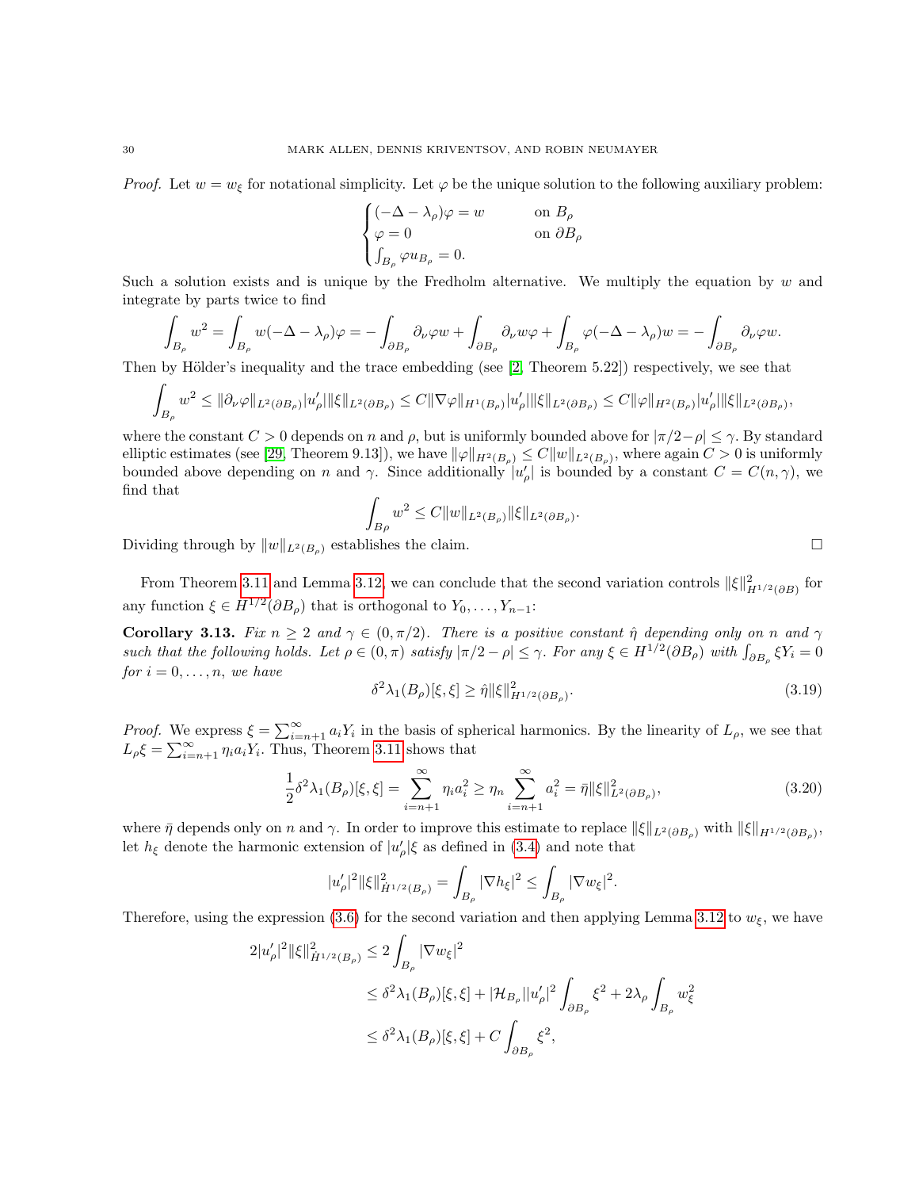*Proof.* Let $w = w_\xi$ for notational simplicity. Let $\varphi$ be the unique solution to the following auxiliary problem:

$$\begin{cases} (-\Delta - \lambda_\rho)\varphi = w & \text{on } B_\rho \\ \varphi = 0 & \text{on } \partial B_\rho \\ \int_{B_\rho} \varphi u_{B_\rho} = 0. \end{cases}$$

Such a solution exists and is unique by the Fredholm alternative. We multiply the equation by $w$ and integrate by parts twice to find

$$\int_{B_\rho} w^2 = \int_{B_\rho} w(-\Delta - \lambda_\rho)\varphi = -\int_{\partial B_\rho} \partial_\nu \varphi w + \int_{\partial B_\rho} \partial_\nu w \varphi + \int_{B_\rho} \varphi(-\Delta - \lambda_\rho) w = -\int_{\partial B_\rho} \partial_\nu \varphi w.$$

Then by Hölder's inequality and the trace embedding (see [2, Theorem 5.22]) respectively, we see that

$$\int_{B_\rho} w^2 \leq \|\partial_\nu \varphi\|_{L^2(\partial B_\rho)} |u_\rho'| \|\xi\|_{L^2(\partial B_\rho)} \leq C\|\nabla \varphi\|_{H^1(B_\rho)} |u_\rho'| \|\xi\|_{L^2(\partial B_\rho)} \leq C\|\varphi\|_{H^2(B_\rho)} |u_\rho'| \|\xi\|_{L^2(\partial B_\rho)},$$

where the constant $C > 0$ depends on $n$ and $\rho$, but is uniformly bounded above for $|\pi/2 - \rho| \leq \gamma$. By standard elliptic estimates (see [29, Theorem 9.13]), we have $\|\varphi\|_{H^2(B_\rho)} \leq C\|w\|_{L^2(B_\rho)}$, where again $C > 0$ is uniformly bounded above depending on $n$ and $\gamma$. Since additionally $|u_\rho'|$ is bounded by a constant $C = C(n, \gamma)$, we find that

$$\int_{B\rho} w^2 \leq C\|w\|_{L^2(B_\rho)} \|\xi\|_{L^2(\partial B_\rho)}.$$

Dividing through by $\|w\|_{L^2(B_\rho)}$ establishes the claim. $\square$

From Theorem 3.11 and Lemma 3.12 we can conclude that the second variation controls $\|\xi\|^2_{H^{1/2}(\partial B)}$ for any function $\xi \in H^{1/2}(\partial B_\rho)$ that is orthogonal to $Y_0, \ldots, Y_{n-1}$:

**Corollary 3.13.** *Fix $n \geq 2$ and $\gamma \in (0, \pi/2)$. There is a positive constant $\hat\eta$ depending only on $n$ and $\gamma$ such that the following holds. Let $\rho \in (0, \pi)$ satisfy $|\pi/2 - \rho| \leq \gamma$. For any $\xi \in H^{1/2}(\partial B_\rho)$ with $\int_{\partial B_\rho} \xi Y_i = 0$ for $i = 0, \ldots, n$, we have*

$$\delta^2 \lambda_1(B_\rho)[\xi, \xi] \geq \hat\eta \|\xi\|^2_{H^{1/2}(\partial B_\rho)}. \tag{3.19}$$

*Proof.* We express $\xi = \sum_{i=n+1}^\infty a_i Y_i$ in the basis of spherical harmonics. By the linearity of $L_\rho$, we see that $L_\rho \xi = \sum_{i=n+1}^\infty \eta_i a_i Y_i$. Thus, Theorem 3.11 shows that

$$\frac{1}{2}\delta^2 \lambda_1(B_\rho)[\xi, \xi] = \sum_{i=n+1}^\infty \eta_i a_i^2 \geq \eta_n \sum_{i=n+1}^\infty a_i^2 = \bar\eta \|\xi\|^2_{L^2(\partial B_\rho)}, \tag{3.20}$$

where $\bar\eta$ depends only on $n$ and $\gamma$. In order to improve this estimate to replace $\|\xi\|_{L^2(\partial B_\rho)}$ with $\|\xi\|_{H^{1/2}(\partial B_\rho)}$, let $h_\xi$ denote the harmonic extension of $|u_\rho'|\xi$ as defined in (3.4) and note that

$$|u_\rho'|^2 \|\xi\|^2_{\dot H^{1/2}(B_\rho)} = \int_{B_\rho} |\nabla h_\xi|^2 \leq \int_{B_\rho} |\nabla w_\xi|^2.$$

Therefore, using the expression (3.6) for the second variation and then applying Lemma 3.12 to $w_\xi$, we have

$$\begin{aligned} 2|u_\rho'|^2 \|\xi\|^2_{\dot H^{1/2}(B_\rho)} &\leq 2\int_{B_\rho} |\nabla w_\xi|^2 \\ &\leq \delta^2 \lambda_1(B_\rho)[\xi, \xi] + |\mathcal{H}_{B_\rho}| |u_\rho'|^2 \int_{\partial B_\rho} \xi^2 + 2\lambda_\rho \int_{B_\rho} w_\xi^2 \\ &\leq \delta^2 \lambda_1(B_\rho)[\xi, \xi] + C\int_{\partial B_\rho} \xi^2, \end{aligned}$$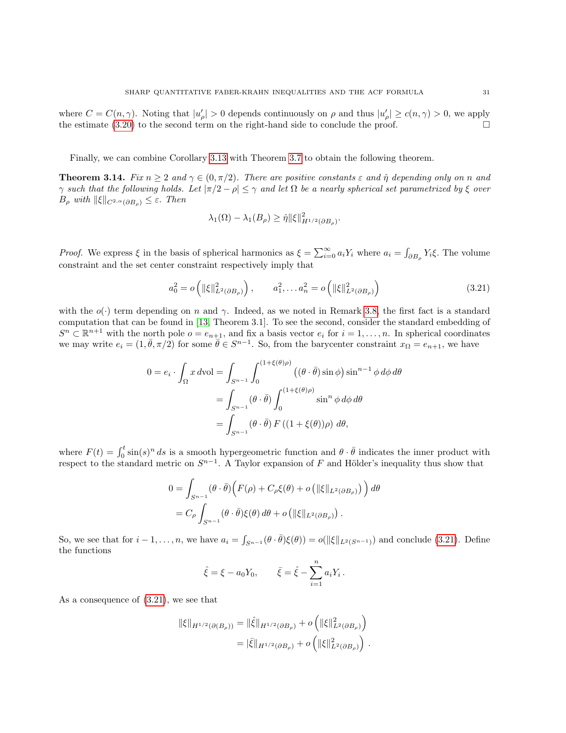where $C = C(n, \gamma)$. Noting that $|u'_\rho| > 0$ depends continuously on $\rho$ and thus $|u'_\rho| \geq c(n,\gamma) > 0$, we apply the estimate (3.20) to the second term on the right-hand side to conclude the proof. $\square$

Finally, we can combine Corollary 3.13 with Theorem 3.7 to obtain the following theorem.

**Theorem 3.14.** *Fix $n \geq 2$ and $\gamma \in (0, \pi/2)$. There are positive constants $\varepsilon$ and $\hat{\eta}$ depending only on $n$ and $\gamma$ such that the following holds. Let $|\pi/2 - \rho| \leq \gamma$ and let $\Omega$ be a nearly spherical set parametrized by $\xi$ over $B_\rho$ with $\|\xi\|_{C^{2,\alpha}(\partial B_\rho)} \leq \varepsilon$. Then*

$$\lambda_1(\Omega) - \lambda_1(B_\rho) \geq \hat{\eta} \|\xi\|^2_{H^{1/2}(\partial B_\rho)}.$$

*Proof.* We express $\xi$ in the basis of spherical harmonics as $\xi = \sum_{i=0}^\infty a_i Y_i$ where $a_i = \int_{\partial B_\rho} Y_i \xi$. The volume constraint and the set center constraint respectively imply that

$$a_0^2 = o\left(\|\xi\|^2_{L^2(\partial B_\rho)}\right), \qquad a_1^2, \ldots a_n^2 = o\left(\|\xi\|^2_{L^2(\partial B_\rho)}\right) \tag{3.21}$$

with the $o(\cdot)$ term depending on $n$ and $\gamma$. Indeed, as we noted in Remark 3.8, the first fact is a standard computation that can be found in [13, Theorem 3.1]. To see the second, consider the standard embedding of $S^n \subset \mathbb{R}^{n+1}$ with the north pole $o = e_{n+1}$, and fix a basis vector $e_i$ for $i = 1, \ldots, n$. In spherical coordinates we may write $e_i = (1, \bar{\theta}, \pi/2)$ for some $\bar{\theta} \in S^{n-1}$. So, from the barycenter constraint $x_\Omega = e_{n+1}$, we have

$$\begin{aligned}
0 = e_i \cdot \int_\Omega x \, d\text{vol} &= \int_{S^{n-1}} \int_0^{(1+\xi(\theta)\rho)} \left((\theta \cdot \bar{\theta}) \sin\phi\right) \sin^{n-1}\phi \, d\phi \, d\theta \\
&= \int_{S^{n-1}} (\theta \cdot \bar{\theta}) \int_0^{(1+\xi(\theta)\rho)} \sin^n \phi \, d\phi \, d\theta \\
&= \int_{S^{n-1}} (\theta \cdot \bar{\theta}) \, F\left((1 + \xi(\theta))\rho\right) \, d\theta,
\end{aligned}$$

where $F(t) = \int_0^t \sin(s)^n \, ds$ is a smooth hypergeometric function and $\theta \cdot \bar{\theta}$ indicates the inner product with respect to the standard metric on $S^{n-1}$. A Taylor expansion of $F$ and Hölder's inequality thus show that

$$\begin{aligned}
0 &= \int_{S^{n-1}} (\theta \cdot \bar{\theta}) \Big( F(\rho) + C_\rho \xi(\theta) + o\left(\|\xi\|_{L^2(\partial B_\rho)}\right) \Big) \, d\theta \\
&= C_\rho \int_{S^{n-1}} (\theta \cdot \bar{\theta}) \xi(\theta) \, d\theta + o\left(\|\xi\|_{L^2(\partial B_\rho)}\right).
\end{aligned}$$

So, we see that for $i - 1, \ldots, n$, we have $a_i = \int_{S^{n-1}} (\theta \cdot \bar{\theta}) \xi(\theta)) = o(\|\xi\|_{L^2(S^{n-1})})$ and conclude (3.21). Define the functions

$$\hat{\xi} = \xi - a_0 Y_0, \qquad \bar{\xi} = \hat{\xi} - \sum_{i=1}^n a_i Y_i \,.$$

As a consequence of (3.21), we see that

$$\begin{aligned}
\|\xi\|_{H^{1/2}(\partial(B_\rho))} &= \|\hat{\xi}\|_{H^{1/2}(\partial B_\rho)} + o\left(\|\xi\|^2_{L^2(\partial B_\rho)}\right) \\
&= |\bar{\xi}\|_{H^{1/2}(\partial B_\rho)} + o\left(\|\xi\|^2_{L^2(\partial B_\rho)}\right) \,.
\end{aligned}$$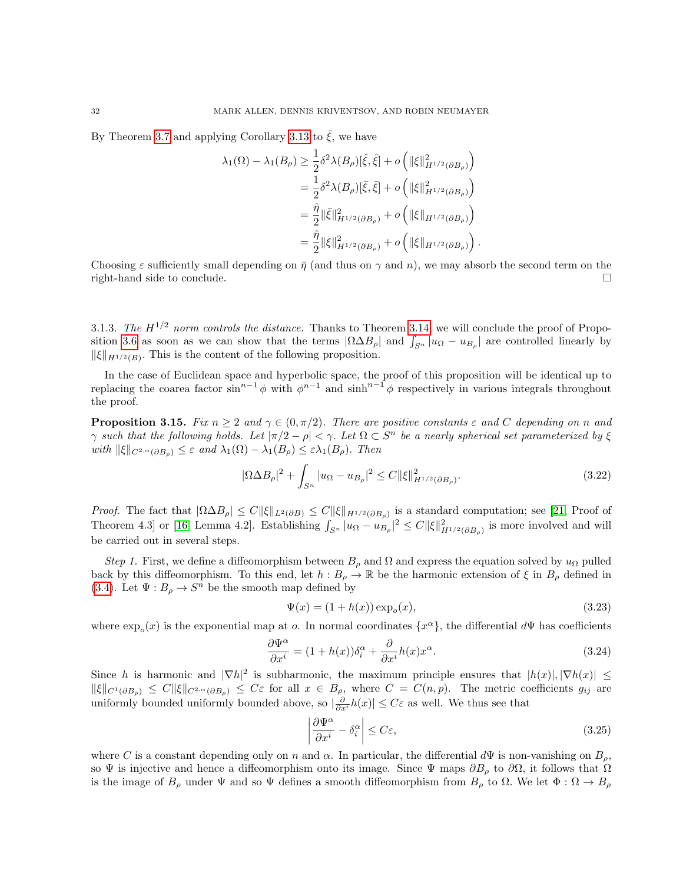By Theorem 3.7 and applying Corollary 3.13 to $\bar{\xi}$, we have

$$
\begin{aligned}
\lambda_1(\Omega) - \lambda_1(B_\rho) &\geq \frac{1}{2}\delta^2\lambda(B_\rho)[\hat{\xi},\hat{\xi}] + o\left(\|\xi\|^2_{H^{1/2}(\partial B_\rho)}\right) \\
&= \frac{1}{2}\delta^2\lambda(B_\rho)[\bar{\xi},\bar{\xi}] + o\left(\|\xi\|^2_{H^{1/2}(\partial B_\rho)}\right) \\
&= \frac{\hat{\eta}}{2}\|\bar{\xi}\|^2_{H^{1/2}(\partial B_\rho)} + o\left(\|\xi\|_{H^{1/2}(\partial B_\rho)}\right) \\
&= \frac{\hat{\eta}}{2}\|\xi\|^2_{H^{1/2}(\partial B_\rho)} + o\left(\|\xi\|_{H^{1/2}(\partial B_\rho)}\right).
\end{aligned}
$$

Choosing $\varepsilon$ sufficiently small depending on $\bar{\eta}$ (and thus on $\gamma$ and $n$), we may absorb the second term on the right-hand side to conclude. □

3.1.3. *The $H^{1/2}$ norm controls the distance.* Thanks to Theorem 3.14, we will conclude the proof of Proposition 3.6 as soon as we can show that the terms $|\Omega\Delta B_\rho|$ and $\int_{S^n}|u_\Omega - u_{B_\rho}|$ are controlled linearly by $\|\xi\|_{H^{1/2}(B)}$. This is the content of the following proposition.

In the case of Euclidean space and hyperbolic space, the proof of this proposition will be identical up to replacing the coarea factor $\sin^{n-1}\phi$ with $\phi^{n-1}$ and $\sinh^{n-1}\phi$ respectively in various integrals throughout the proof.

**Proposition 3.15.** *Fix $n \geq 2$ and $\gamma \in (0, \pi/2)$. There are positive constants $\varepsilon$ and $C$ depending on $n$ and $\gamma$ such that the following holds. Let $|\pi/2 - \rho| < \gamma$. Let $\Omega \subset S^n$ be a nearly spherical set parameterized by $\xi$ with $\|\xi\|_{C^{2,\alpha}(\partial B_\rho)} \leq \varepsilon$ and $\lambda_1(\Omega) - \lambda_1(B_\rho) \leq \varepsilon\lambda_1(B_\rho)$. Then*

$$
|\Omega\Delta B_\rho|^2 + \int_{S^n}|u_\Omega - u_{B_\rho}|^2 \leq C\|\xi\|^2_{H^{1/2}(\partial B_\rho)}. \tag{3.22}
$$

*Proof.* The fact that $|\Omega\Delta B_\rho| \leq C\|\xi\|_{L^2(\partial B)} \leq C\|\xi\|_{H^{1/2}(\partial B_\rho)}$ is a standard computation; see [21, Proof of Theorem 4.3] or [16, Lemma 4.2]. Establishing $\int_{S^n}|u_\Omega - u_{B_\rho}|^2 \leq C\|\xi\|^2_{H^{1/2}(\partial B_\rho)}$ is more involved and will be carried out in several steps.

*Step 1.* First, we define a diffeomorphism between $B_\rho$ and $\Omega$ and express the equation solved by $u_\Omega$ pulled back by this diffeomorphism. To this end, let $h : B_\rho \to \mathbb{R}$ be the harmonic extension of $\xi$ in $B_\rho$ defined in (3.4). Let $\Psi : B_\rho \to S^n$ be the smooth map defined by

$$
\Psi(x) = (1 + h(x))\exp_o(x), \tag{3.23}
$$

where $\exp_o(x)$ is the exponential map at $o$. In normal coordinates $\{x^\alpha\}$, the differential $d\Psi$ has coefficients

$$
\frac{\partial\Psi^\alpha}{\partial x^i} = (1 + h(x))\delta_i^\alpha + \frac{\partial}{\partial x^i}h(x)x^\alpha. \tag{3.24}
$$

Since $h$ is harmonic and $|\nabla h|^2$ is subharmonic, the maximum principle ensures that $|h(x)|, |\nabla h(x)| \leq \|\xi\|_{C^1(\partial B_\rho)} \leq C\|\xi\|_{C^{2,\alpha}(\partial B_\rho)} \leq C\varepsilon$ for all $x \in B_\rho$, where $C = C(n, p)$. The metric coefficients $g_{ij}$ are uniformly bounded uniformly bounded above, so $|\frac{\partial}{\partial x^i}h(x)| \leq C\varepsilon$ as well. We thus see that

$$
\left|\frac{\partial\Psi^\alpha}{\partial x^i} - \delta_i^\alpha\right| \leq C\varepsilon, \tag{3.25}
$$

where $C$ is a constant depending only on $n$ and $\alpha$. In particular, the differential $d\Psi$ is non-vanishing on $B_\rho$, so $\Psi$ is injective and hence a diffeomorphism onto its image. Since $\Psi$ maps $\partial B_\rho$ to $\partial\Omega$, it follows that $\Omega$ is the image of $B_\rho$ under $\Psi$ and so $\Psi$ defines a smooth diffeomorphism from $B_\rho$ to $\Omega$. We let $\Phi : \Omega \to B_\rho$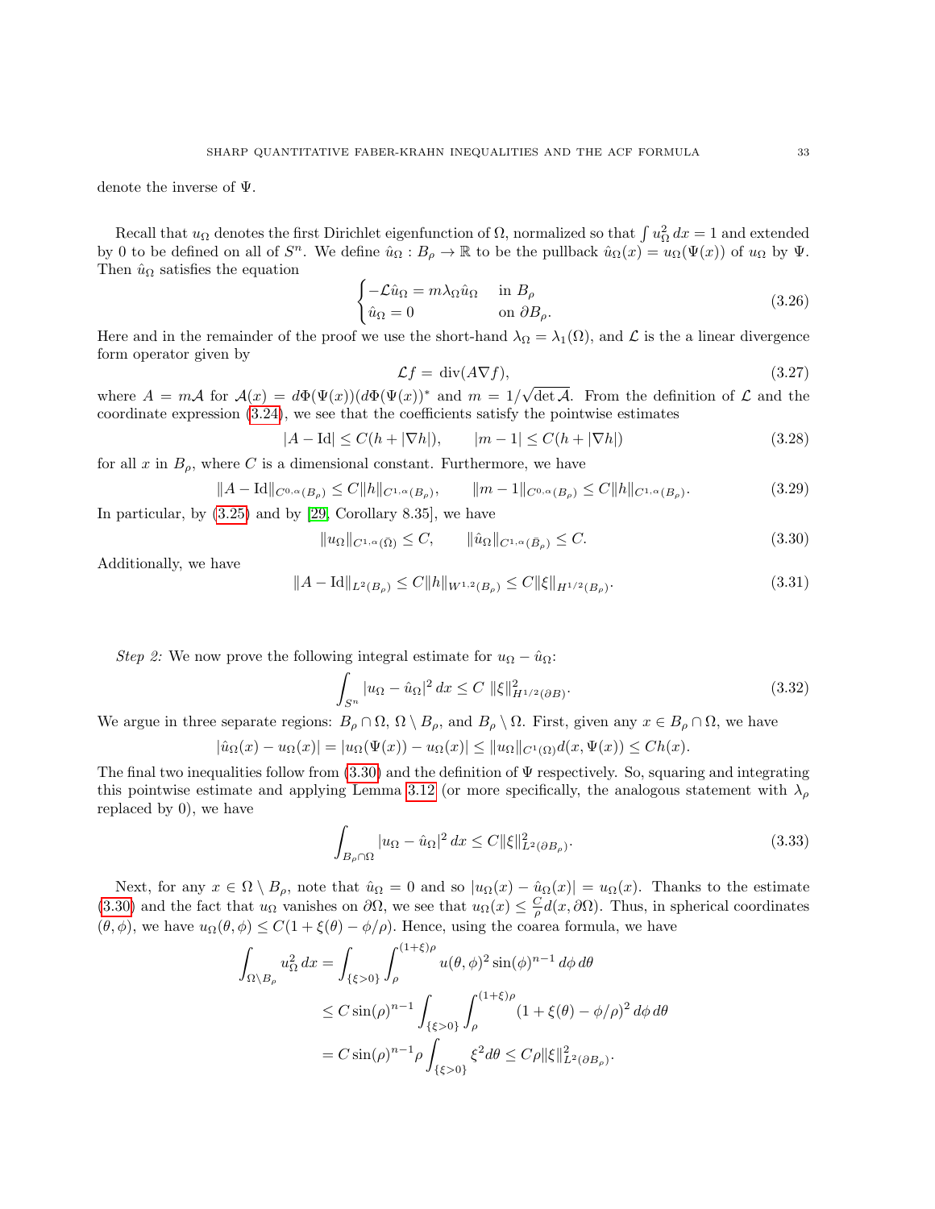denote the inverse of $\Psi$.

Recall that $u_\Omega$ denotes the first Dirichlet eigenfunction of $\Omega$, normalized so that $\int u_\Omega^2\, dx = 1$ and extended by 0 to be defined on all of $S^n$. We define $\hat{u}_\Omega : B_\rho \to \mathbb{R}$ to be the pullback $\hat{u}_\Omega(x) = u_\Omega(\Psi(x))$ of $u_\Omega$ by $\Psi$. Then $\hat{u}_\Omega$ satisfies the equation

$$\begin{cases} -\mathcal{L}\hat{u}_\Omega = m\lambda_\Omega \hat{u}_\Omega & \text{in } B_\rho \\ \hat{u}_\Omega = 0 & \text{on } \partial B_\rho. \end{cases} \tag{3.26}$$

Here and in the remainder of the proof we use the short-hand $\lambda_\Omega = \lambda_1(\Omega)$, and $\mathcal{L}$ is the a linear divergence form operator given by

$$\mathcal{L}f = \operatorname{div}(A\nabla f), \tag{3.27}$$

where $A = m\mathcal{A}$ for $\mathcal{A}(x) = d\Phi(\Psi(x))(d\Phi(\Psi(x))^*$ and $m = 1/\sqrt{\det \mathcal{A}}$. From the definition of $\mathcal{L}$ and the coordinate expression (3.24), we see that the coefficients satisfy the pointwise estimates

$$|A - \mathrm{Id}| \le C(h + |\nabla h|), \qquad |m - 1| \le C(h + |\nabla h|) \tag{3.28}$$

for all $x$ in $B_\rho$, where $C$ is a dimensional constant. Furthermore, we have

$$\|A - \mathrm{Id}\|_{C^{0,\alpha}(B_\rho)} \le C\|h\|_{C^{1,\alpha}(B_\rho)}, \qquad \|m - 1\|_{C^{0,\alpha}(B_\rho)} \le C\|h\|_{C^{1,\alpha}(B_\rho)}. \tag{3.29}$$

In particular, by (3.25) and by [29, Corollary 8.35], we have

$$\|u_\Omega\|_{C^{1,\alpha}(\bar{\Omega})} \le C, \qquad \|\hat{u}_\Omega\|_{C^{1,\alpha}(\bar{B}_\rho)} \le C. \tag{3.30}$$

Additionally, we have

$$\|A - \mathrm{Id}\|_{L^2(B_\rho)} \le C\|h\|_{W^{1,2}(B_\rho)} \le C\|\xi\|_{H^{1/2}(B_\rho)}. \tag{3.31}$$

*Step 2:* We now prove the following integral estimate for $u_\Omega - \hat{u}_\Omega$:

$$\int_{S^n} |u_\Omega - \hat{u}_\Omega|^2\, dx \le C\, \|\xi\|^2_{H^{1/2}(\partial B)}. \tag{3.32}$$

We argue in three separate regions: $B_\rho \cap \Omega$, $\Omega \setminus B_\rho$, and $B_\rho \setminus \Omega$. First, given any $x \in B_\rho \cap \Omega$, we have

$$|\hat{u}_\Omega(x) - u_\Omega(x)| = |u_\Omega(\Psi(x)) - u_\Omega(x)| \le \|u_\Omega\|_{C^1(\Omega)} d(x, \Psi(x)) \le Ch(x).$$

The final two inequalities follow from (3.30) and the definition of $\Psi$ respectively. So, squaring and integrating this pointwise estimate and applying Lemma 3.12 (or more specifically, the analogous statement with $\lambda_\rho$ replaced by 0), we have

$$\int_{B_\rho \cap \Omega} |u_\Omega - \hat{u}_\Omega|^2\, dx \le C\|\xi\|^2_{L^2(\partial B_\rho)}. \tag{3.33}$$

Next, for any $x \in \Omega \setminus B_\rho$, note that $\hat{u}_\Omega = 0$ and so $|u_\Omega(x) - \hat{u}_\Omega(x)| = u_\Omega(x)$. Thanks to the estimate (3.30) and the fact that $u_\Omega$ vanishes on $\partial\Omega$, we see that $u_\Omega(x) \le \frac{C}{\rho} d(x, \partial\Omega)$. Thus, in spherical coordinates $(\theta, \phi)$, we have $u_\Omega(\theta, \phi) \le C(1 + \xi(\theta) - \phi/\rho)$. Hence, using the coarea formula, we have

$$\begin{aligned} \int_{\Omega \setminus B_\rho} u_\Omega^2\, dx &= \int_{\{\xi > 0\}} \int_\rho^{(1+\xi)\rho} u(\theta, \phi)^2 \sin(\phi)^{n-1}\, d\phi\, d\theta \\ &\le C \sin(\rho)^{n-1} \int_{\{\xi > 0\}} \int_\rho^{(1+\xi)\rho} (1 + \xi(\theta) - \phi/\rho)^2\, d\phi\, d\theta \\ &= C \sin(\rho)^{n-1} \rho \int_{\{\xi > 0\}} \xi^2 d\theta \le C\rho \|\xi\|^2_{L^2(\partial B_\rho)}. \end{aligned}$$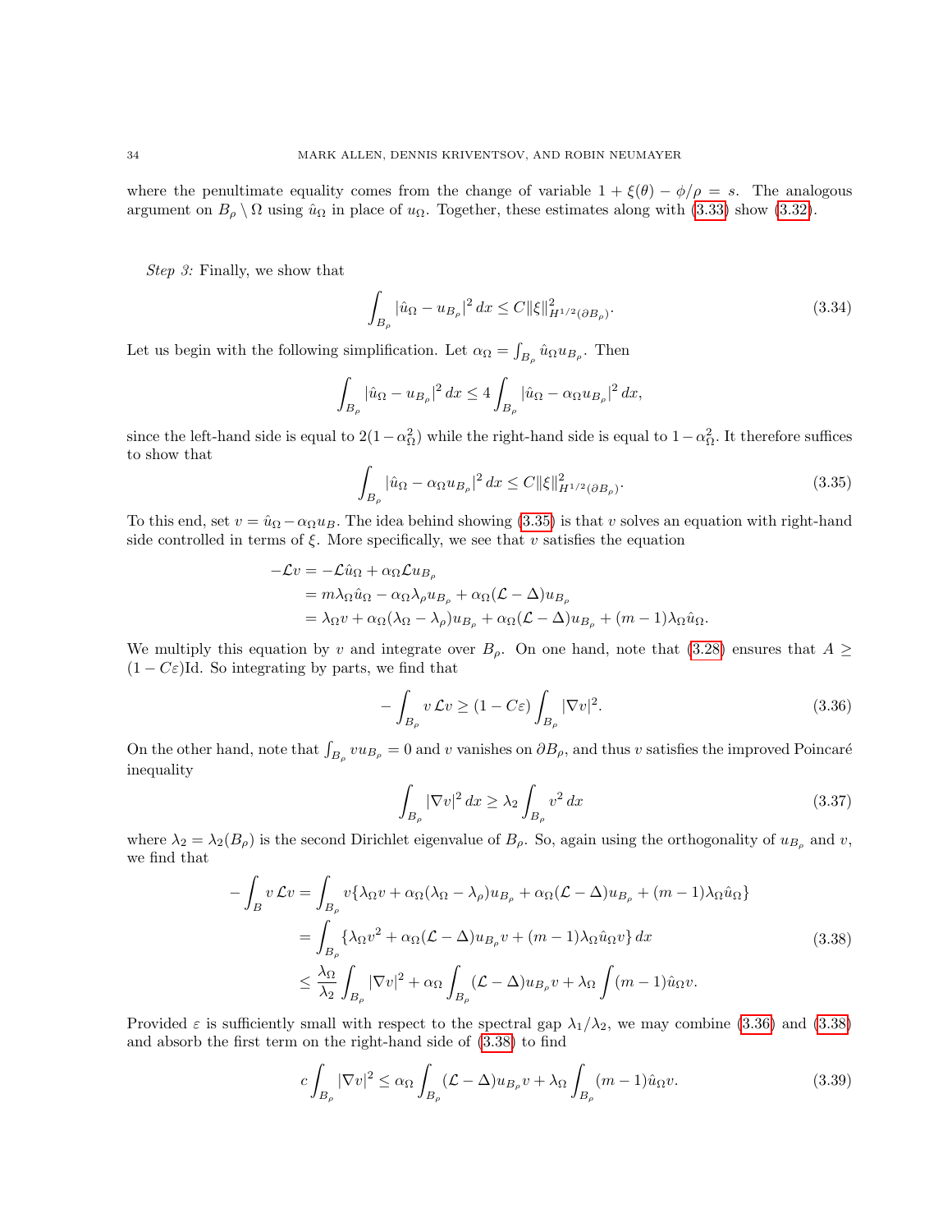where the penultimate equality comes from the change of variable $1 + \xi(\theta) - \phi/\rho = s$. The analogous argument on $B_\rho \setminus \Omega$ using $\hat{u}_\Omega$ in place of $u_\Omega$. Together, these estimates along with (3.33) show (3.32).

*Step 3:* Finally, we show that

$$\int_{B_\rho} |\hat{u}_\Omega - u_{B_\rho}|^2 \, dx \le C \|\xi\|^2_{H^{1/2}(\partial B_\rho)}. \tag{3.34}$$

Let us begin with the following simplification. Let $\alpha_\Omega = \int_{B_\rho} \hat{u}_\Omega u_{B_\rho}$. Then

$$\int_{B_\rho} |\hat{u}_\Omega - u_{B_\rho}|^2 \, dx \le 4 \int_{B_\rho} |\hat{u}_\Omega - \alpha_\Omega u_{B_\rho}|^2 \, dx,$$

since the left-hand side is equal to $2(1-\alpha_\Omega^2)$ while the right-hand side is equal to $1 - \alpha_\Omega^2$. It therefore suffices to show that

$$\int_{B_\rho} |\hat{u}_\Omega - \alpha_\Omega u_{B_\rho}|^2 \, dx \le C \|\xi\|^2_{H^{1/2}(\partial B_\rho)}. \tag{3.35}$$

To this end, set $v = \hat{u}_\Omega - \alpha_\Omega u_B$. The idea behind showing (3.35) is that $v$ solves an equation with right-hand side controlled in terms of $\xi$. More specifically, we see that $v$ satisfies the equation

$$\begin{aligned}
-\mathcal{L} v &= -\mathcal{L}\hat{u}_\Omega + \alpha_\Omega \mathcal{L} u_{B_\rho} \\
&= m\lambda_\Omega \hat{u}_\Omega - \alpha_\Omega \lambda_\rho u_{B_\rho} + \alpha_\Omega (\mathcal{L} - \Delta) u_{B_\rho} \\
&= \lambda_\Omega v + \alpha_\Omega(\lambda_\Omega - \lambda_\rho) u_{B_\rho} + \alpha_\Omega(\mathcal{L} - \Delta) u_{B_\rho} + (m-1)\lambda_\Omega \hat{u}_\Omega.
\end{aligned}$$

We multiply this equation by $v$ and integrate over $B_\rho$. On one hand, note that (3.28) ensures that $A \ge (1 - C\varepsilon)\mathrm{Id}$. So integrating by parts, we find that

$$-\int_{B_\rho} v \, \mathcal{L} v \ge (1 - C\varepsilon) \int_{B_\rho} |\nabla v|^2. \tag{3.36}$$

On the other hand, note that $\int_{B_\rho} v u_{B_\rho} = 0$ and $v$ vanishes on $\partial B_\rho$, and thus $v$ satisfies the improved Poincaré inequality

$$\int_{B_\rho} |\nabla v|^2 \, dx \ge \lambda_2 \int_{B_\rho} v^2 \, dx \tag{3.37}$$

where $\lambda_2 = \lambda_2(B_\rho)$ is the second Dirichlet eigenvalue of $B_\rho$. So, again using the orthogonality of $u_{B_\rho}$ and $v$, we find that

$$\begin{aligned}
-\int_B v \, \mathcal{L} v &= \int_{B_\rho} v \{ \lambda_\Omega v + \alpha_\Omega (\lambda_\Omega - \lambda_\rho) u_{B_\rho} + \alpha_\Omega (\mathcal{L} - \Delta) u_{B_\rho} + (m-1)\lambda_\Omega \hat{u}_\Omega \} \\
&= \int_{B_\rho} \{ \lambda_\Omega v^2 + \alpha_\Omega (\mathcal{L} - \Delta) u_{B_\rho} v + (m-1)\lambda_\Omega \hat{u}_\Omega v \} \, dx \\
&\le \frac{\lambda_\Omega}{\lambda_2} \int_{B_\rho} |\nabla v|^2 + \alpha_\Omega \int_{B_\rho} (\mathcal{L} - \Delta) u_{B_\rho} v + \lambda_\Omega \int (m-1) \hat{u}_\Omega v.
\end{aligned} \tag{3.38}$$

Provided $\varepsilon$ is sufficiently small with respect to the spectral gap $\lambda_1/\lambda_2$, we may combine (3.36) and (3.38) and absorb the first term on the right-hand side of (3.38) to find

$$c \int_{B_\rho} |\nabla v|^2 \le \alpha_\Omega \int_{B_\rho} (\mathcal{L} - \Delta) u_{B_\rho} v + \lambda_\Omega \int_{B_\rho} (m-1) \hat{u}_\Omega v. \tag{3.39}$$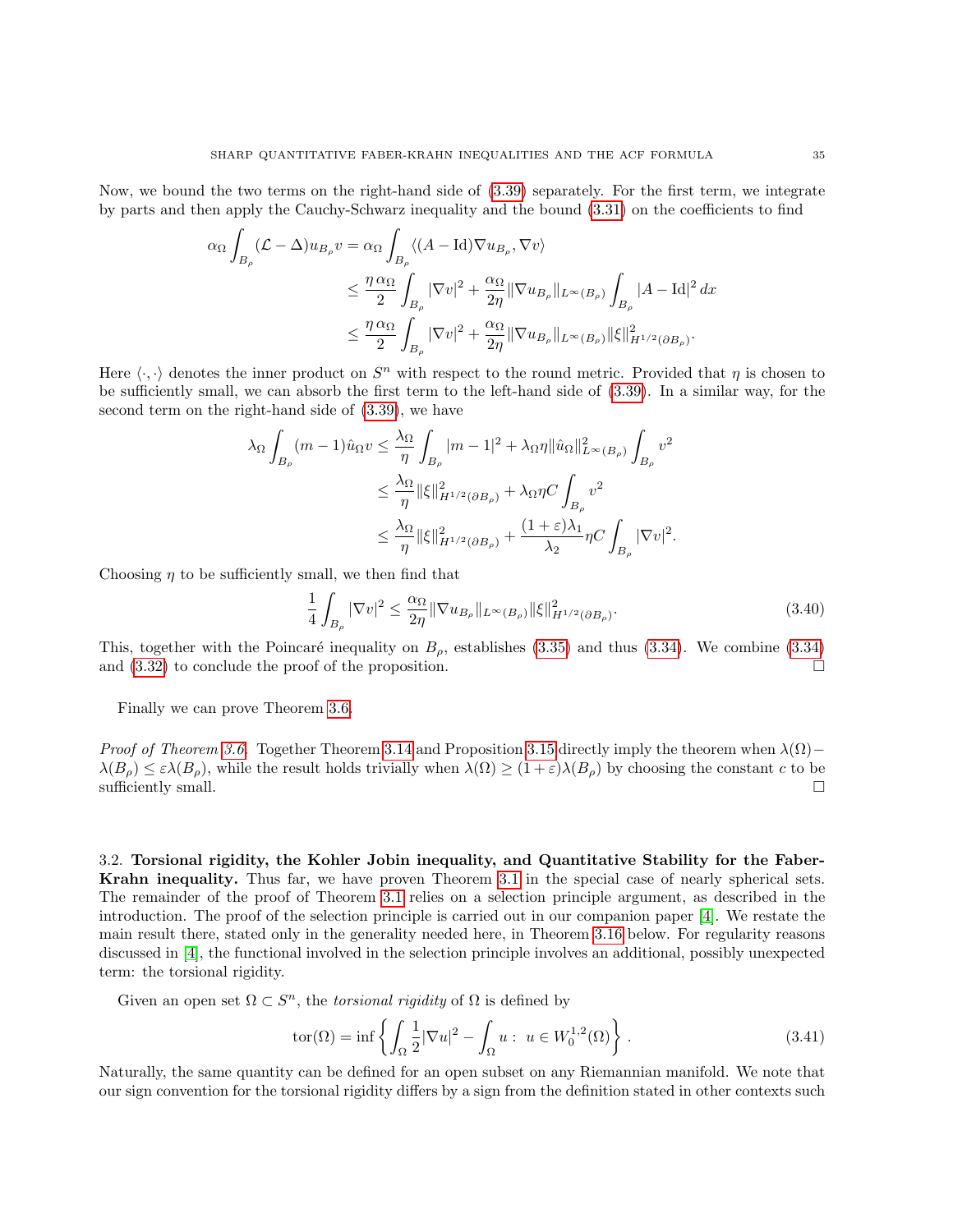Now, we bound the two terms on the right-hand side of (3.39) separately. For the first term, we integrate by parts and then apply the Cauchy-Schwarz inequality and the bound (3.31) on the coefficients to find

$$\begin{aligned}
\alpha_\Omega \int_{B_\rho} (\mathcal{L} - \Delta) u_{B_\rho} v &= \alpha_\Omega \int_{B_\rho} \langle (A - \mathrm{Id}) \nabla u_{B_\rho}, \nabla v \rangle \\
&\leq \frac{\eta\, \alpha_\Omega}{2} \int_{B_\rho} |\nabla v|^2 + \frac{\alpha_\Omega}{2\eta} \|\nabla u_{B_\rho}\|_{L^\infty(B_\rho)} \int_{B_\rho} |A - \mathrm{Id}|^2 \, dx \\
&\leq \frac{\eta\, \alpha_\Omega}{2} \int_{B_\rho} |\nabla v|^2 + \frac{\alpha_\Omega}{2\eta} \|\nabla u_{B_\rho}\|_{L^\infty(B_\rho)} \|\xi\|^2_{H^{1/2}(\partial B_\rho)}.
\end{aligned}$$

Here $\langle \cdot, \cdot \rangle$ denotes the inner product on $S^n$ with respect to the round metric. Provided that $\eta$ is chosen to be sufficiently small, we can absorb the first term to the left-hand side of (3.39). In a similar way, for the second term on the right-hand side of (3.39), we have

$$\begin{aligned}
\lambda_\Omega \int_{B_\rho} (m-1) \hat{u}_\Omega v &\leq \frac{\lambda_\Omega}{\eta} \int_{B_\rho} |m-1|^2 + \lambda_\Omega \eta \|\hat{u}_\Omega\|^2_{L^\infty(B_\rho)} \int_{B_\rho} v^2 \\
&\leq \frac{\lambda_\Omega}{\eta} \|\xi\|^2_{H^{1/2}(\partial B_\rho)} + \lambda_\Omega \eta C \int_{B_\rho} v^2 \\
&\leq \frac{\lambda_\Omega}{\eta} \|\xi\|^2_{H^{1/2}(\partial B_\rho)} + \frac{(1+\varepsilon)\lambda_1}{\lambda_2} \eta C \int_{B_\rho} |\nabla v|^2.
\end{aligned}$$

Choosing $\eta$ to be sufficiently small, we then find that

$$\frac{1}{4} \int_{B_\rho} |\nabla v|^2 \leq \frac{\alpha_\Omega}{2\eta} \|\nabla u_{B_\rho}\|_{L^\infty(B_\rho)} \|\xi\|^2_{H^{1/2}(\partial B_\rho)}. \tag{3.40}$$

This, together with the Poincaré inequality on $B_\rho$, establishes (3.35) and thus (3.34). We combine (3.34) and (3.32) to conclude the proof of the proposition. $\square$

Finally we can prove Theorem 3.6.

*Proof of Theorem 3.6.* Together Theorem 3.14 and Proposition 3.15 directly imply the theorem when $\lambda(\Omega) - \lambda(B_\rho) \leq \varepsilon \lambda(B_\rho)$, while the result holds trivially when $\lambda(\Omega) \geq (1+\varepsilon)\lambda(B_\rho)$ by choosing the constant $c$ to be sufficiently small. $\square$

## 3.2. Torsional rigidity, the Kohler Jobin inequality, and Quantitative Stability for the Faber-Krahn inequality.

Thus far, we have proven Theorem 3.1 in the special case of nearly spherical sets. The remainder of the proof of Theorem 3.1 relies on a selection principle argument, as described in the introduction. The proof of the selection principle is carried out in our companion paper [4]. We restate the main result there, stated only in the generality needed here, in Theorem 3.16 below. For regularity reasons discussed in [4], the functional involved in the selection principle involves an additional, possibly unexpected term: the torsional rigidity.

Given an open set $\Omega \subset S^n$, the *torsional rigidity* of $\Omega$ is defined by

$$\mathrm{tor}(\Omega) = \inf \left\{ \int_\Omega \frac{1}{2} |\nabla u|^2 - \int_\Omega u : \ u \in W^{1,2}_0(\Omega) \right\}. \tag{3.41}$$

Naturally, the same quantity can be defined for an open subset on any Riemannian manifold. We note that our sign convention for the torsional rigidity differs by a sign from the definition stated in other contexts such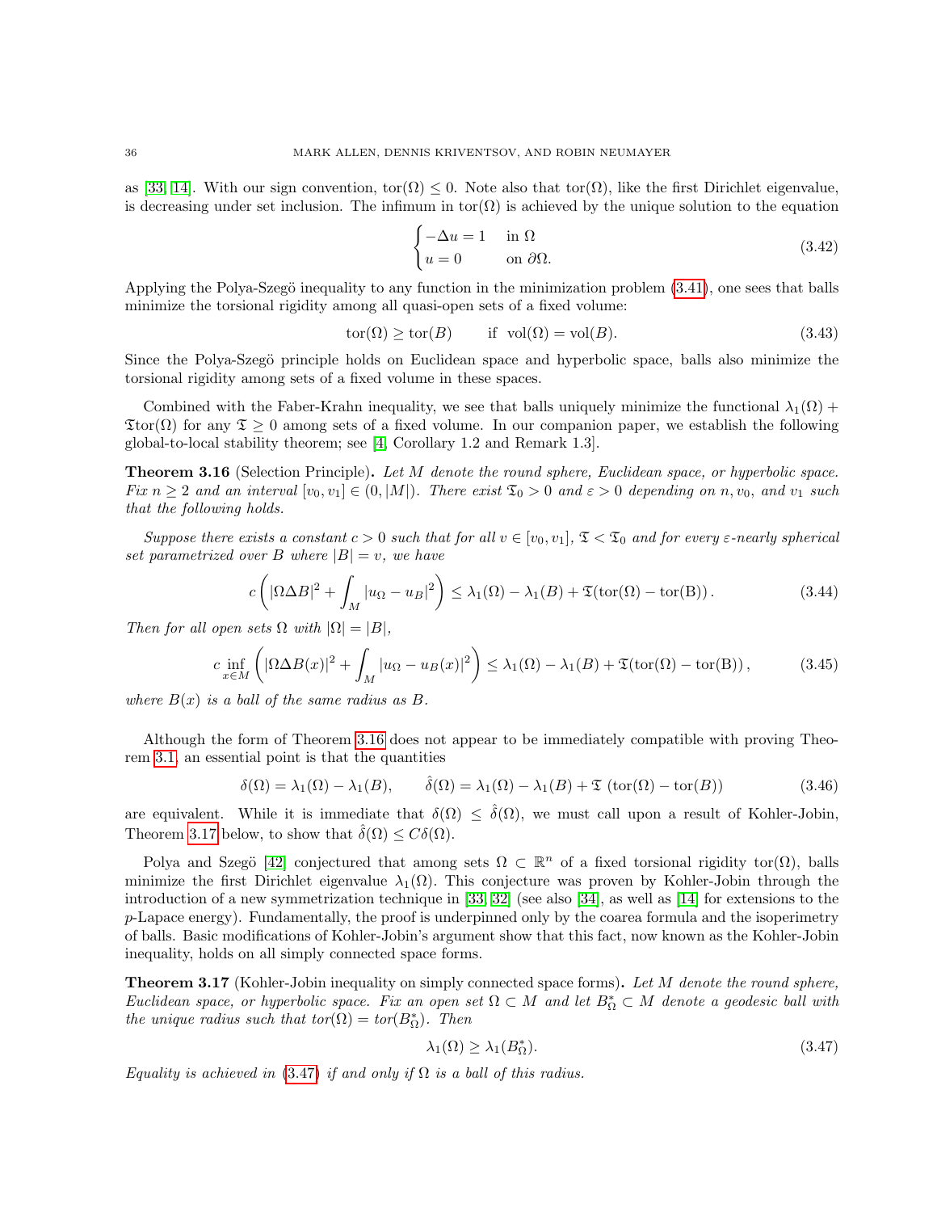as [33, 14]. With our sign convention, $\text{tor}(\Omega) \leq 0$. Note also that $\text{tor}(\Omega)$, like the first Dirichlet eigenvalue, is decreasing under set inclusion. The infimum in $\text{tor}(\Omega)$ is achieved by the unique solution to the equation

$$\begin{cases} -\Delta u = 1 & \text{in } \Omega \\ u = 0 & \text{on } \partial\Omega. \end{cases} \tag{3.42}$$

Applying the Polya-Szegö inequality to any function in the minimization problem (3.41), one sees that balls minimize the torsional rigidity among all quasi-open sets of a fixed volume:

$$\text{tor}(\Omega) \geq \text{tor}(B) \qquad \text{if } \ \text{vol}(\Omega) = \text{vol}(B). \tag{3.43}$$

Since the Polya-Szegö principle holds on Euclidean space and hyperbolic space, balls also minimize the torsional rigidity among sets of a fixed volume in these spaces.

Combined with the Faber-Krahn inequality, we see that balls uniquely minimize the functional $\lambda_1(\Omega) + \mathfrak{T}\text{tor}(\Omega)$ for any $\mathfrak{T} \geq 0$ among sets of a fixed volume. In our companion paper, we establish the following global-to-local stability theorem; see [4, Corollary 1.2 and Remark 1.3].

**Theorem 3.16** (Selection Principle)**.** *Let $M$ denote the round sphere, Euclidean space, or hyperbolic space. Fix $n \geq 2$ and an interval $[v_0, v_1] \in (0, |M|)$. There exist $\mathfrak{T}_0 > 0$ and $\varepsilon > 0$ depending on $n, v_0$, and $v_1$ such that the following holds.*

*Suppose there exists a constant $c > 0$ such that for all $v \in [v_0, v_1]$, $\mathfrak{T} < \mathfrak{T}_0$ and for every $\varepsilon$-nearly spherical set parametrized over $B$ where $|B| = v$, we have*

$$c\left(|\Omega \Delta B|^2 + \int_M |u_\Omega - u_B|^2\right) \leq \lambda_1(\Omega) - \lambda_1(B) + \mathfrak{T}(\text{tor}(\Omega) - \text{tor(B)}). \tag{3.44}$$

*Then for all open sets $\Omega$ with $|\Omega| = |B|$,*

$$c \inf_{x \in M}\left(|\Omega \Delta B(x)|^2 + \int_M |u_\Omega - u_B(x)|^2\right) \leq \lambda_1(\Omega) - \lambda_1(B) + \mathfrak{T}(\text{tor}(\Omega) - \text{tor(B)}), \tag{3.45}$$

*where $B(x)$ is a ball of the same radius as $B$.*

Although the form of Theorem 3.16 does not appear to be immediately compatible with proving Theorem 3.1, an essential point is that the quantities

$$\delta(\Omega) = \lambda_1(\Omega) - \lambda_1(B), \qquad \hat{\delta}(\Omega) = \lambda_1(\Omega) - \lambda_1(B) + \mathfrak{T}\ (\text{tor}(\Omega) - \text{tor}(B)) \tag{3.46}$$

are equivalent. While it is immediate that $\delta(\Omega) \leq \hat{\delta}(\Omega)$, we must call upon a result of Kohler-Jobin, Theorem 3.17 below, to show that $\hat{\delta}(\Omega) \leq C\delta(\Omega)$.

Polya and Szegö [42] conjectured that among sets $\Omega \subset \mathbb{R}^n$ of a fixed torsional rigidity $\text{tor}(\Omega)$, balls minimize the first Dirichlet eigenvalue $\lambda_1(\Omega)$. This conjecture was proven by Kohler-Jobin through the introduction of a new symmetrization technique in [33, 32] (see also [34], as well as [14] for extensions to the $p$-Lapace energy). Fundamentally, the proof is underpinned only by the coarea formula and the isoperimetry of balls. Basic modifications of Kohler-Jobin's argument show that this fact, now known as the Kohler-Jobin inequality, holds on all simply connected space forms.

**Theorem 3.17** (Kohler-Jobin inequality on simply connected space forms)**.** *Let $M$ denote the round sphere, Euclidean space, or hyperbolic space. Fix an open set $\Omega \subset M$ and let $B^*_\Omega \subset M$ denote a geodesic ball with the unique radius such that $tor(\Omega) = tor(B^*_\Omega)$. Then*

$$\lambda_1(\Omega) \geq \lambda_1(B^*_\Omega). \tag{3.47}$$

*Equality is achieved in (3.47) if and only if $\Omega$ is a ball of this radius.*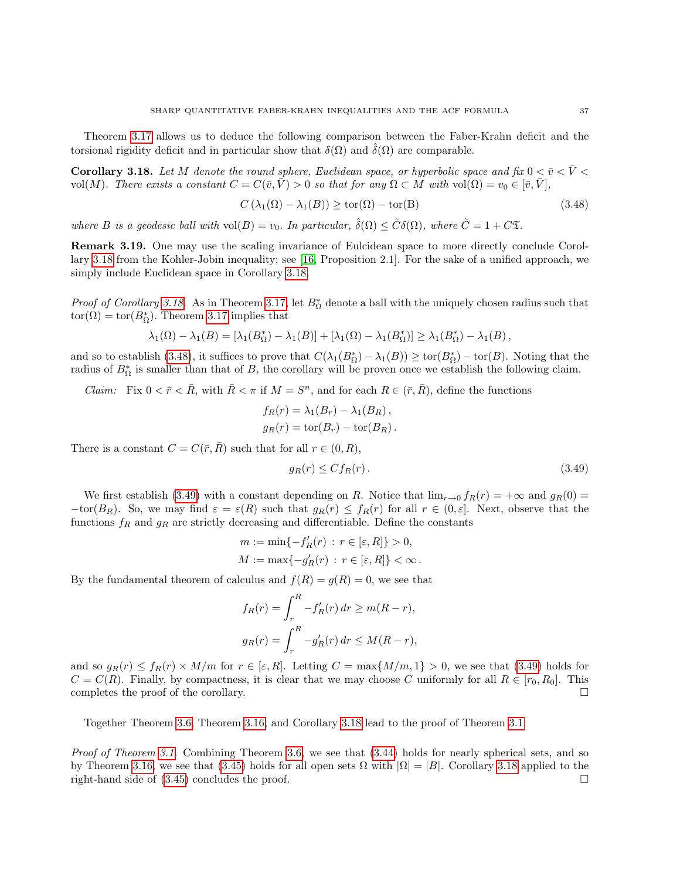Theorem 3.17 allows us to deduce the following comparison between the Faber-Krahn deficit and the torsional rigidity deficit and in particular show that $\delta(\Omega)$ and $\hat{\delta}(\Omega)$ are comparable.

**Corollary 3.18.** *Let $M$ denote the round sphere, Euclidean space, or hyperbolic space and fix $0 < \bar{v} < \bar{V} < \mathrm{vol}(M)$. There exists a constant $C = C(\bar{v}, \bar{V}) > 0$ so that for any $\Omega \subset M$ with $\mathrm{vol}(\Omega) = v_0 \in [\bar{v}, \bar{V}]$,*

$$C\left(\lambda_1(\Omega) - \lambda_1(B)\right) \geq \mathrm{tor}(\Omega) - \mathrm{tor(B)} \tag{3.48}$$

*where $B$ is a geodesic ball with $\mathrm{vol}(B) = v_0$. In particular, $\hat{\delta}(\Omega) \leq \tilde{C}\delta(\Omega)$, where $\tilde{C} = 1 + C\mathfrak{T}$.*

**Remark 3.19.** One may use the scaling invariance of Eulcidean space to more directly conclude Corollary 3.18 from the Kohler-Jobin inequality; see [16, Proposition 2.1]. For the sake of a unified approach, we simply include Euclidean space in Corollary 3.18.

*Proof of Corollary 3.18.* As in Theorem 3.17, let $B^*_\Omega$ denote a ball with the uniquely chosen radius such that $\mathrm{tor}(\Omega) = \mathrm{tor}(B^*_\Omega)$. Theorem 3.17 implies that

$$\lambda_1(\Omega) - \lambda_1(B) = [\lambda_1(B^*_\Omega) - \lambda_1(B)] + [\lambda_1(\Omega) - \lambda_1(B^*_\Omega)] \geq \lambda_1(B^*_\Omega) - \lambda_1(B)\,,$$

and so to establish (3.48), it suffices to prove that $C(\lambda_1(B^*_\Omega) - \lambda_1(B)) \geq \mathrm{tor}(B^*_\Omega) - \mathrm{tor}(B)$. Noting that the radius of $B^*_\Omega$ is smaller than that of $B$, the corollary will be proven once we establish the following claim.

*Claim:* Fix $0 < \bar{r} < \bar{R}$, with $\bar{R} < \pi$ if $M = S^n$, and for each $R \in (\bar{r}, \bar{R})$, define the functions

$$f_R(r) = \lambda_1(B_r) - \lambda_1(B_R)\,,$$
$$g_R(r) = \mathrm{tor}(B_r) - \mathrm{tor}(B_R)\,.$$

There is a constant $C = C(\bar{r}, \bar{R})$ such that for all $r \in (0, R)$,

$$g_R(r) \leq C f_R(r)\,. \tag{3.49}$$

We first establish (3.49) with a constant depending on $R$. Notice that $\lim_{r\to 0} f_R(r) = +\infty$ and $g_R(0) = -\mathrm{tor}(B_R)$. So, we may find $\varepsilon = \varepsilon(R)$ such that $g_R(r) \leq f_R(r)$ for all $r \in (0, \varepsilon]$. Next, observe that the functions $f_R$ and $g_R$ are strictly decreasing and differentiable. Define the constants

$$m := \min\{-f_R'(r) \,:\, r \in [\varepsilon, R]\} > 0,$$
$$M := \max\{-g_R'(r) \,:\, r \in [\varepsilon, R]\} < \infty\,.$$

By the fundamental theorem of calculus and $f(R) = g(R) = 0$, we see that

$$f_R(r) = \int_r^R -f_R'(r)\,dr \geq m(R - r),$$
$$g_R(r) = \int_r^R -g_R'(r)\,dr \leq M(R - r),$$

and so $g_R(r) \leq f_R(r) \times M/m$ for $r \in [\varepsilon, R]$. Letting $C = \max\{M/m, 1\} > 0$, we see that (3.49) holds for $C = C(R)$. Finally, by compactness, it is clear that we may choose $C$ uniformly for all $R \in [r_0, R_0]$. This completes the proof of the corollary. $\square$

Together Theorem 3.6, Theorem 3.16, and Corollary 3.18 lead to the proof of Theorem 3.1:

*Proof of Theorem 3.1.* Combining Theorem 3.6, we see that (3.44) holds for nearly spherical sets, and so by Theorem 3.16, we see that (3.45) holds for all open sets $\Omega$ with $|\Omega| = |B|$. Corollary 3.18 applied to the right-hand side of (3.45) concludes the proof. $\square$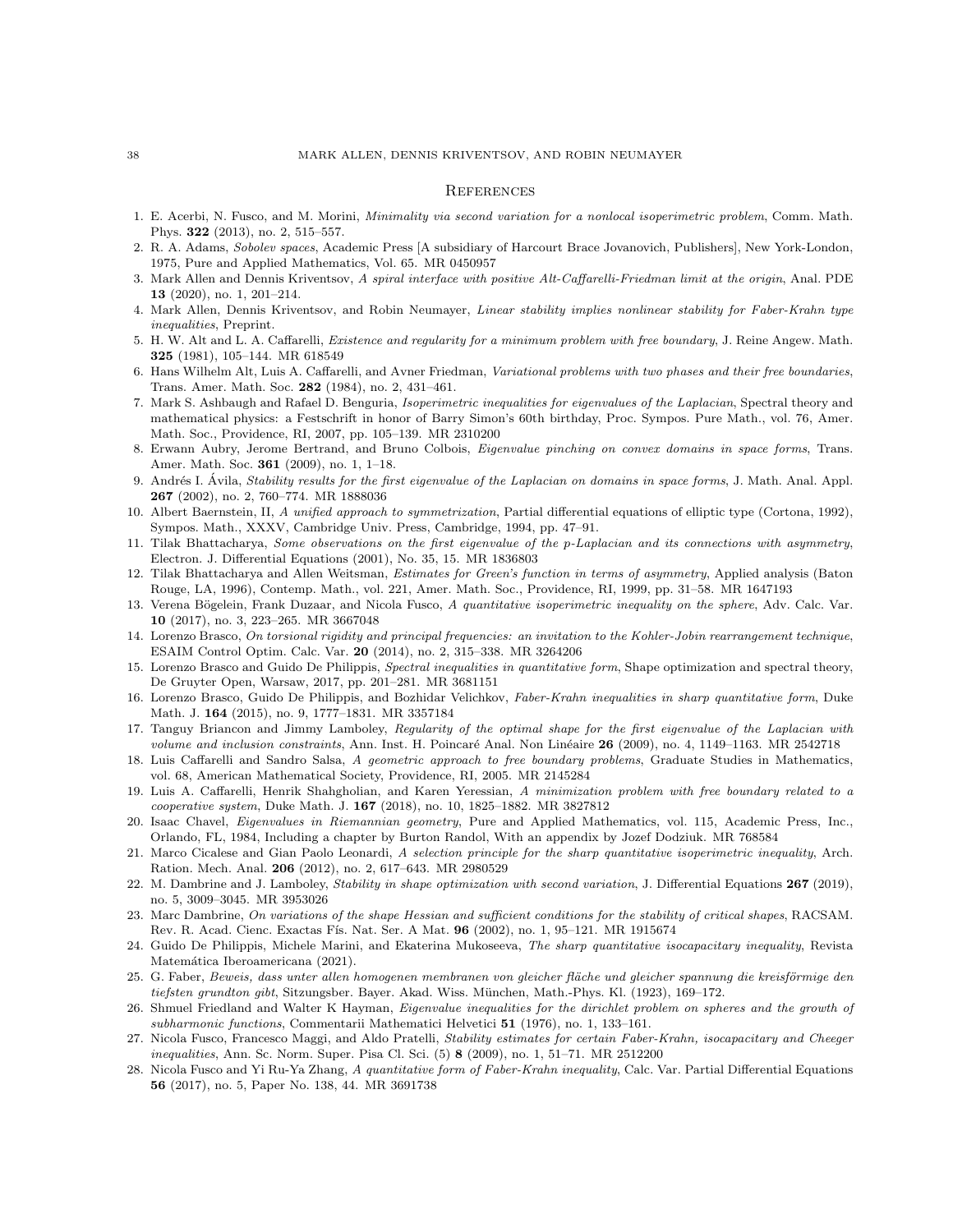## References

1. E. Acerbi, N. Fusco, and M. Morini, *Minimality via second variation for a nonlocal isoperimetric problem*, Comm. Math. Phys. **322** (2013), no. 2, 515–557.
2. R. A. Adams, *Sobolev spaces*, Academic Press [A subsidiary of Harcourt Brace Jovanovich, Publishers], New York-London, 1975, Pure and Applied Mathematics, Vol. 65. MR 0450957
3. Mark Allen and Dennis Kriventsov, *A spiral interface with positive Alt-Caffarelli-Friedman limit at the origin*, Anal. PDE **13** (2020), no. 1, 201–214.
4. Mark Allen, Dennis Kriventsov, and Robin Neumayer, *Linear stability implies nonlinear stability for Faber-Krahn type inequalities*, Preprint.
5. H. W. Alt and L. A. Caffarelli, *Existence and regularity for a minimum problem with free boundary*, J. Reine Angew. Math. **325** (1981), 105–144. MR 618549
6. Hans Wilhelm Alt, Luis A. Caffarelli, and Avner Friedman, *Variational problems with two phases and their free boundaries*, Trans. Amer. Math. Soc. **282** (1984), no. 2, 431–461.
7. Mark S. Ashbaugh and Rafael D. Benguria, *Isoperimetric inequalities for eigenvalues of the Laplacian*, Spectral theory and mathematical physics: a Festschrift in honor of Barry Simon's 60th birthday, Proc. Sympos. Pure Math., vol. 76, Amer. Math. Soc., Providence, RI, 2007, pp. 105–139. MR 2310200
8. Erwann Aubry, Jerome Bertrand, and Bruno Colbois, *Eigenvalue pinching on convex domains in space forms*, Trans. Amer. Math. Soc. **361** (2009), no. 1, 1–18.
9. Andrés I. Ávila, *Stability results for the first eigenvalue of the Laplacian on domains in space forms*, J. Math. Anal. Appl. **267** (2002), no. 2, 760–774. MR 1888036
10. Albert Baernstein, II, *A unified approach to symmetrization*, Partial differential equations of elliptic type (Cortona, 1992), Sympos. Math., XXXV, Cambridge Univ. Press, Cambridge, 1994, pp. 47–91.
11. Tilak Bhattacharya, *Some observations on the first eigenvalue of the p-Laplacian and its connections with asymmetry*, Electron. J. Differential Equations (2001), No. 35, 15. MR 1836803
12. Tilak Bhattacharya and Allen Weitsman, *Estimates for Green's function in terms of asymmetry*, Applied analysis (Baton Rouge, LA, 1996), Contemp. Math., vol. 221, Amer. Math. Soc., Providence, RI, 1999, pp. 31–58. MR 1647193
13. Verena Bögelein, Frank Duzaar, and Nicola Fusco, *A quantitative isoperimetric inequality on the sphere*, Adv. Calc. Var. **10** (2017), no. 3, 223–265. MR 3667048
14. Lorenzo Brasco, *On torsional rigidity and principal frequencies: an invitation to the Kohler-Jobin rearrangement technique*, ESAIM Control Optim. Calc. Var. **20** (2014), no. 2, 315–338. MR 3264206
15. Lorenzo Brasco and Guido De Philippis, *Spectral inequalities in quantitative form*, Shape optimization and spectral theory, De Gruyter Open, Warsaw, 2017, pp. 201–281. MR 3681151
16. Lorenzo Brasco, Guido De Philippis, and Bozhidar Velichkov, *Faber-Krahn inequalities in sharp quantitative form*, Duke Math. J. **164** (2015), no. 9, 1777–1831. MR 3357184
17. Tanguy Briancon and Jimmy Lamboley, *Regularity of the optimal shape for the first eigenvalue of the Laplacian with volume and inclusion constraints*, Ann. Inst. H. Poincaré Anal. Non Linéaire **26** (2009), no. 4, 1149–1163. MR 2542718
18. Luis Caffarelli and Sandro Salsa, *A geometric approach to free boundary problems*, Graduate Studies in Mathematics, vol. 68, American Mathematical Society, Providence, RI, 2005. MR 2145284
19. Luis A. Caffarelli, Henrik Shahgholian, and Karen Yeressian, *A minimization problem with free boundary related to a cooperative system*, Duke Math. J. **167** (2018), no. 10, 1825–1882. MR 3827812
20. Isaac Chavel, *Eigenvalues in Riemannian geometry*, Pure and Applied Mathematics, vol. 115, Academic Press, Inc., Orlando, FL, 1984, Including a chapter by Burton Randol, With an appendix by Jozef Dodziuk. MR 768584
21. Marco Cicalese and Gian Paolo Leonardi, *A selection principle for the sharp quantitative isoperimetric inequality*, Arch. Ration. Mech. Anal. **206** (2012), no. 2, 617–643. MR 2980529
22. M. Dambrine and J. Lamboley, *Stability in shape optimization with second variation*, J. Differential Equations **267** (2019), no. 5, 3009–3045. MR 3953026
23. Marc Dambrine, *On variations of the shape Hessian and sufficient conditions for the stability of critical shapes*, RACSAM. Rev. R. Acad. Cienc. Exactas Fís. Nat. Ser. A Mat. **96** (2002), no. 1, 95–121. MR 1915674
24. Guido De Philippis, Michele Marini, and Ekaterina Mukoseeva, *The sharp quantitative isocapacitary inequality*, Revista Matemática Iberoamericana (2021).
25. G. Faber, *Beweis, dass unter allen homogenen membranen von gleicher fläche und gleicher spannung die kreisförmige den tiefsten grundton gibt*, Sitzungsber. Bayer. Akad. Wiss. München, Math.-Phys. Kl. (1923), 169–172.
26. Shmuel Friedland and Walter K Hayman, *Eigenvalue inequalities for the dirichlet problem on spheres and the growth of subharmonic functions*, Commentarii Mathematici Helvetici **51** (1976), no. 1, 133–161.
27. Nicola Fusco, Francesco Maggi, and Aldo Pratelli, *Stability estimates for certain Faber-Krahn, isocapacitary and Cheeger inequalities*, Ann. Sc. Norm. Super. Pisa Cl. Sci. (5) **8** (2009), no. 1, 51–71. MR 2512200
28. Nicola Fusco and Yi Ru-Ya Zhang, *A quantitative form of Faber-Krahn inequality*, Calc. Var. Partial Differential Equations **56** (2017), no. 5, Paper No. 138, 44. MR 3691738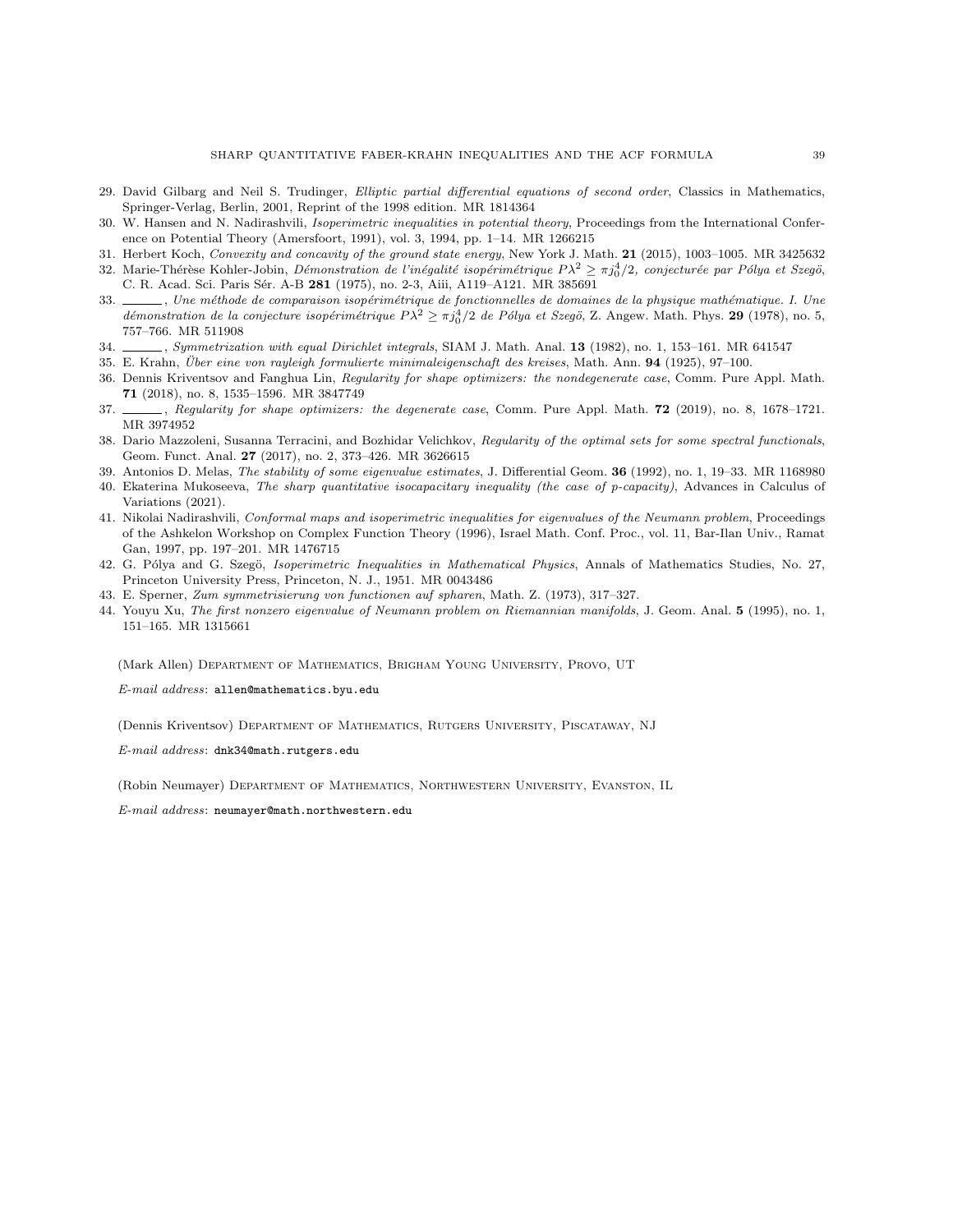29. David Gilbarg and Neil S. Trudinger, *Elliptic partial differential equations of second order*, Classics in Mathematics, Springer-Verlag, Berlin, 2001, Reprint of the 1998 edition. MR 1814364
30. W. Hansen and N. Nadirashvili, *Isoperimetric inequalities in potential theory*, Proceedings from the International Conference on Potential Theory (Amersfoort, 1991), vol. 3, 1994, pp. 1–14. MR 1266215
31. Herbert Koch, *Convexity and concavity of the ground state energy*, New York J. Math. **21** (2015), 1003–1005. MR 3425632
32. Marie-Thérèse Kohler-Jobin, *Démonstration de l'inégalité isopérimétrique $P\lambda^2 \geq \pi j_0^4/2$, conjecturée par Pólya et Szegö*, C. R. Acad. Sci. Paris Sér. A-B **281** (1975), no. 2-3, Aiii, A119–A121. MR 385691
33. ______, *Une méthode de comparaison isopérimétrique de fonctionnelles de domaines de la physique mathématique. I. Une démonstration de la conjecture isopérimétrique $P\lambda^2 \geq \pi j_0^4/2$ de Pólya et Szegö*, Z. Angew. Math. Phys. **29** (1978), no. 5, 757–766. MR 511908
34. ______, *Symmetrization with equal Dirichlet integrals*, SIAM J. Math. Anal. **13** (1982), no. 1, 153–161. MR 641547
35. E. Krahn, *Über eine von rayleigh formulierte minimaleigenschaft des kreises*, Math. Ann. **94** (1925), 97–100.
36. Dennis Kriventsov and Fanghua Lin, *Regularity for shape optimizers: the nondegenerate case*, Comm. Pure Appl. Math. **71** (2018), no. 8, 1535–1596. MR 3847749
37. ______, *Regularity for shape optimizers: the degenerate case*, Comm. Pure Appl. Math. **72** (2019), no. 8, 1678–1721. MR 3974952
38. Dario Mazzoleni, Susanna Terracini, and Bozhidar Velichkov, *Regularity of the optimal sets for some spectral functionals*, Geom. Funct. Anal. **27** (2017), no. 2, 373–426. MR 3626615
39. Antonios D. Melas, *The stability of some eigenvalue estimates*, J. Differential Geom. **36** (1992), no. 1, 19–33. MR 1168980
40. Ekaterina Mukoseeva, *The sharp quantitative isocapacitary inequality (the case of p-capacity)*, Advances in Calculus of Variations (2021).
41. Nikolai Nadirashvili, *Conformal maps and isoperimetric inequalities for eigenvalues of the Neumann problem*, Proceedings of the Ashkelon Workshop on Complex Function Theory (1996), Israel Math. Conf. Proc., vol. 11, Bar-Ilan Univ., Ramat Gan, 1997, pp. 197–201. MR 1476715
42. G. Pólya and G. Szegö, *Isoperimetric Inequalities in Mathematical Physics*, Annals of Mathematics Studies, No. 27, Princeton University Press, Princeton, N. J., 1951. MR 0043486
43. E. Sperner, *Zum symmetrisierung von functionen auf spharen*, Math. Z. (1973), 317–327.
44. Youyu Xu, *The first nonzero eigenvalue of Neumann problem on Riemannian manifolds*, J. Geom. Anal. **5** (1995), no. 1, 151–165. MR 1315661

(Mark Allen) Department of Mathematics, Brigham Young University, Provo, UT

*E-mail address*: allen@mathematics.byu.edu

(Dennis Kriventsov) Department of Mathematics, Rutgers University, Piscataway, NJ

*E-mail address*: dnk34@math.rutgers.edu

(Robin Neumayer) Department of Mathematics, Northwestern University, Evanston, IL

*E-mail address*: neumayer@math.northwestern.edu